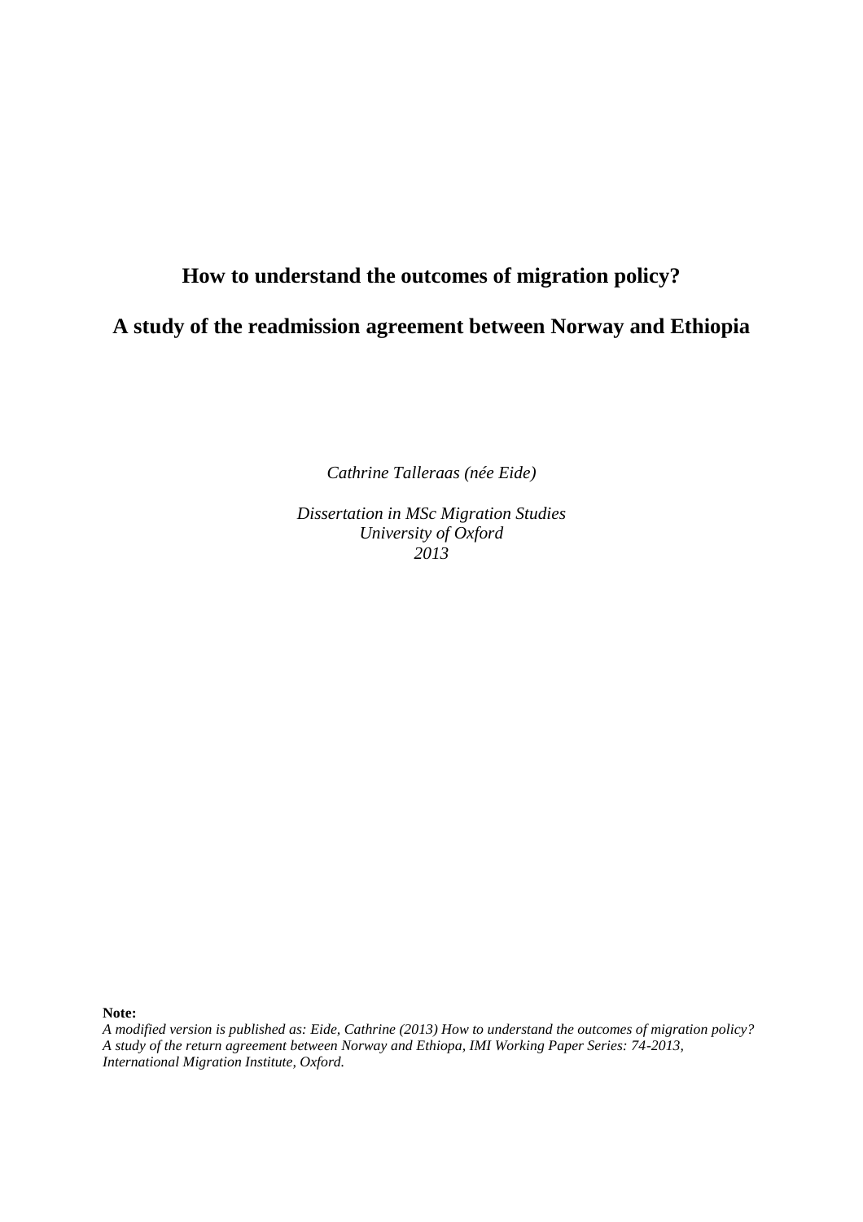# How to understand the outcomes of migration policy?

## A study of the readmission agreement between Norway and Ethiopia

*Cathrine Talleraas (née Eide)*

*Dissertation in MSc Migration Studies*
*University of Oxford*
*2013*

**Note:**
*A modified version is published as: Eide, Cathrine (2013) How to understand the outcomes of migration policy? A study of the return agreement between Norway and Ethiopa, IMI Working Paper Series: 74-2013, International Migration Institute, Oxford.*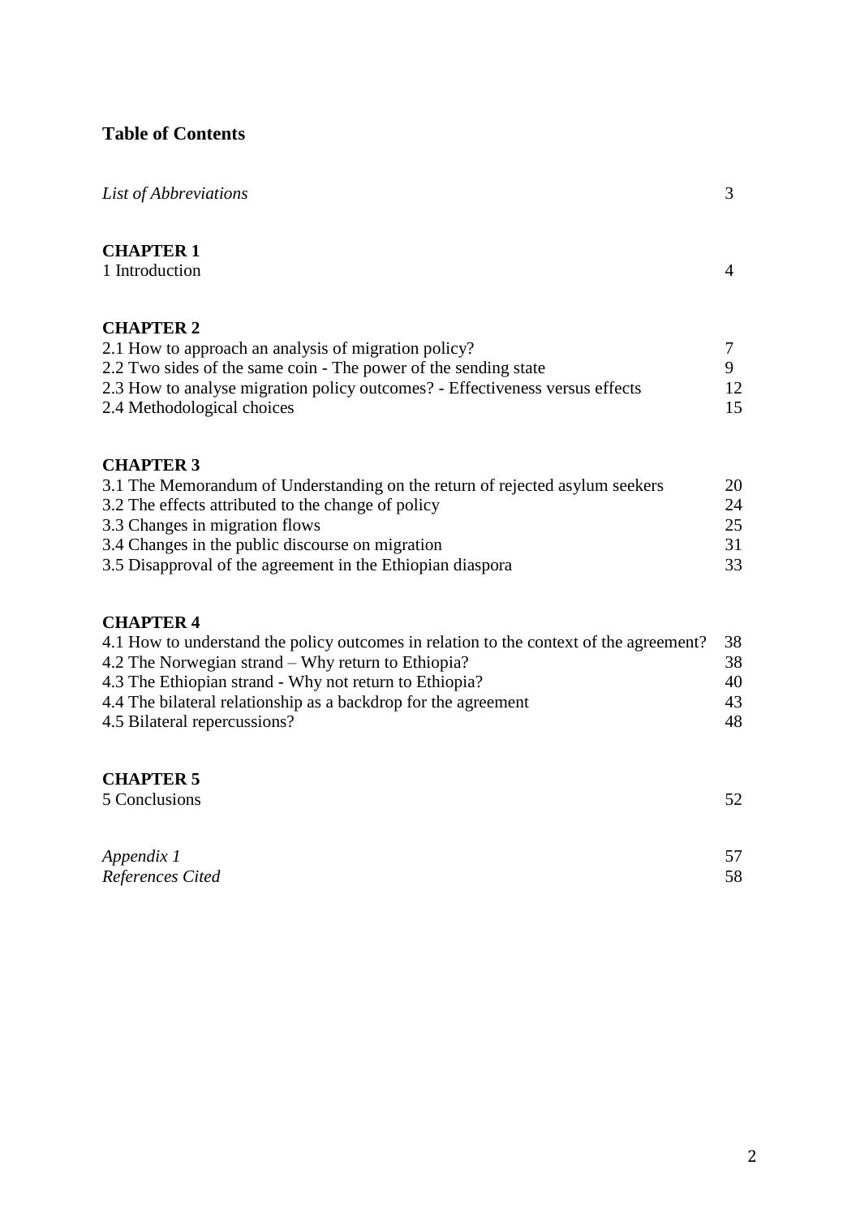# Table of Contents

| | |
|---|---|
| *List of Abbreviations* | 3 |
| **CHAPTER 1** | |
| 1 Introduction | 4 |
| **CHAPTER 2** | |
| 2.1 How to approach an analysis of migration policy? | 7 |
| 2.2 Two sides of the same coin - The power of the sending state | 9 |
| 2.3 How to analyse migration policy outcomes? - Effectiveness versus effects | 12 |
| 2.4 Methodological choices | 15 |
| **CHAPTER 3** | |
| 3.1 The Memorandum of Understanding on the return of rejected asylum seekers | 20 |
| 3.2 The effects attributed to the change of policy | 24 |
| 3.3 Changes in migration flows | 25 |
| 3.4 Changes in the public discourse on migration | 31 |
| 3.5 Disapproval of the agreement in the Ethiopian diaspora | 33 |
| **CHAPTER 4** | |
| 4.1 How to understand the policy outcomes in relation to the context of the agreement? | 38 |
| 4.2 The Norwegian strand – Why return to Ethiopia? | 38 |
| 4.3 The Ethiopian strand - Why not return to Ethiopia? | 40 |
| 4.4 The bilateral relationship as a backdrop for the agreement | 43 |
| 4.5 Bilateral repercussions? | 48 |
| **CHAPTER 5** | |
| 5 Conclusions | 52 |
| *Appendix 1* | 57 |
| *References Cited* | 58 |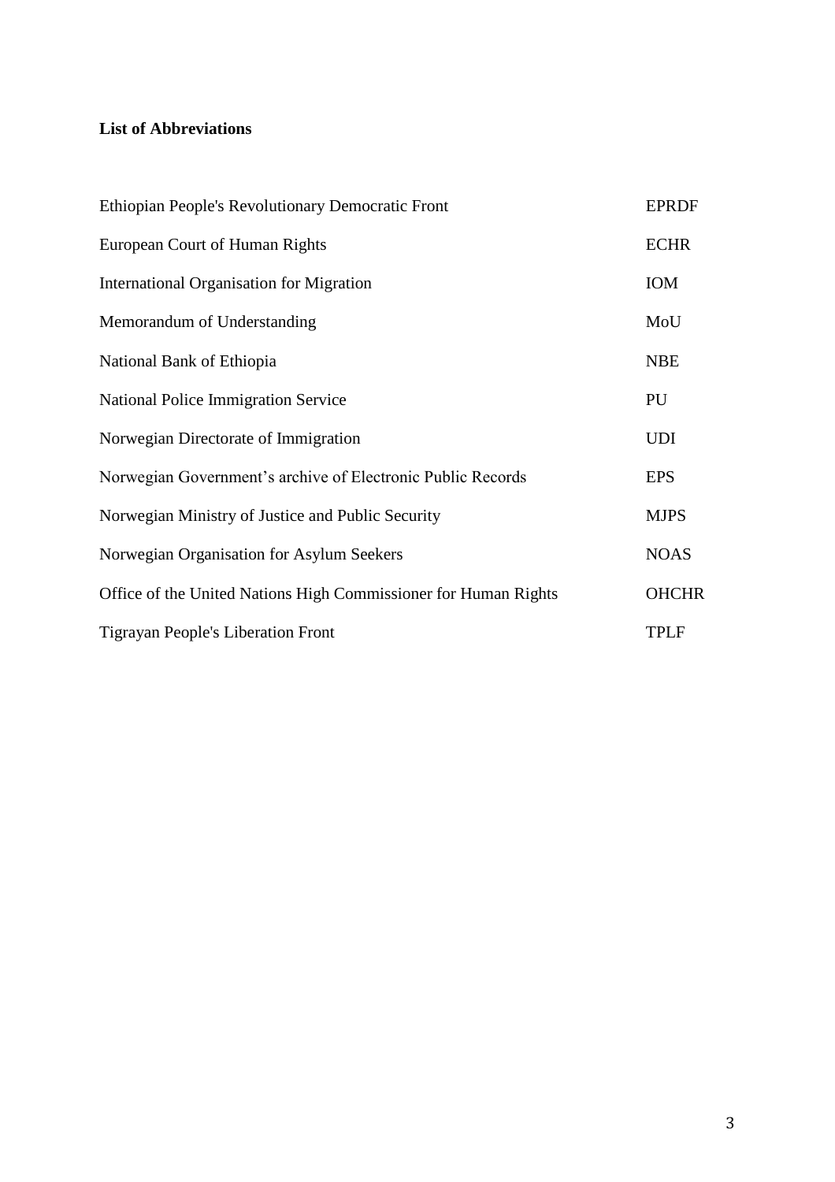**List of Abbreviations**

| | |
|---|---|
| Ethiopian People's Revolutionary Democratic Front | EPRDF |
| European Court of Human Rights | ECHR |
| International Organisation for Migration | IOM |
| Memorandum of Understanding | MoU |
| National Bank of Ethiopia | NBE |
| National Police Immigration Service | PU |
| Norwegian Directorate of Immigration | UDI |
| Norwegian Government's archive of Electronic Public Records | EPS |
| Norwegian Ministry of Justice and Public Security | MJPS |
| Norwegian Organisation for Asylum Seekers | NOAS |
| Office of the United Nations High Commissioner for Human Rights | OHCHR |
| Tigrayan People's Liberation Front | TPLF |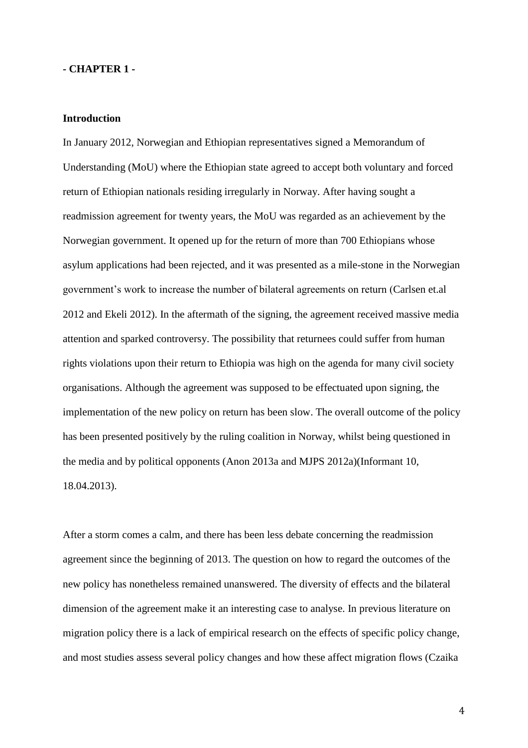**- CHAPTER 1 -**

**Introduction**

In January 2012, Norwegian and Ethiopian representatives signed a Memorandum of Understanding (MoU) where the Ethiopian state agreed to accept both voluntary and forced return of Ethiopian nationals residing irregularly in Norway. After having sought a readmission agreement for twenty years, the MoU was regarded as an achievement by the Norwegian government. It opened up for the return of more than 700 Ethiopians whose asylum applications had been rejected, and it was presented as a mile-stone in the Norwegian government's work to increase the number of bilateral agreements on return (Carlsen et.al 2012 and Ekeli 2012). In the aftermath of the signing, the agreement received massive media attention and sparked controversy. The possibility that returnees could suffer from human rights violations upon their return to Ethiopia was high on the agenda for many civil society organisations. Although the agreement was supposed to be effectuated upon signing, the implementation of the new policy on return has been slow. The overall outcome of the policy has been presented positively by the ruling coalition in Norway, whilst being questioned in the media and by political opponents (Anon 2013a and MJPS 2012a)(Informant 10, 18.04.2013).

After a storm comes a calm, and there has been less debate concerning the readmission agreement since the beginning of 2013. The question on how to regard the outcomes of the new policy has nonetheless remained unanswered. The diversity of effects and the bilateral dimension of the agreement make it an interesting case to analyse. In previous literature on migration policy there is a lack of empirical research on the effects of specific policy change, and most studies assess several policy changes and how these affect migration flows (Czaika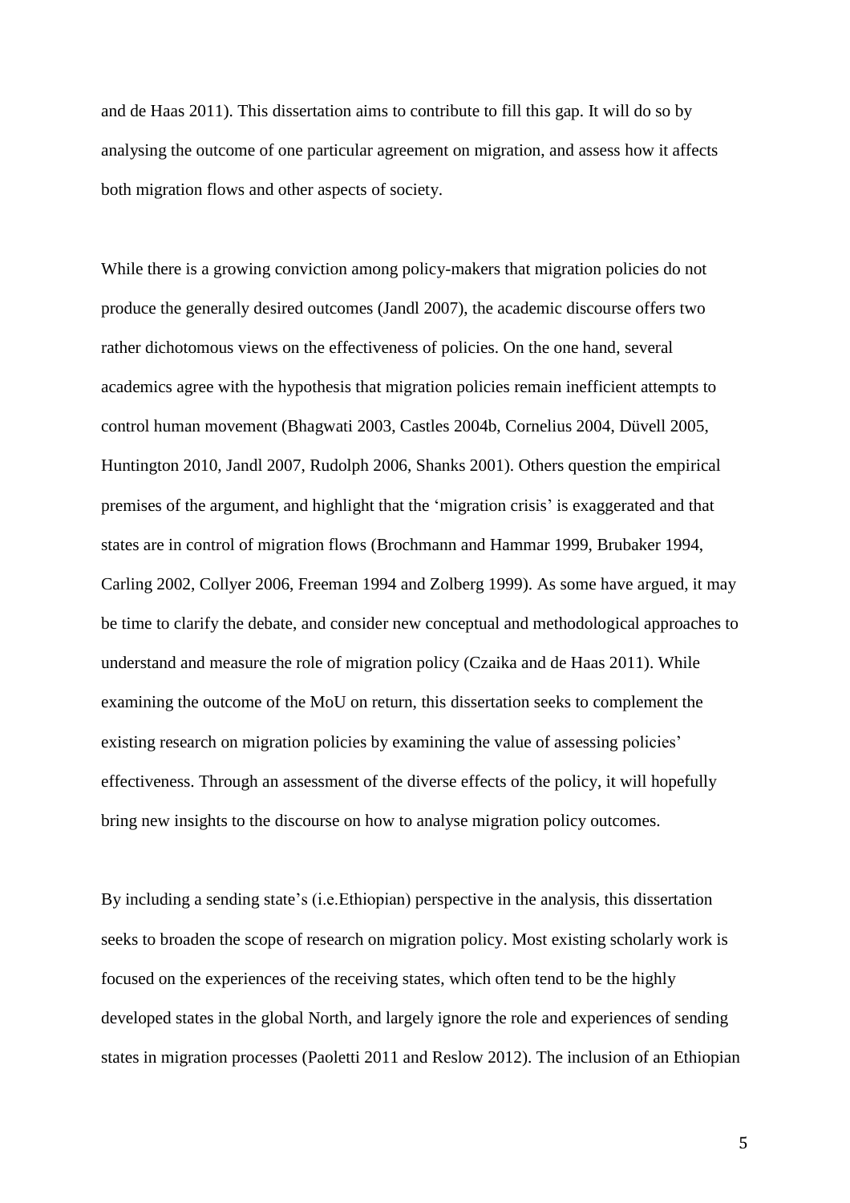and de Haas 2011). This dissertation aims to contribute to fill this gap. It will do so by analysing the outcome of one particular agreement on migration, and assess how it affects both migration flows and other aspects of society.

While there is a growing conviction among policy-makers that migration policies do not produce the generally desired outcomes (Jandl 2007), the academic discourse offers two rather dichotomous views on the effectiveness of policies. On the one hand, several academics agree with the hypothesis that migration policies remain inefficient attempts to control human movement (Bhagwati 2003, Castles 2004b, Cornelius 2004, Düvell 2005, Huntington 2010, Jandl 2007, Rudolph 2006, Shanks 2001). Others question the empirical premises of the argument, and highlight that the 'migration crisis' is exaggerated and that states are in control of migration flows (Brochmann and Hammar 1999, Brubaker 1994, Carling 2002, Collyer 2006, Freeman 1994 and Zolberg 1999). As some have argued, it may be time to clarify the debate, and consider new conceptual and methodological approaches to understand and measure the role of migration policy (Czaika and de Haas 2011). While examining the outcome of the MoU on return, this dissertation seeks to complement the existing research on migration policies by examining the value of assessing policies' effectiveness. Through an assessment of the diverse effects of the policy, it will hopefully bring new insights to the discourse on how to analyse migration policy outcomes.

By including a sending state's (i.e.Ethiopian) perspective in the analysis, this dissertation seeks to broaden the scope of research on migration policy. Most existing scholarly work is focused on the experiences of the receiving states, which often tend to be the highly developed states in the global North, and largely ignore the role and experiences of sending states in migration processes (Paoletti 2011 and Reslow 2012). The inclusion of an Ethiopian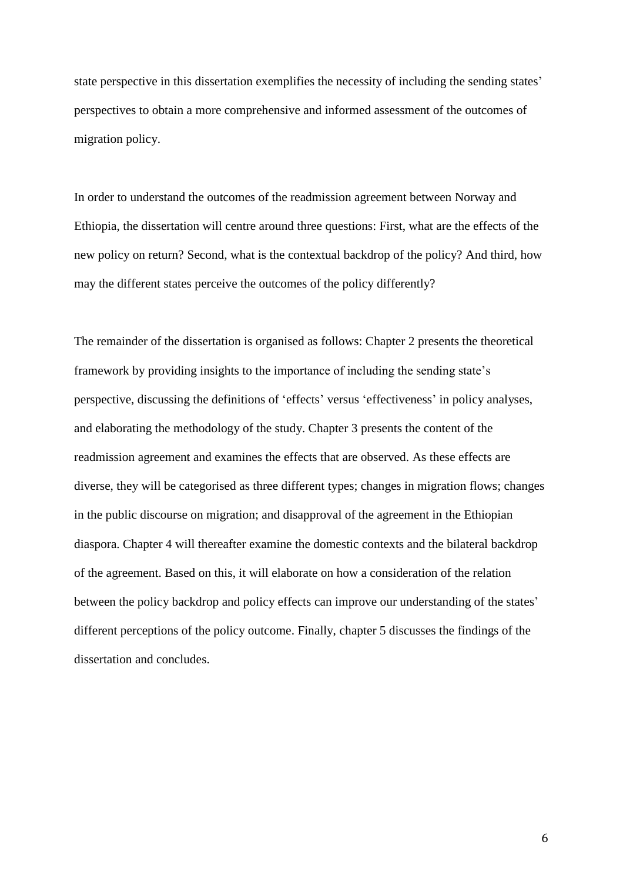state perspective in this dissertation exemplifies the necessity of including the sending states' perspectives to obtain a more comprehensive and informed assessment of the outcomes of migration policy.

In order to understand the outcomes of the readmission agreement between Norway and Ethiopia, the dissertation will centre around three questions: First, what are the effects of the new policy on return? Second, what is the contextual backdrop of the policy? And third, how may the different states perceive the outcomes of the policy differently?

The remainder of the dissertation is organised as follows: Chapter 2 presents the theoretical framework by providing insights to the importance of including the sending state's perspective, discussing the definitions of 'effects' versus 'effectiveness' in policy analyses, and elaborating the methodology of the study. Chapter 3 presents the content of the readmission agreement and examines the effects that are observed. As these effects are diverse, they will be categorised as three different types; changes in migration flows; changes in the public discourse on migration; and disapproval of the agreement in the Ethiopian diaspora. Chapter 4 will thereafter examine the domestic contexts and the bilateral backdrop of the agreement. Based on this, it will elaborate on how a consideration of the relation between the policy backdrop and policy effects can improve our understanding of the states' different perceptions of the policy outcome. Finally, chapter 5 discusses the findings of the dissertation and concludes.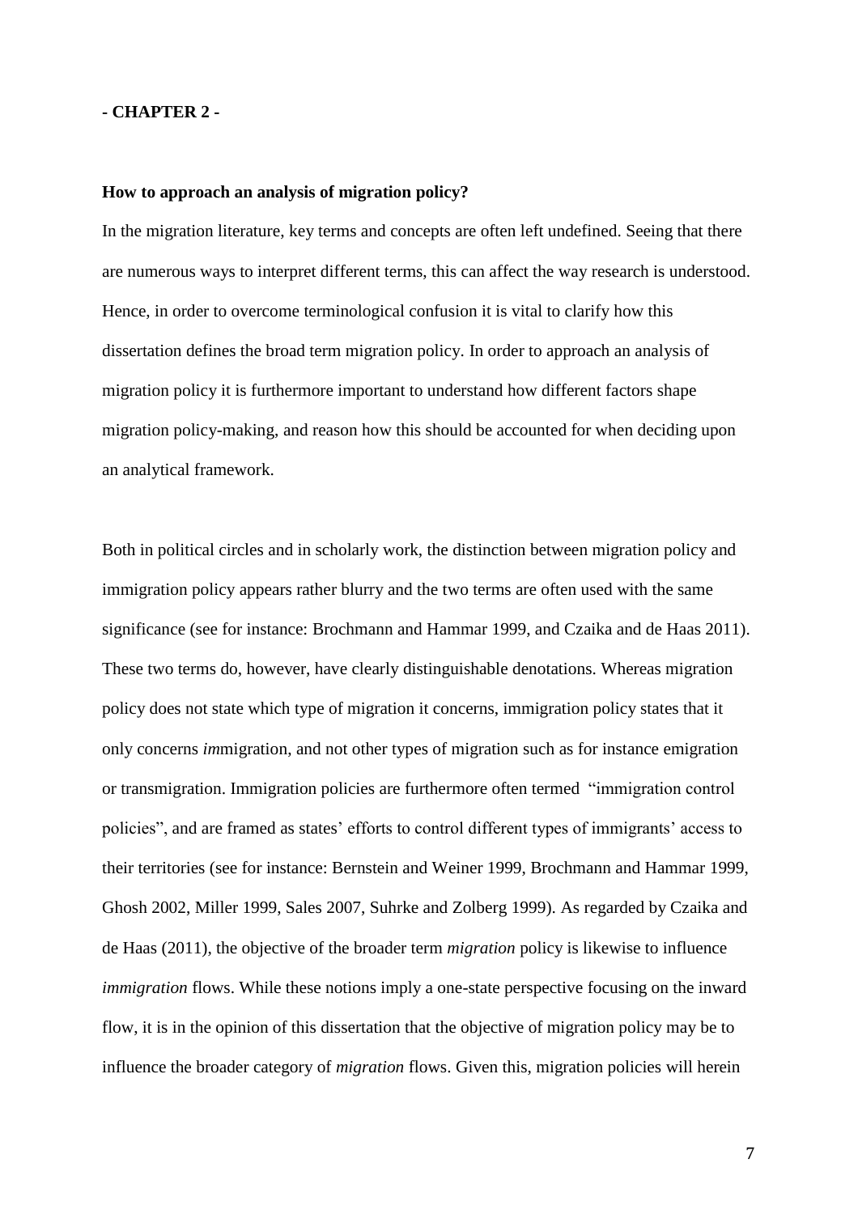## - CHAPTER 2 -

### How to approach an analysis of migration policy?

In the migration literature, key terms and concepts are often left undefined. Seeing that there are numerous ways to interpret different terms, this can affect the way research is understood. Hence, in order to overcome terminological confusion it is vital to clarify how this dissertation defines the broad term migration policy. In order to approach an analysis of migration policy it is furthermore important to understand how different factors shape migration policy-making, and reason how this should be accounted for when deciding upon an analytical framework.

Both in political circles and in scholarly work, the distinction between migration policy and immigration policy appears rather blurry and the two terms are often used with the same significance (see for instance: Brochmann and Hammar 1999, and Czaika and de Haas 2011). These two terms do, however, have clearly distinguishable denotations. Whereas migration policy does not state which type of migration it concerns, immigration policy states that it only concerns *im*migration, and not other types of migration such as for instance emigration or transmigration. Immigration policies are furthermore often termed "immigration control policies", and are framed as states' efforts to control different types of immigrants' access to their territories (see for instance: Bernstein and Weiner 1999, Brochmann and Hammar 1999, Ghosh 2002, Miller 1999, Sales 2007, Suhrke and Zolberg 1999). As regarded by Czaika and de Haas (2011), the objective of the broader term *migration* policy is likewise to influence *immigration* flows. While these notions imply a one-state perspective focusing on the inward flow, it is in the opinion of this dissertation that the objective of migration policy may be to influence the broader category of *migration* flows. Given this, migration policies will herein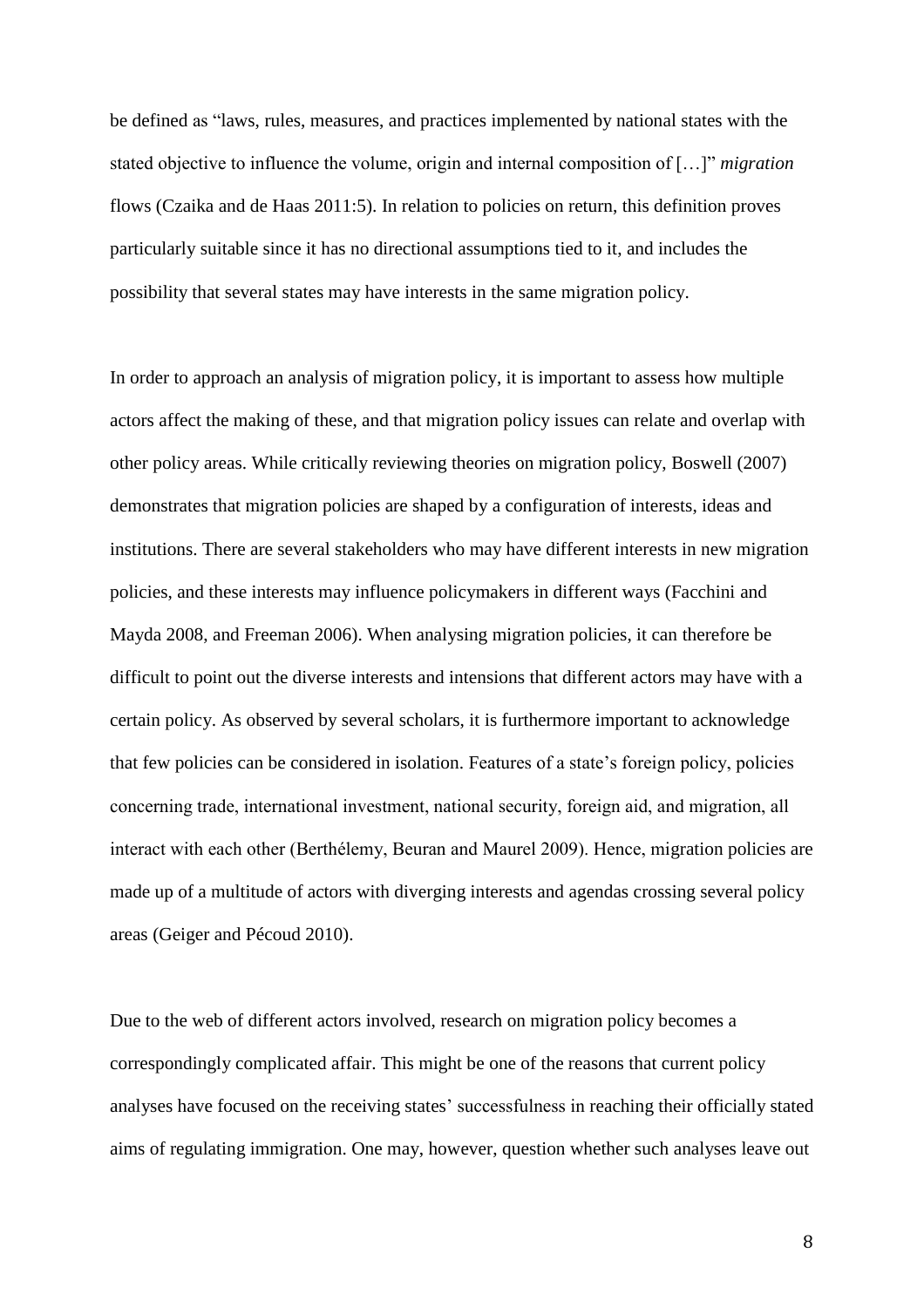be defined as "laws, rules, measures, and practices implemented by national states with the stated objective to influence the volume, origin and internal composition of […]" *migration* flows (Czaika and de Haas 2011:5). In relation to policies on return, this definition proves particularly suitable since it has no directional assumptions tied to it, and includes the possibility that several states may have interests in the same migration policy.

In order to approach an analysis of migration policy, it is important to assess how multiple actors affect the making of these, and that migration policy issues can relate and overlap with other policy areas. While critically reviewing theories on migration policy, Boswell (2007) demonstrates that migration policies are shaped by a configuration of interests, ideas and institutions. There are several stakeholders who may have different interests in new migration policies, and these interests may influence policymakers in different ways (Facchini and Mayda 2008, and Freeman 2006). When analysing migration policies, it can therefore be difficult to point out the diverse interests and intensions that different actors may have with a certain policy. As observed by several scholars, it is furthermore important to acknowledge that few policies can be considered in isolation. Features of a state's foreign policy, policies concerning trade, international investment, national security, foreign aid, and migration, all interact with each other (Berthélemy, Beuran and Maurel 2009). Hence, migration policies are made up of a multitude of actors with diverging interests and agendas crossing several policy areas (Geiger and Pécoud 2010).

Due to the web of different actors involved, research on migration policy becomes a correspondingly complicated affair. This might be one of the reasons that current policy analyses have focused on the receiving states' successfulness in reaching their officially stated aims of regulating immigration. One may, however, question whether such analyses leave out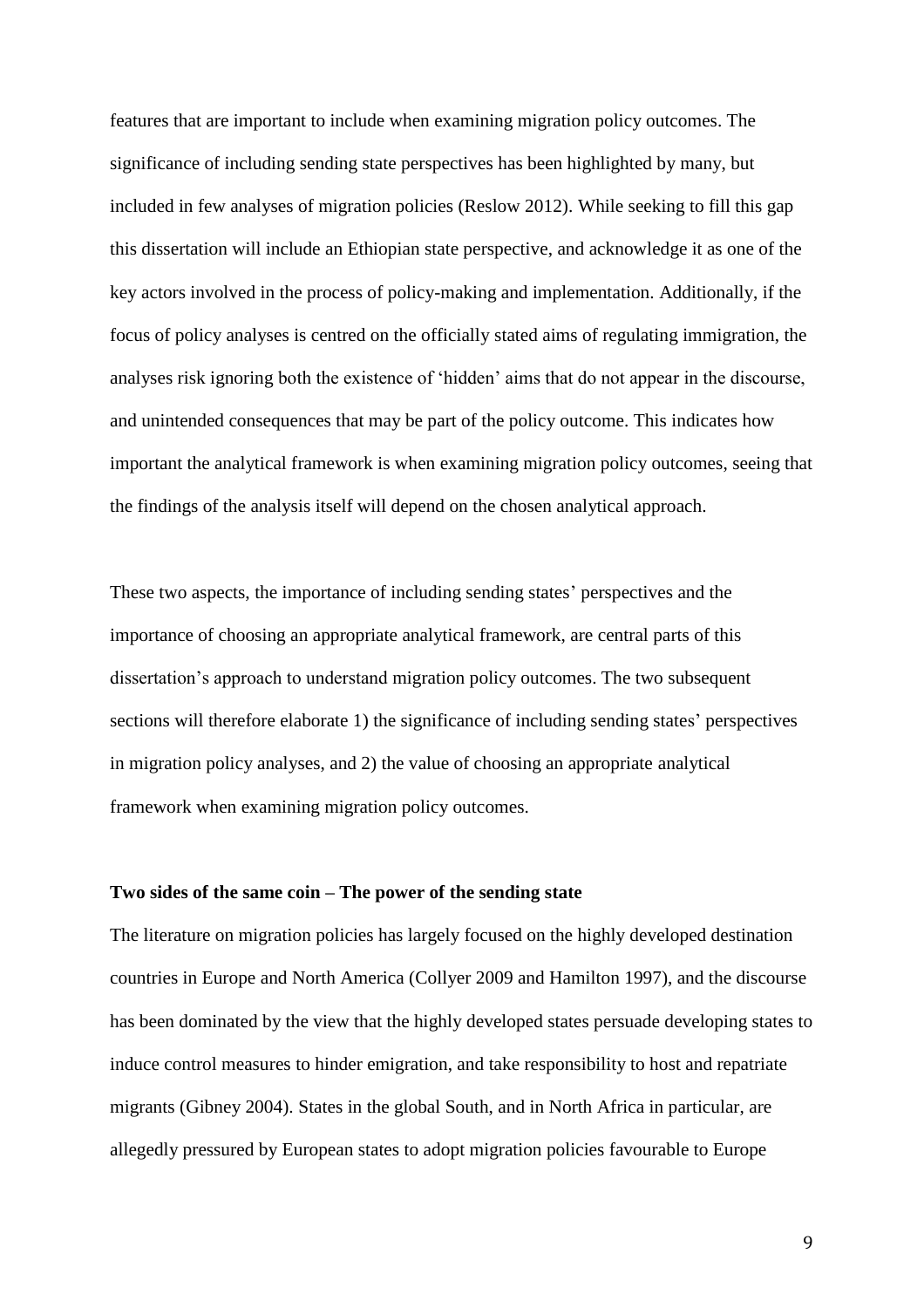features that are important to include when examining migration policy outcomes. The significance of including sending state perspectives has been highlighted by many, but included in few analyses of migration policies (Reslow 2012). While seeking to fill this gap this dissertation will include an Ethiopian state perspective, and acknowledge it as one of the key actors involved in the process of policy-making and implementation. Additionally, if the focus of policy analyses is centred on the officially stated aims of regulating immigration, the analyses risk ignoring both the existence of 'hidden' aims that do not appear in the discourse, and unintended consequences that may be part of the policy outcome. This indicates how important the analytical framework is when examining migration policy outcomes, seeing that the findings of the analysis itself will depend on the chosen analytical approach.

These two aspects, the importance of including sending states' perspectives and the importance of choosing an appropriate analytical framework, are central parts of this dissertation's approach to understand migration policy outcomes. The two subsequent sections will therefore elaborate 1) the significance of including sending states' perspectives in migration policy analyses, and 2) the value of choosing an appropriate analytical framework when examining migration policy outcomes.

**Two sides of the same coin – The power of the sending state**

The literature on migration policies has largely focused on the highly developed destination countries in Europe and North America (Collyer 2009 and Hamilton 1997), and the discourse has been dominated by the view that the highly developed states persuade developing states to induce control measures to hinder emigration, and take responsibility to host and repatriate migrants (Gibney 2004). States in the global South, and in North Africa in particular, are allegedly pressured by European states to adopt migration policies favourable to Europe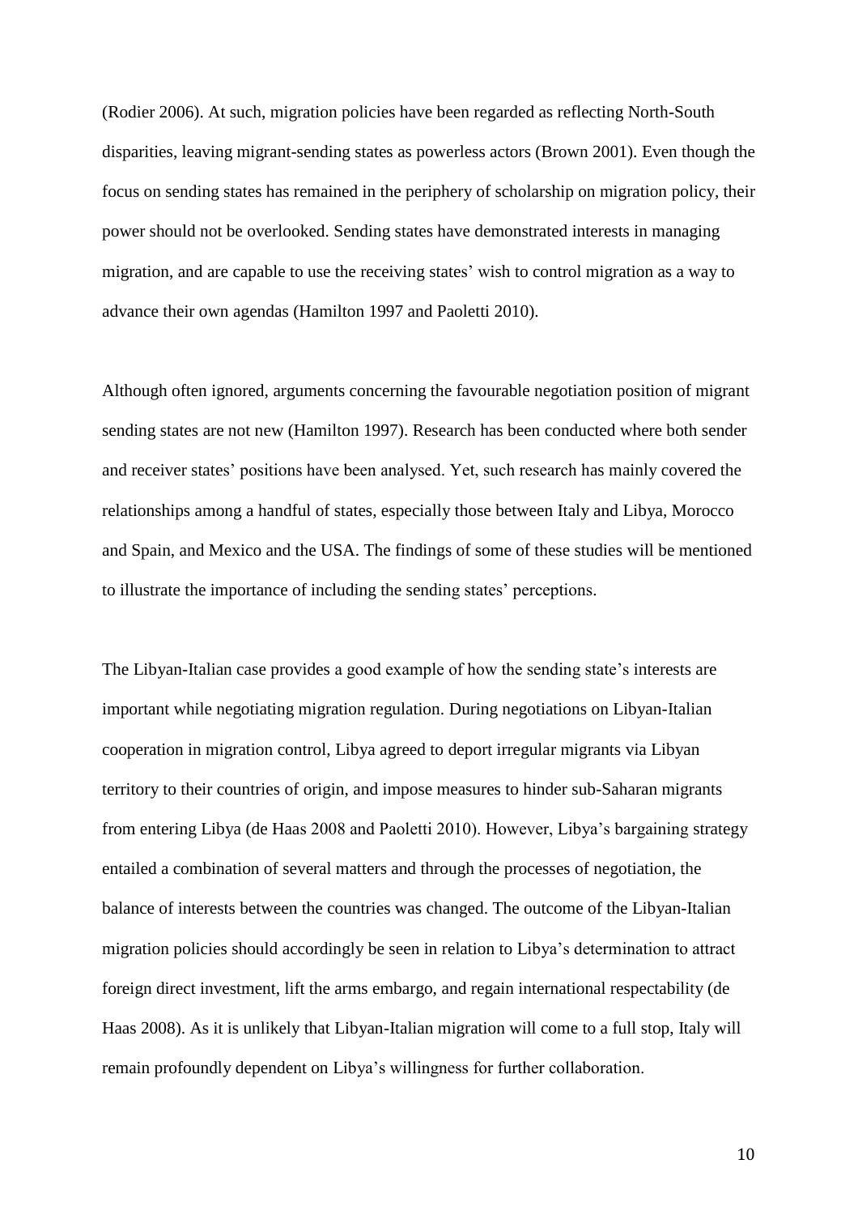(Rodier 2006). At such, migration policies have been regarded as reflecting North-South disparities, leaving migrant-sending states as powerless actors (Brown 2001). Even though the focus on sending states has remained in the periphery of scholarship on migration policy, their power should not be overlooked. Sending states have demonstrated interests in managing migration, and are capable to use the receiving states' wish to control migration as a way to advance their own agendas (Hamilton 1997 and Paoletti 2010).

Although often ignored, arguments concerning the favourable negotiation position of migrant sending states are not new (Hamilton 1997). Research has been conducted where both sender and receiver states' positions have been analysed. Yet, such research has mainly covered the relationships among a handful of states, especially those between Italy and Libya, Morocco and Spain, and Mexico and the USA. The findings of some of these studies will be mentioned to illustrate the importance of including the sending states' perceptions.

The Libyan-Italian case provides a good example of how the sending state's interests are important while negotiating migration regulation. During negotiations on Libyan-Italian cooperation in migration control, Libya agreed to deport irregular migrants via Libyan territory to their countries of origin, and impose measures to hinder sub-Saharan migrants from entering Libya (de Haas 2008 and Paoletti 2010). However, Libya's bargaining strategy entailed a combination of several matters and through the processes of negotiation, the balance of interests between the countries was changed. The outcome of the Libyan-Italian migration policies should accordingly be seen in relation to Libya's determination to attract foreign direct investment, lift the arms embargo, and regain international respectability (de Haas 2008). As it is unlikely that Libyan-Italian migration will come to a full stop, Italy will remain profoundly dependent on Libya's willingness for further collaboration.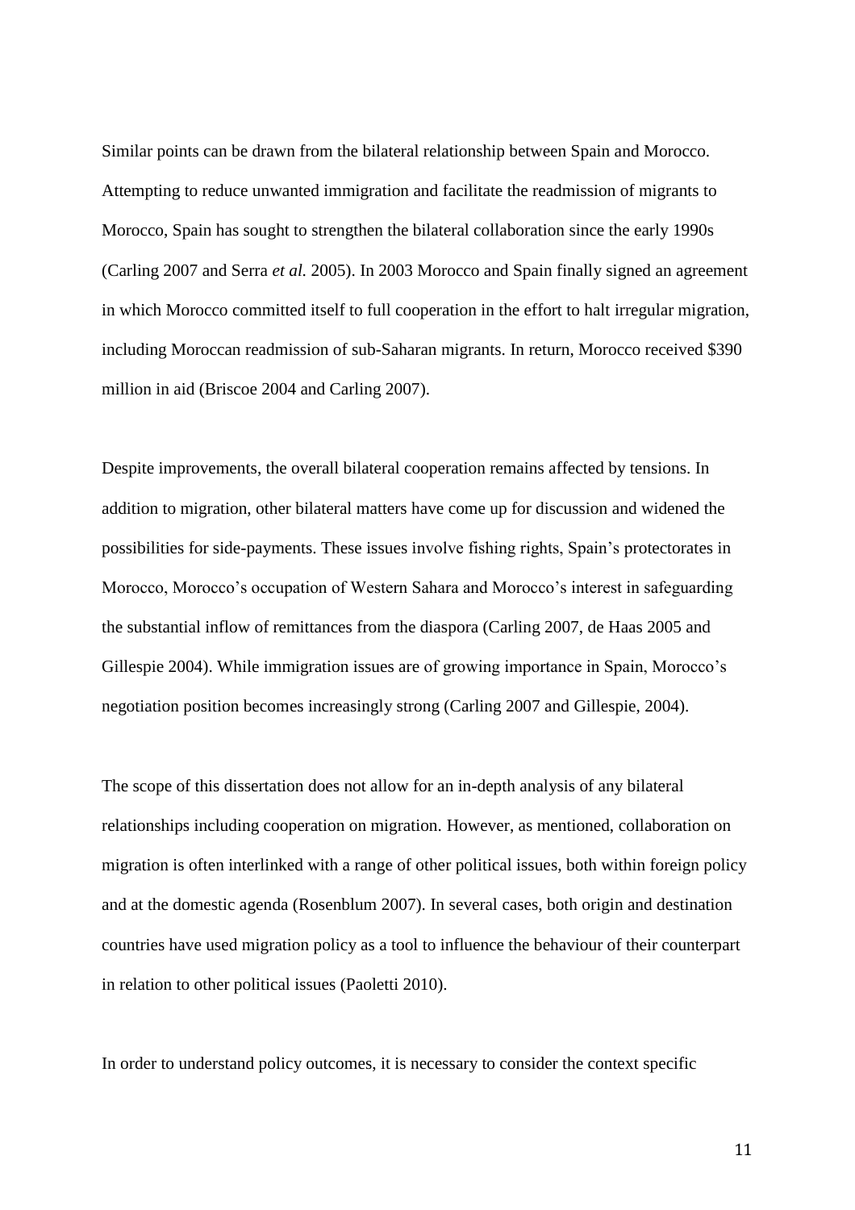Similar points can be drawn from the bilateral relationship between Spain and Morocco. Attempting to reduce unwanted immigration and facilitate the readmission of migrants to Morocco, Spain has sought to strengthen the bilateral collaboration since the early 1990s (Carling 2007 and Serra *et al.* 2005). In 2003 Morocco and Spain finally signed an agreement in which Morocco committed itself to full cooperation in the effort to halt irregular migration, including Moroccan readmission of sub-Saharan migrants. In return, Morocco received $390 million in aid (Briscoe 2004 and Carling 2007).

Despite improvements, the overall bilateral cooperation remains affected by tensions. In addition to migration, other bilateral matters have come up for discussion and widened the possibilities for side-payments. These issues involve fishing rights, Spain's protectorates in Morocco, Morocco's occupation of Western Sahara and Morocco's interest in safeguarding the substantial inflow of remittances from the diaspora (Carling 2007, de Haas 2005 and Gillespie 2004). While immigration issues are of growing importance in Spain, Morocco's negotiation position becomes increasingly strong (Carling 2007 and Gillespie, 2004).

The scope of this dissertation does not allow for an in-depth analysis of any bilateral relationships including cooperation on migration. However, as mentioned, collaboration on migration is often interlinked with a range of other political issues, both within foreign policy and at the domestic agenda (Rosenblum 2007). In several cases, both origin and destination countries have used migration policy as a tool to influence the behaviour of their counterpart in relation to other political issues (Paoletti 2010).

In order to understand policy outcomes, it is necessary to consider the context specific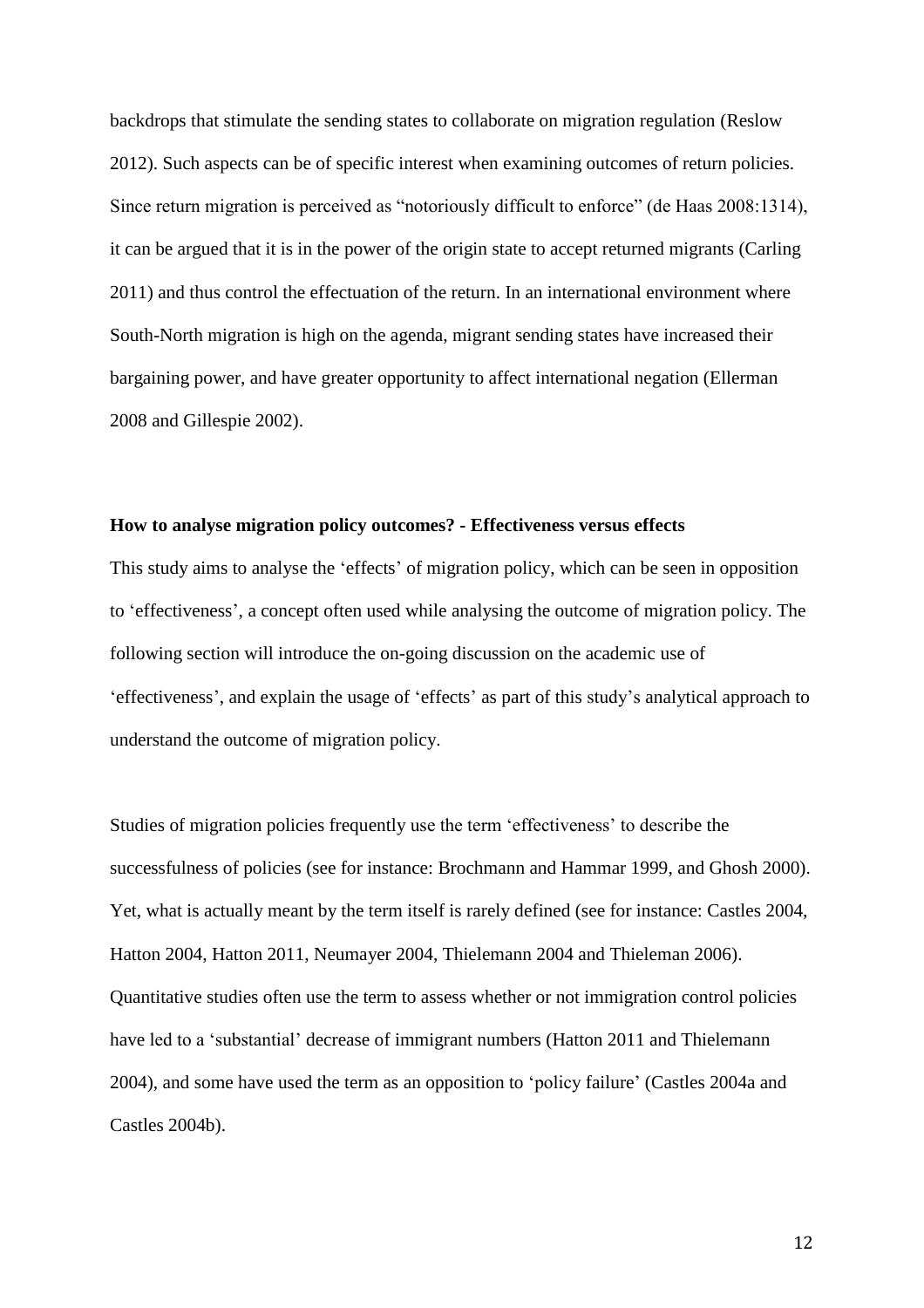backdrops that stimulate the sending states to collaborate on migration regulation (Reslow 2012). Such aspects can be of specific interest when examining outcomes of return policies. Since return migration is perceived as "notoriously difficult to enforce" (de Haas 2008:1314), it can be argued that it is in the power of the origin state to accept returned migrants (Carling 2011) and thus control the effectuation of the return. In an international environment where South-North migration is high on the agenda, migrant sending states have increased their bargaining power, and have greater opportunity to affect international negation (Ellerman 2008 and Gillespie 2002).

**How to analyse migration policy outcomes? - Effectiveness versus effects**

This study aims to analyse the 'effects' of migration policy, which can be seen in opposition to 'effectiveness', a concept often used while analysing the outcome of migration policy. The following section will introduce the on-going discussion on the academic use of 'effectiveness', and explain the usage of 'effects' as part of this study's analytical approach to understand the outcome of migration policy.

Studies of migration policies frequently use the term 'effectiveness' to describe the successfulness of policies (see for instance: Brochmann and Hammar 1999, and Ghosh 2000). Yet, what is actually meant by the term itself is rarely defined (see for instance: Castles 2004, Hatton 2004, Hatton 2011, Neumayer 2004, Thielemann 2004 and Thieleman 2006). Quantitative studies often use the term to assess whether or not immigration control policies have led to a 'substantial' decrease of immigrant numbers (Hatton 2011 and Thielemann 2004), and some have used the term as an opposition to 'policy failure' (Castles 2004a and Castles 2004b).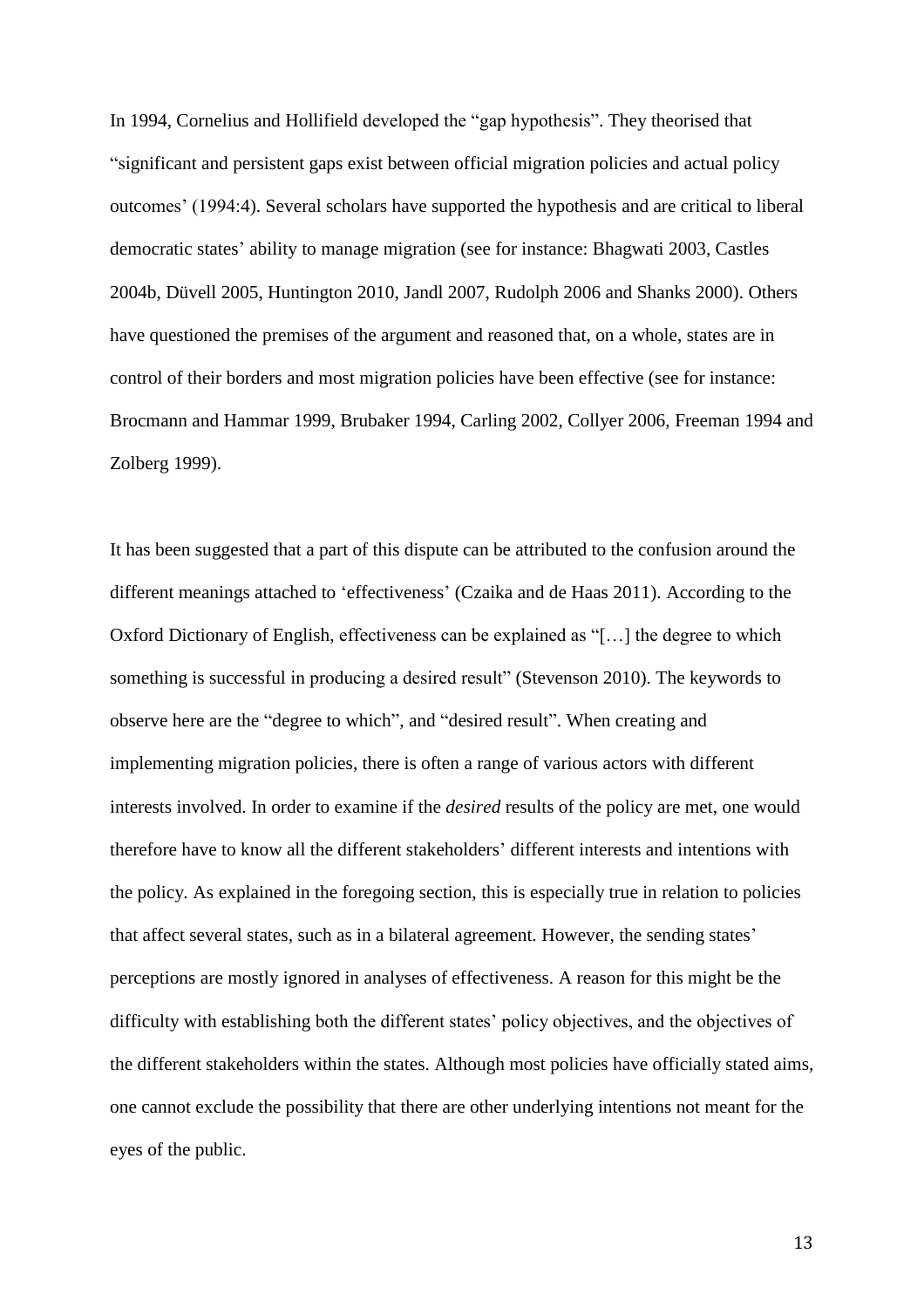In 1994, Cornelius and Hollifield developed the "gap hypothesis". They theorised that "significant and persistent gaps exist between official migration policies and actual policy outcomes' (1994:4). Several scholars have supported the hypothesis and are critical to liberal democratic states' ability to manage migration (see for instance: Bhagwati 2003, Castles 2004b, Düvell 2005, Huntington 2010, Jandl 2007, Rudolph 2006 and Shanks 2000). Others have questioned the premises of the argument and reasoned that, on a whole, states are in control of their borders and most migration policies have been effective (see for instance: Brocmann and Hammar 1999, Brubaker 1994, Carling 2002, Collyer 2006, Freeman 1994 and Zolberg 1999).

It has been suggested that a part of this dispute can be attributed to the confusion around the different meanings attached to 'effectiveness' (Czaika and de Haas 2011). According to the Oxford Dictionary of English, effectiveness can be explained as "[…] the degree to which something is successful in producing a desired result" (Stevenson 2010). The keywords to observe here are the "degree to which", and "desired result". When creating and implementing migration policies, there is often a range of various actors with different interests involved. In order to examine if the *desired* results of the policy are met, one would therefore have to know all the different stakeholders' different interests and intentions with the policy. As explained in the foregoing section, this is especially true in relation to policies that affect several states, such as in a bilateral agreement. However, the sending states' perceptions are mostly ignored in analyses of effectiveness. A reason for this might be the difficulty with establishing both the different states' policy objectives, and the objectives of the different stakeholders within the states. Although most policies have officially stated aims, one cannot exclude the possibility that there are other underlying intentions not meant for the eyes of the public.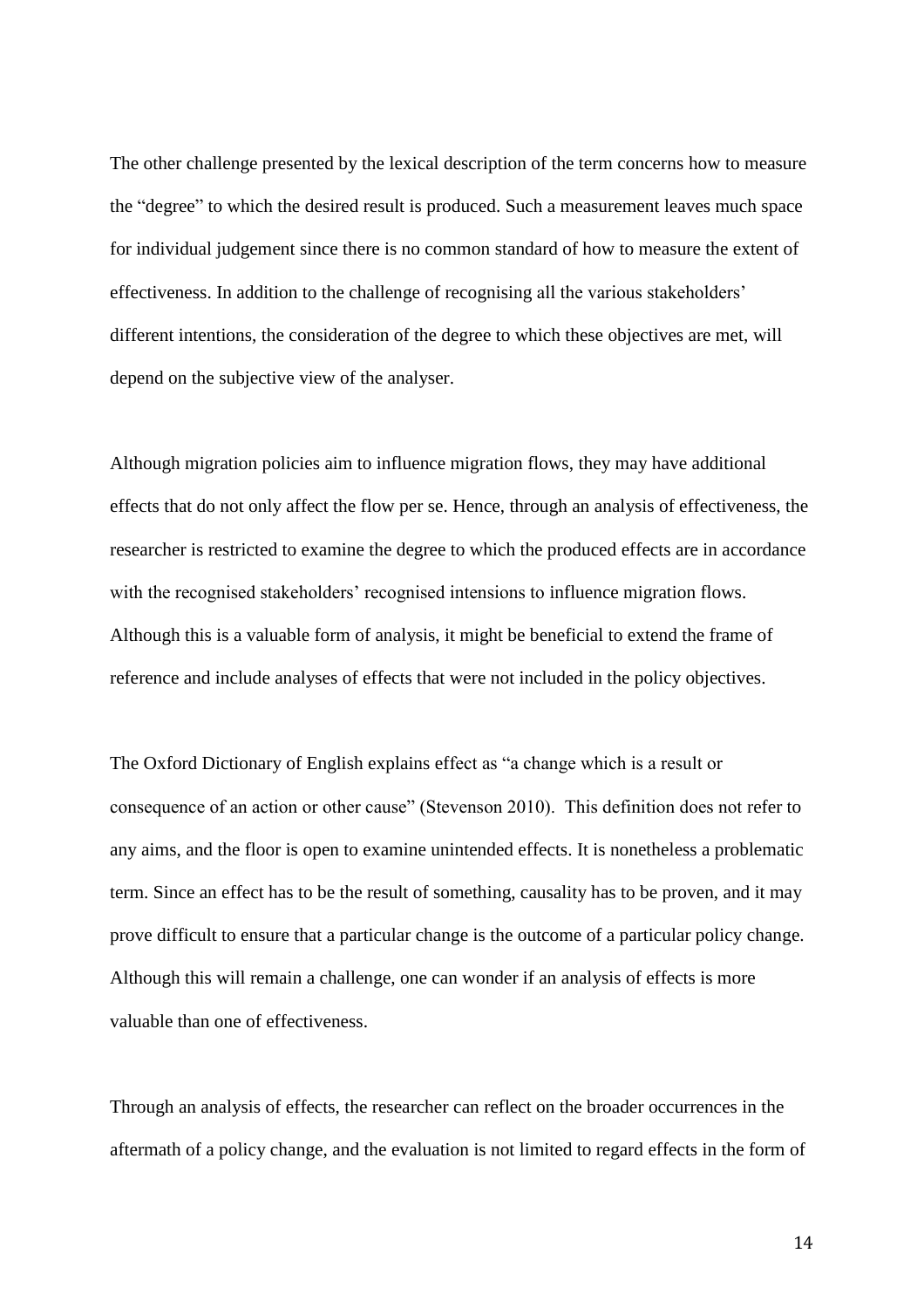The other challenge presented by the lexical description of the term concerns how to measure the "degree" to which the desired result is produced. Such a measurement leaves much space for individual judgement since there is no common standard of how to measure the extent of effectiveness. In addition to the challenge of recognising all the various stakeholders' different intentions, the consideration of the degree to which these objectives are met, will depend on the subjective view of the analyser.

Although migration policies aim to influence migration flows, they may have additional effects that do not only affect the flow per se. Hence, through an analysis of effectiveness, the researcher is restricted to examine the degree to which the produced effects are in accordance with the recognised stakeholders' recognised intensions to influence migration flows. Although this is a valuable form of analysis, it might be beneficial to extend the frame of reference and include analyses of effects that were not included in the policy objectives.

The Oxford Dictionary of English explains effect as "a change which is a result or consequence of an action or other cause" (Stevenson 2010). This definition does not refer to any aims, and the floor is open to examine unintended effects. It is nonetheless a problematic term. Since an effect has to be the result of something, causality has to be proven, and it may prove difficult to ensure that a particular change is the outcome of a particular policy change. Although this will remain a challenge, one can wonder if an analysis of effects is more valuable than one of effectiveness.

Through an analysis of effects, the researcher can reflect on the broader occurrences in the aftermath of a policy change, and the evaluation is not limited to regard effects in the form of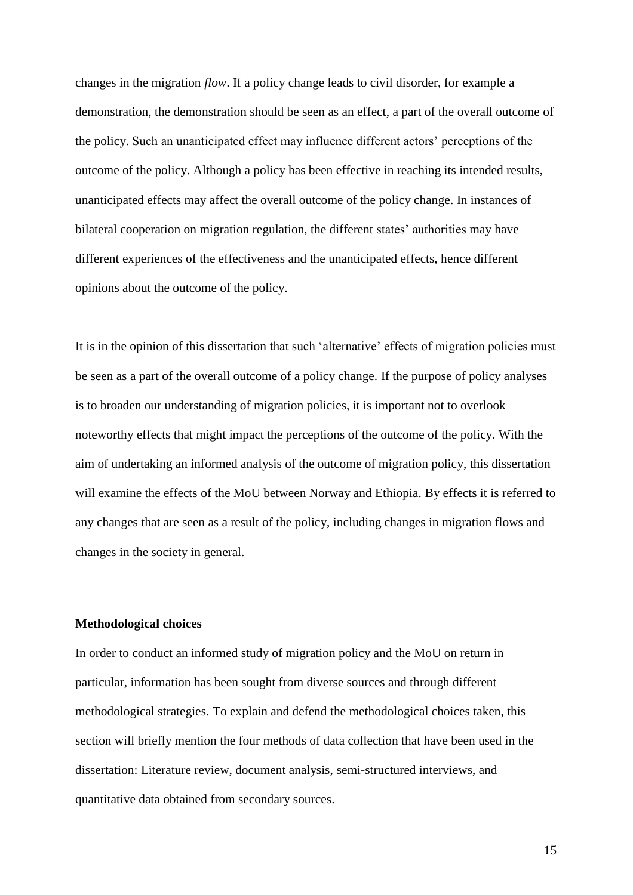changes in the migration *flow*. If a policy change leads to civil disorder, for example a demonstration, the demonstration should be seen as an effect, a part of the overall outcome of the policy. Such an unanticipated effect may influence different actors' perceptions of the outcome of the policy. Although a policy has been effective in reaching its intended results, unanticipated effects may affect the overall outcome of the policy change. In instances of bilateral cooperation on migration regulation, the different states' authorities may have different experiences of the effectiveness and the unanticipated effects, hence different opinions about the outcome of the policy.

It is in the opinion of this dissertation that such 'alternative' effects of migration policies must be seen as a part of the overall outcome of a policy change. If the purpose of policy analyses is to broaden our understanding of migration policies, it is important not to overlook noteworthy effects that might impact the perceptions of the outcome of the policy. With the aim of undertaking an informed analysis of the outcome of migration policy, this dissertation will examine the effects of the MoU between Norway and Ethiopia. By effects it is referred to any changes that are seen as a result of the policy, including changes in migration flows and changes in the society in general.

**Methodological choices**

In order to conduct an informed study of migration policy and the MoU on return in particular, information has been sought from diverse sources and through different methodological strategies. To explain and defend the methodological choices taken, this section will briefly mention the four methods of data collection that have been used in the dissertation: Literature review, document analysis, semi-structured interviews, and quantitative data obtained from secondary sources.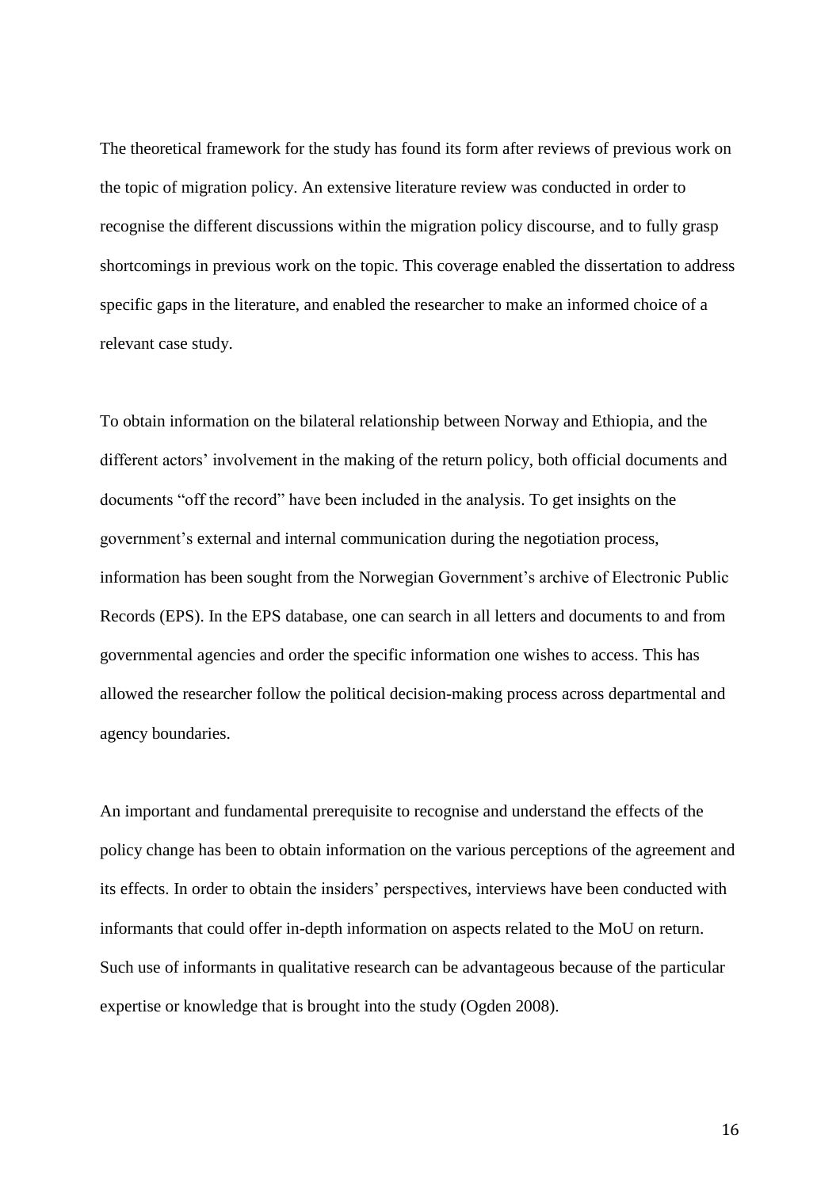The theoretical framework for the study has found its form after reviews of previous work on the topic of migration policy. An extensive literature review was conducted in order to recognise the different discussions within the migration policy discourse, and to fully grasp shortcomings in previous work on the topic. This coverage enabled the dissertation to address specific gaps in the literature, and enabled the researcher to make an informed choice of a relevant case study.

To obtain information on the bilateral relationship between Norway and Ethiopia, and the different actors' involvement in the making of the return policy, both official documents and documents "off the record" have been included in the analysis. To get insights on the government's external and internal communication during the negotiation process, information has been sought from the Norwegian Government's archive of Electronic Public Records (EPS). In the EPS database, one can search in all letters and documents to and from governmental agencies and order the specific information one wishes to access. This has allowed the researcher follow the political decision-making process across departmental and agency boundaries.

An important and fundamental prerequisite to recognise and understand the effects of the policy change has been to obtain information on the various perceptions of the agreement and its effects. In order to obtain the insiders' perspectives, interviews have been conducted with informants that could offer in-depth information on aspects related to the MoU on return. Such use of informants in qualitative research can be advantageous because of the particular expertise or knowledge that is brought into the study (Ogden 2008).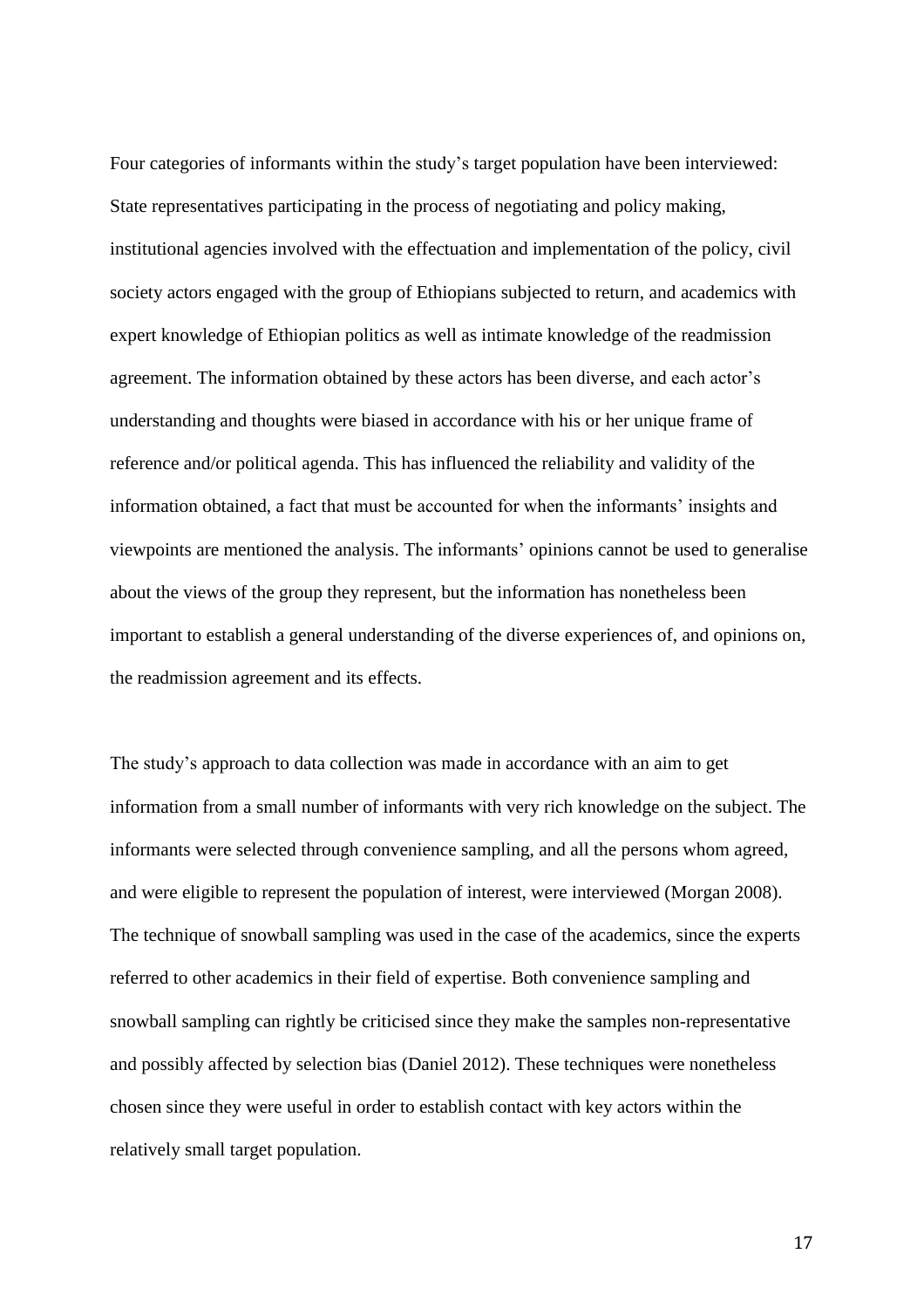Four categories of informants within the study's target population have been interviewed: State representatives participating in the process of negotiating and policy making, institutional agencies involved with the effectuation and implementation of the policy, civil society actors engaged with the group of Ethiopians subjected to return, and academics with expert knowledge of Ethiopian politics as well as intimate knowledge of the readmission agreement. The information obtained by these actors has been diverse, and each actor's understanding and thoughts were biased in accordance with his or her unique frame of reference and/or political agenda. This has influenced the reliability and validity of the information obtained, a fact that must be accounted for when the informants' insights and viewpoints are mentioned the analysis. The informants' opinions cannot be used to generalise about the views of the group they represent, but the information has nonetheless been important to establish a general understanding of the diverse experiences of, and opinions on, the readmission agreement and its effects.

The study's approach to data collection was made in accordance with an aim to get information from a small number of informants with very rich knowledge on the subject. The informants were selected through convenience sampling, and all the persons whom agreed, and were eligible to represent the population of interest, were interviewed (Morgan 2008). The technique of snowball sampling was used in the case of the academics, since the experts referred to other academics in their field of expertise. Both convenience sampling and snowball sampling can rightly be criticised since they make the samples non-representative and possibly affected by selection bias (Daniel 2012). These techniques were nonetheless chosen since they were useful in order to establish contact with key actors within the relatively small target population.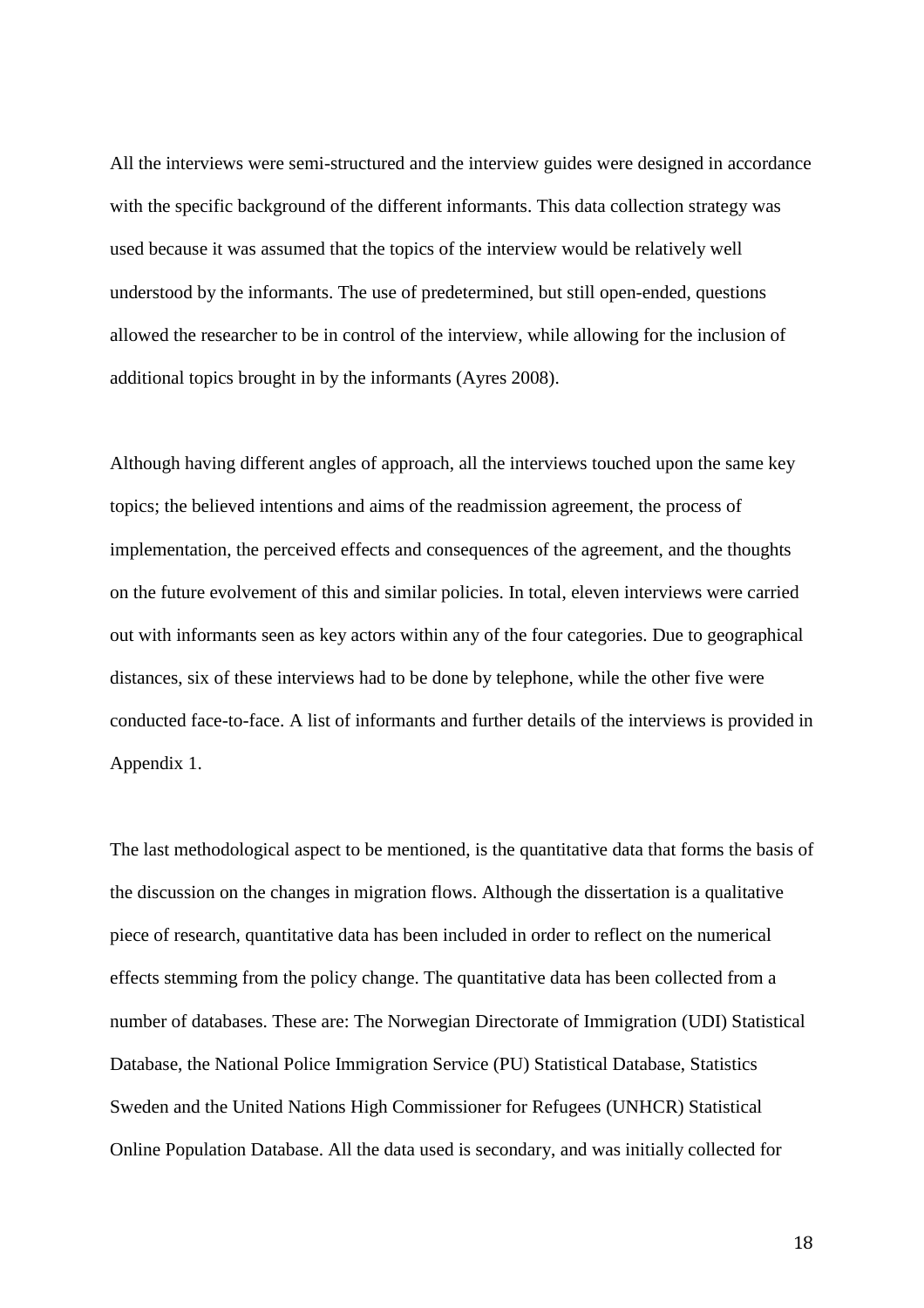All the interviews were semi-structured and the interview guides were designed in accordance with the specific background of the different informants. This data collection strategy was used because it was assumed that the topics of the interview would be relatively well understood by the informants. The use of predetermined, but still open-ended, questions allowed the researcher to be in control of the interview, while allowing for the inclusion of additional topics brought in by the informants (Ayres 2008).

Although having different angles of approach, all the interviews touched upon the same key topics; the believed intentions and aims of the readmission agreement, the process of implementation, the perceived effects and consequences of the agreement, and the thoughts on the future evolvement of this and similar policies. In total, eleven interviews were carried out with informants seen as key actors within any of the four categories. Due to geographical distances, six of these interviews had to be done by telephone, while the other five were conducted face-to-face. A list of informants and further details of the interviews is provided in Appendix 1.

The last methodological aspect to be mentioned, is the quantitative data that forms the basis of the discussion on the changes in migration flows. Although the dissertation is a qualitative piece of research, quantitative data has been included in order to reflect on the numerical effects stemming from the policy change. The quantitative data has been collected from a number of databases. These are: The Norwegian Directorate of Immigration (UDI) Statistical Database, the National Police Immigration Service (PU) Statistical Database, Statistics Sweden and the United Nations High Commissioner for Refugees (UNHCR) Statistical Online Population Database. All the data used is secondary, and was initially collected for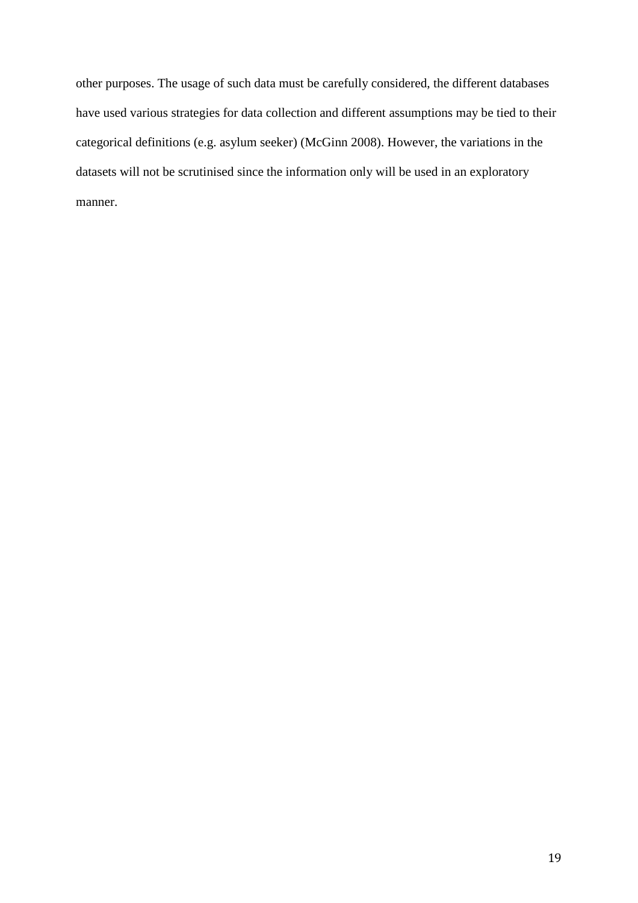other purposes. The usage of such data must be carefully considered, the different databases have used various strategies for data collection and different assumptions may be tied to their categorical definitions (e.g. asylum seeker) (McGinn 2008). However, the variations in the datasets will not be scrutinised since the information only will be used in an exploratory manner.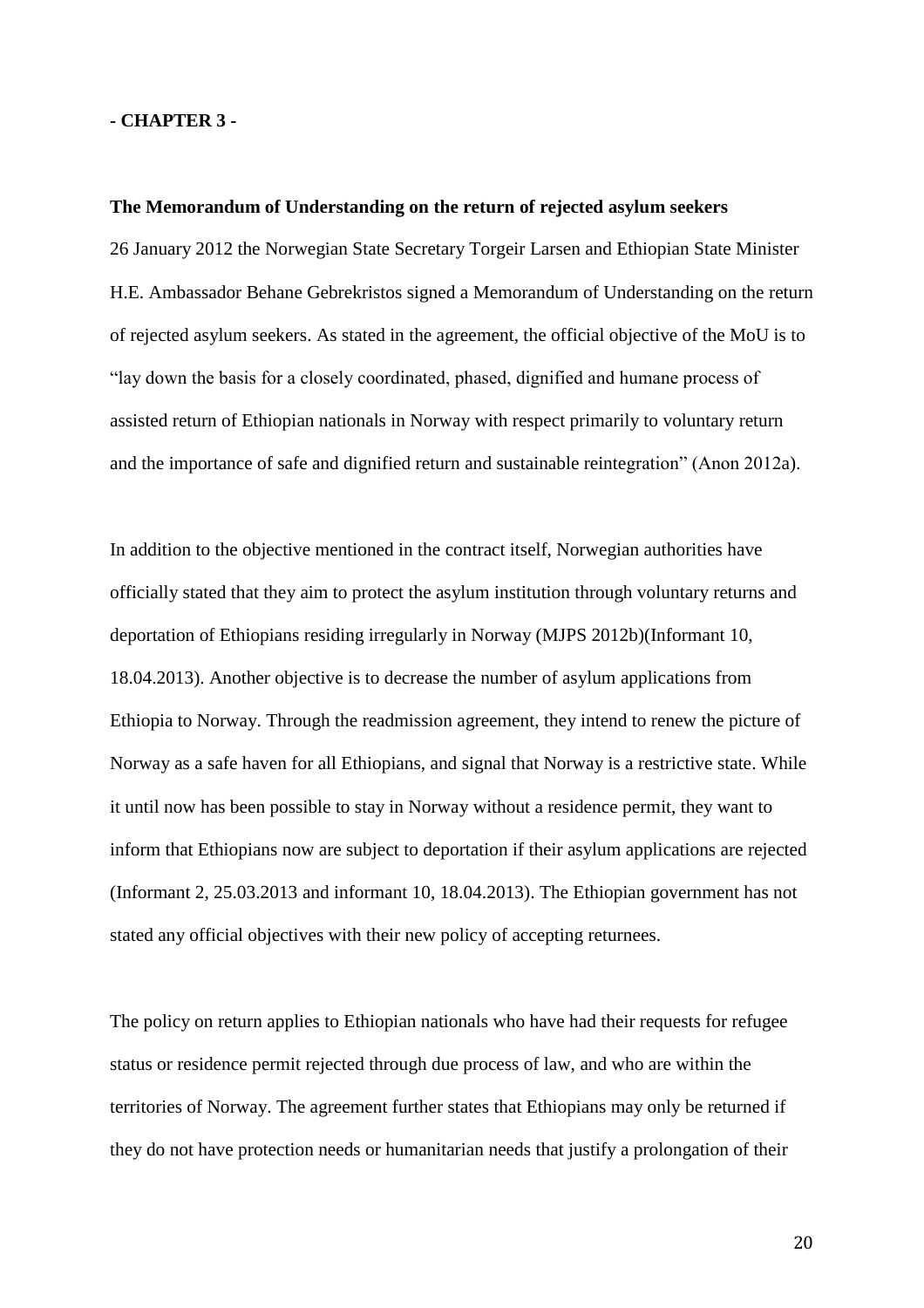**- CHAPTER 3 -**

**The Memorandum of Understanding on the return of rejected asylum seekers**

26 January 2012 the Norwegian State Secretary Torgeir Larsen and Ethiopian State Minister H.E. Ambassador Behane Gebrekristos signed a Memorandum of Understanding on the return of rejected asylum seekers. As stated in the agreement, the official objective of the MoU is to "lay down the basis for a closely coordinated, phased, dignified and humane process of assisted return of Ethiopian nationals in Norway with respect primarily to voluntary return and the importance of safe and dignified return and sustainable reintegration" (Anon 2012a).

In addition to the objective mentioned in the contract itself, Norwegian authorities have officially stated that they aim to protect the asylum institution through voluntary returns and deportation of Ethiopians residing irregularly in Norway (MJPS 2012b)(Informant 10, 18.04.2013). Another objective is to decrease the number of asylum applications from Ethiopia to Norway. Through the readmission agreement, they intend to renew the picture of Norway as a safe haven for all Ethiopians, and signal that Norway is a restrictive state. While it until now has been possible to stay in Norway without a residence permit, they want to inform that Ethiopians now are subject to deportation if their asylum applications are rejected (Informant 2, 25.03.2013 and informant 10, 18.04.2013). The Ethiopian government has not stated any official objectives with their new policy of accepting returnees.

The policy on return applies to Ethiopian nationals who have had their requests for refugee status or residence permit rejected through due process of law, and who are within the territories of Norway. The agreement further states that Ethiopians may only be returned if they do not have protection needs or humanitarian needs that justify a prolongation of their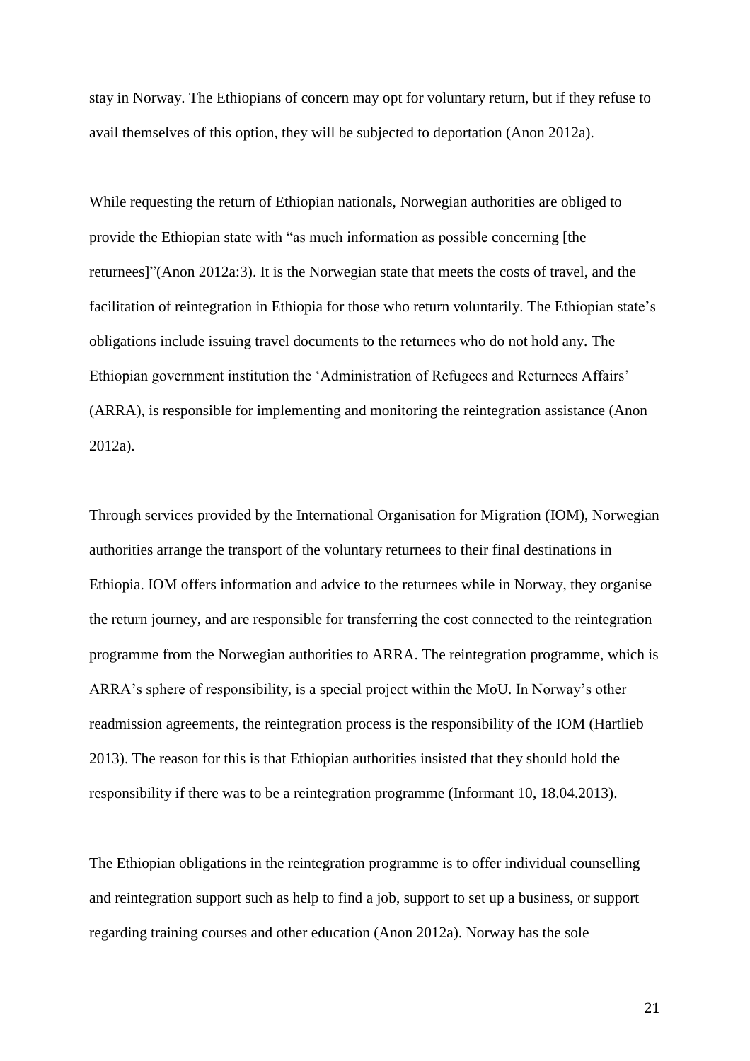stay in Norway. The Ethiopians of concern may opt for voluntary return, but if they refuse to avail themselves of this option, they will be subjected to deportation (Anon 2012a).

While requesting the return of Ethiopian nationals, Norwegian authorities are obliged to provide the Ethiopian state with "as much information as possible concerning [the returnees]"(Anon 2012a:3). It is the Norwegian state that meets the costs of travel, and the facilitation of reintegration in Ethiopia for those who return voluntarily. The Ethiopian state's obligations include issuing travel documents to the returnees who do not hold any. The Ethiopian government institution the 'Administration of Refugees and Returnees Affairs' (ARRA), is responsible for implementing and monitoring the reintegration assistance (Anon 2012a).

Through services provided by the International Organisation for Migration (IOM), Norwegian authorities arrange the transport of the voluntary returnees to their final destinations in Ethiopia. IOM offers information and advice to the returnees while in Norway, they organise the return journey, and are responsible for transferring the cost connected to the reintegration programme from the Norwegian authorities to ARRA. The reintegration programme, which is ARRA's sphere of responsibility, is a special project within the MoU. In Norway's other readmission agreements, the reintegration process is the responsibility of the IOM (Hartlieb 2013). The reason for this is that Ethiopian authorities insisted that they should hold the responsibility if there was to be a reintegration programme (Informant 10, 18.04.2013).

The Ethiopian obligations in the reintegration programme is to offer individual counselling and reintegration support such as help to find a job, support to set up a business, or support regarding training courses and other education (Anon 2012a). Norway has the sole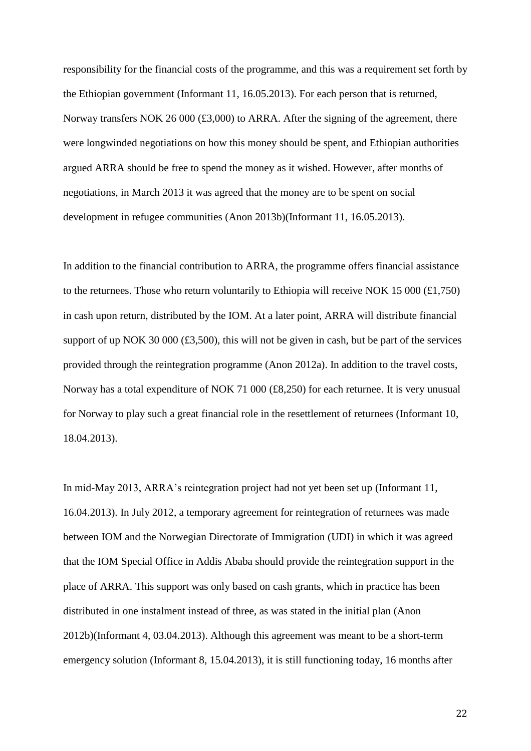responsibility for the financial costs of the programme, and this was a requirement set forth by the Ethiopian government (Informant 11, 16.05.2013). For each person that is returned, Norway transfers NOK 26 000 (£3,000) to ARRA. After the signing of the agreement, there were longwinded negotiations on how this money should be spent, and Ethiopian authorities argued ARRA should be free to spend the money as it wished. However, after months of negotiations, in March 2013 it was agreed that the money are to be spent on social development in refugee communities (Anon 2013b)(Informant 11, 16.05.2013).

In addition to the financial contribution to ARRA, the programme offers financial assistance to the returnees. Those who return voluntarily to Ethiopia will receive NOK 15 000 (£1,750) in cash upon return, distributed by the IOM. At a later point, ARRA will distribute financial support of up NOK 30 000 (£3,500), this will not be given in cash, but be part of the services provided through the reintegration programme (Anon 2012a). In addition to the travel costs, Norway has a total expenditure of NOK 71 000 (£8,250) for each returnee. It is very unusual for Norway to play such a great financial role in the resettlement of returnees (Informant 10, 18.04.2013).

In mid-May 2013, ARRA's reintegration project had not yet been set up (Informant 11, 16.04.2013). In July 2012, a temporary agreement for reintegration of returnees was made between IOM and the Norwegian Directorate of Immigration (UDI) in which it was agreed that the IOM Special Office in Addis Ababa should provide the reintegration support in the place of ARRA. This support was only based on cash grants, which in practice has been distributed in one instalment instead of three, as was stated in the initial plan (Anon 2012b)(Informant 4, 03.04.2013). Although this agreement was meant to be a short-term emergency solution (Informant 8, 15.04.2013), it is still functioning today, 16 months after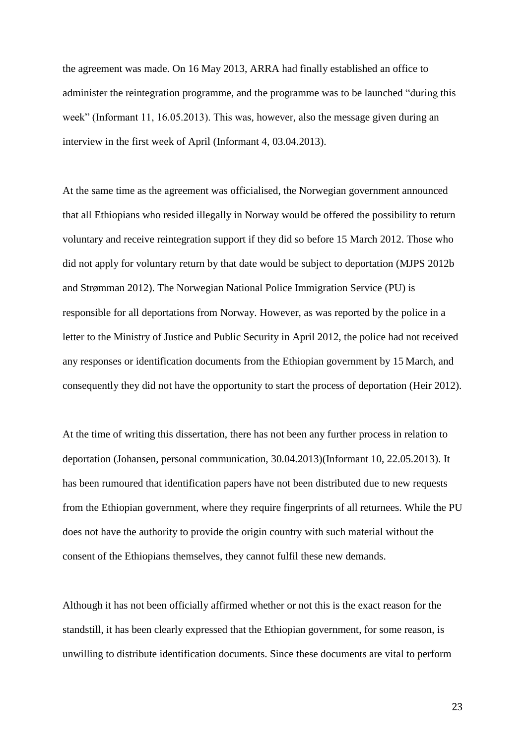the agreement was made. On 16 May 2013, ARRA had finally established an office to administer the reintegration programme, and the programme was to be launched "during this week" (Informant 11, 16.05.2013). This was, however, also the message given during an interview in the first week of April (Informant 4, 03.04.2013).

At the same time as the agreement was officialised, the Norwegian government announced that all Ethiopians who resided illegally in Norway would be offered the possibility to return voluntary and receive reintegration support if they did so before 15 March 2012. Those who did not apply for voluntary return by that date would be subject to deportation (MJPS 2012b and Strømman 2012). The Norwegian National Police Immigration Service (PU) is responsible for all deportations from Norway. However, as was reported by the police in a letter to the Ministry of Justice and Public Security in April 2012, the police had not received any responses or identification documents from the Ethiopian government by 15 March, and consequently they did not have the opportunity to start the process of deportation (Heir 2012).

At the time of writing this dissertation, there has not been any further process in relation to deportation (Johansen, personal communication, 30.04.2013)(Informant 10, 22.05.2013). It has been rumoured that identification papers have not been distributed due to new requests from the Ethiopian government, where they require fingerprints of all returnees. While the PU does not have the authority to provide the origin country with such material without the consent of the Ethiopians themselves, they cannot fulfil these new demands.

Although it has not been officially affirmed whether or not this is the exact reason for the standstill, it has been clearly expressed that the Ethiopian government, for some reason, is unwilling to distribute identification documents. Since these documents are vital to perform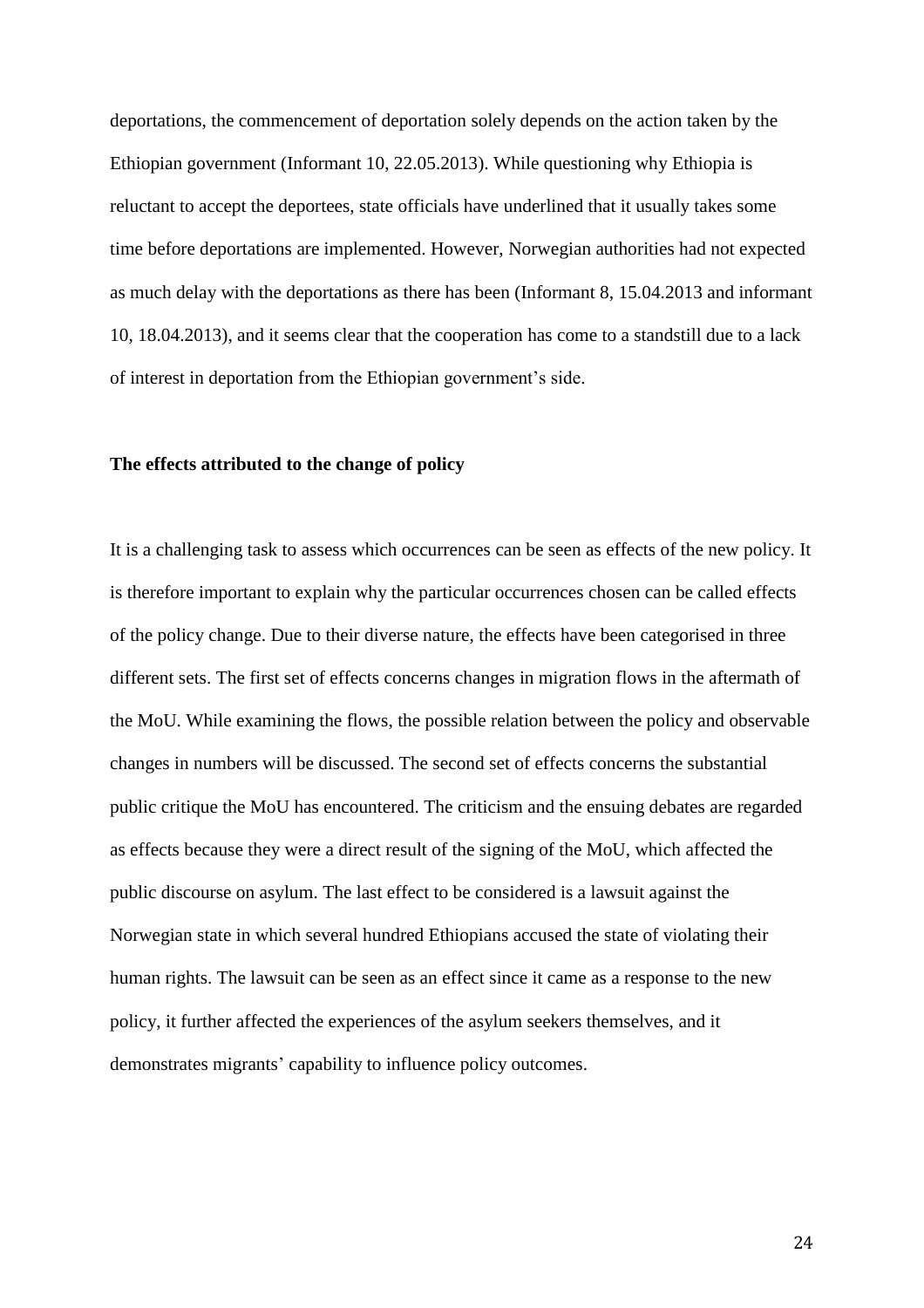deportations, the commencement of deportation solely depends on the action taken by the Ethiopian government (Informant 10, 22.05.2013). While questioning why Ethiopia is reluctant to accept the deportees, state officials have underlined that it usually takes some time before deportations are implemented. However, Norwegian authorities had not expected as much delay with the deportations as there has been (Informant 8, 15.04.2013 and informant 10, 18.04.2013), and it seems clear that the cooperation has come to a standstill due to a lack of interest in deportation from the Ethiopian government's side.

**The effects attributed to the change of policy**

It is a challenging task to assess which occurrences can be seen as effects of the new policy. It is therefore important to explain why the particular occurrences chosen can be called effects of the policy change. Due to their diverse nature, the effects have been categorised in three different sets. The first set of effects concerns changes in migration flows in the aftermath of the MoU. While examining the flows, the possible relation between the policy and observable changes in numbers will be discussed. The second set of effects concerns the substantial public critique the MoU has encountered. The criticism and the ensuing debates are regarded as effects because they were a direct result of the signing of the MoU, which affected the public discourse on asylum. The last effect to be considered is a lawsuit against the Norwegian state in which several hundred Ethiopians accused the state of violating their human rights. The lawsuit can be seen as an effect since it came as a response to the new policy, it further affected the experiences of the asylum seekers themselves, and it demonstrates migrants' capability to influence policy outcomes.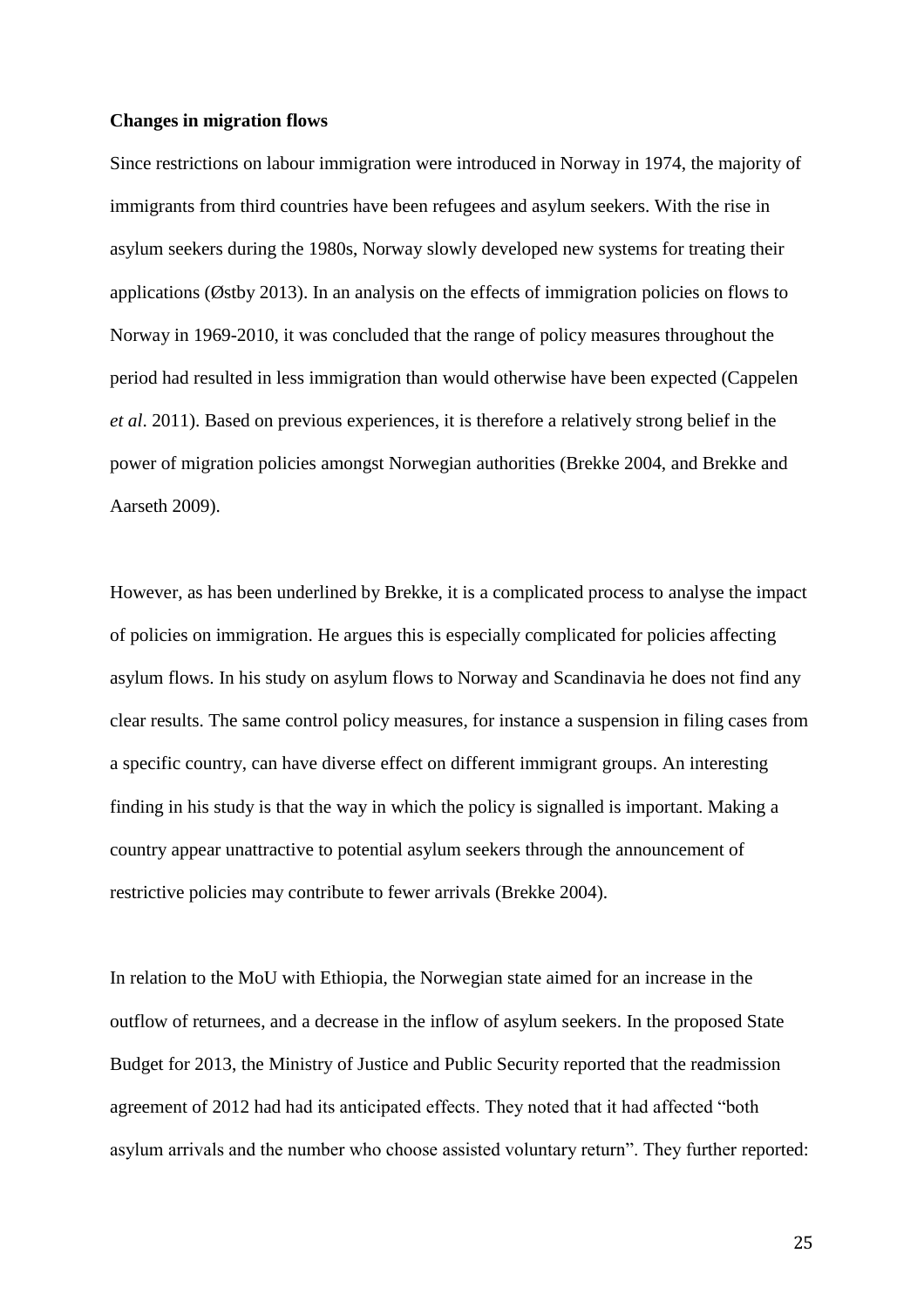**Changes in migration flows**

Since restrictions on labour immigration were introduced in Norway in 1974, the majority of immigrants from third countries have been refugees and asylum seekers. With the rise in asylum seekers during the 1980s, Norway slowly developed new systems for treating their applications (Østby 2013). In an analysis on the effects of immigration policies on flows to Norway in 1969-2010, it was concluded that the range of policy measures throughout the period had resulted in less immigration than would otherwise have been expected (Cappelen *et al*. 2011). Based on previous experiences, it is therefore a relatively strong belief in the power of migration policies amongst Norwegian authorities (Brekke 2004, and Brekke and Aarseth 2009).

However, as has been underlined by Brekke, it is a complicated process to analyse the impact of policies on immigration. He argues this is especially complicated for policies affecting asylum flows. In his study on asylum flows to Norway and Scandinavia he does not find any clear results. The same control policy measures, for instance a suspension in filing cases from a specific country, can have diverse effect on different immigrant groups. An interesting finding in his study is that the way in which the policy is signalled is important. Making a country appear unattractive to potential asylum seekers through the announcement of restrictive policies may contribute to fewer arrivals (Brekke 2004).

In relation to the MoU with Ethiopia, the Norwegian state aimed for an increase in the outflow of returnees, and a decrease in the inflow of asylum seekers. In the proposed State Budget for 2013, the Ministry of Justice and Public Security reported that the readmission agreement of 2012 had had its anticipated effects. They noted that it had affected "both asylum arrivals and the number who choose assisted voluntary return". They further reported: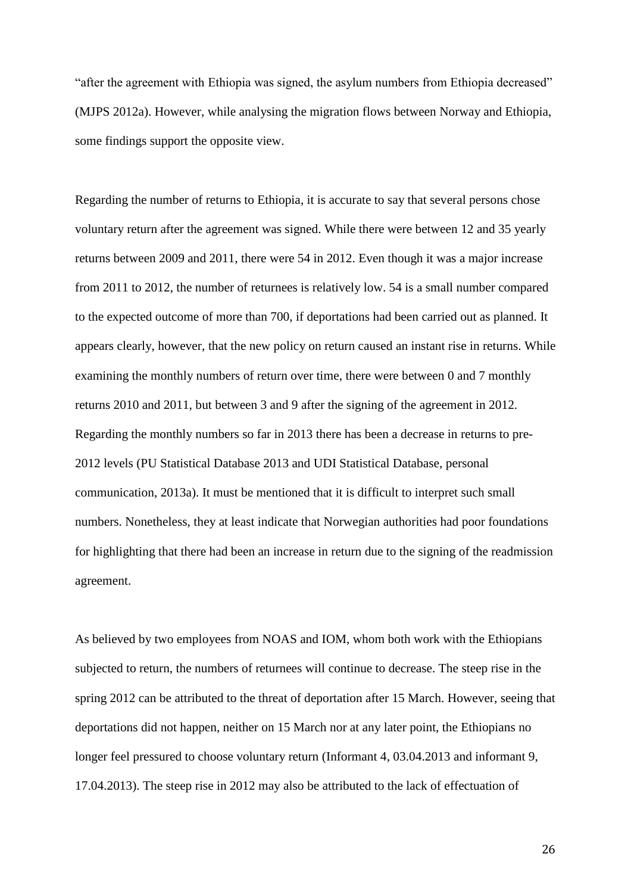"after the agreement with Ethiopia was signed, the asylum numbers from Ethiopia decreased" (MJPS 2012a). However, while analysing the migration flows between Norway and Ethiopia, some findings support the opposite view.

Regarding the number of returns to Ethiopia, it is accurate to say that several persons chose voluntary return after the agreement was signed. While there were between 12 and 35 yearly returns between 2009 and 2011, there were 54 in 2012. Even though it was a major increase from 2011 to 2012, the number of returnees is relatively low. 54 is a small number compared to the expected outcome of more than 700, if deportations had been carried out as planned. It appears clearly, however, that the new policy on return caused an instant rise in returns. While examining the monthly numbers of return over time, there were between 0 and 7 monthly returns 2010 and 2011, but between 3 and 9 after the signing of the agreement in 2012. Regarding the monthly numbers so far in 2013 there has been a decrease in returns to pre-2012 levels (PU Statistical Database 2013 and UDI Statistical Database, personal communication, 2013a). It must be mentioned that it is difficult to interpret such small numbers. Nonetheless, they at least indicate that Norwegian authorities had poor foundations for highlighting that there had been an increase in return due to the signing of the readmission agreement.

As believed by two employees from NOAS and IOM, whom both work with the Ethiopians subjected to return, the numbers of returnees will continue to decrease. The steep rise in the spring 2012 can be attributed to the threat of deportation after 15 March. However, seeing that deportations did not happen, neither on 15 March nor at any later point, the Ethiopians no longer feel pressured to choose voluntary return (Informant 4, 03.04.2013 and informant 9, 17.04.2013). The steep rise in 2012 may also be attributed to the lack of effectuation of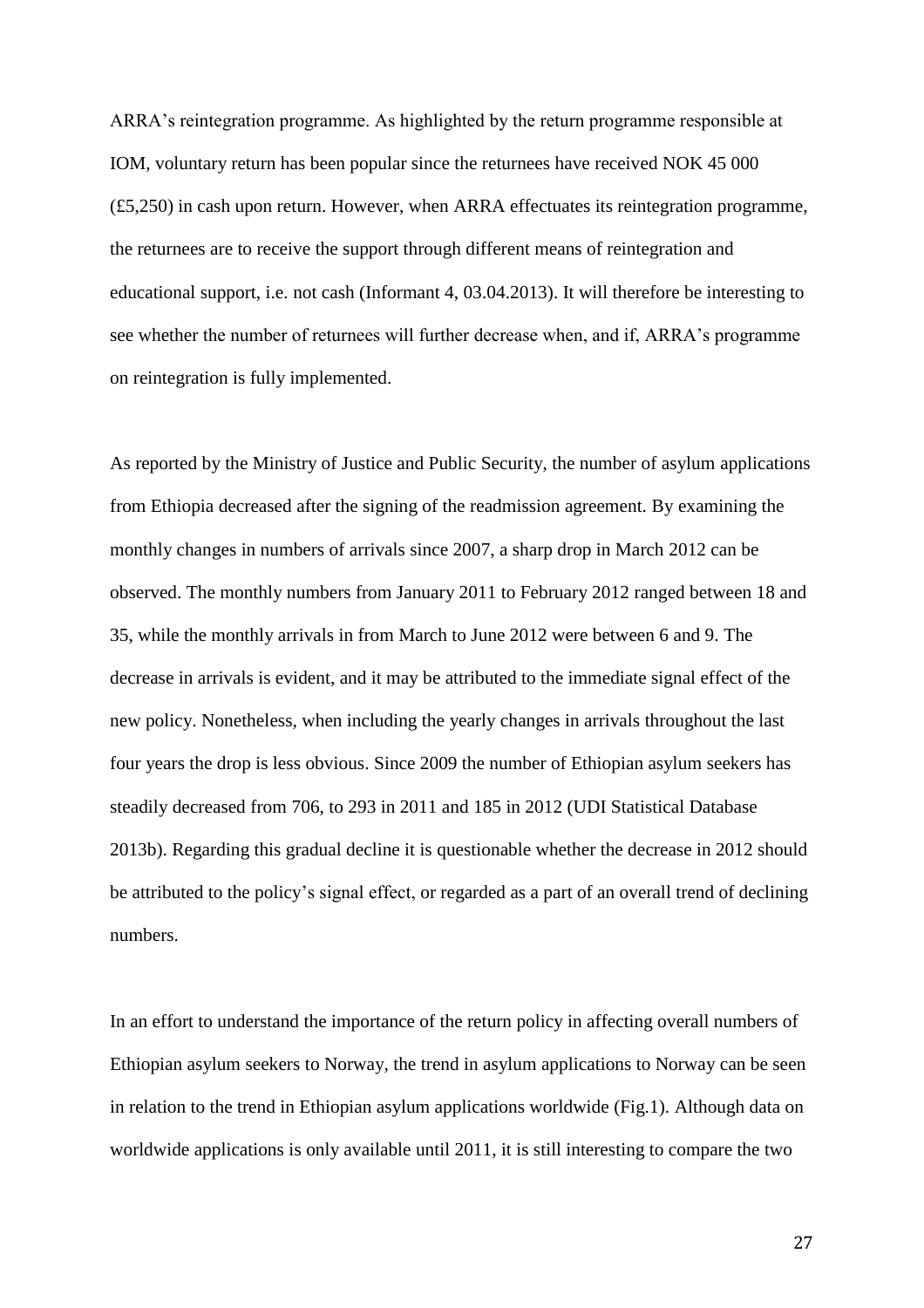ARRA's reintegration programme. As highlighted by the return programme responsible at IOM, voluntary return has been popular since the returnees have received NOK 45 000 (£5,250) in cash upon return. However, when ARRA effectuates its reintegration programme, the returnees are to receive the support through different means of reintegration and educational support, i.e. not cash (Informant 4, 03.04.2013). It will therefore be interesting to see whether the number of returnees will further decrease when, and if, ARRA's programme on reintegration is fully implemented.

As reported by the Ministry of Justice and Public Security, the number of asylum applications from Ethiopia decreased after the signing of the readmission agreement. By examining the monthly changes in numbers of arrivals since 2007, a sharp drop in March 2012 can be observed. The monthly numbers from January 2011 to February 2012 ranged between 18 and 35, while the monthly arrivals in from March to June 2012 were between 6 and 9. The decrease in arrivals is evident, and it may be attributed to the immediate signal effect of the new policy. Nonetheless, when including the yearly changes in arrivals throughout the last four years the drop is less obvious. Since 2009 the number of Ethiopian asylum seekers has steadily decreased from 706, to 293 in 2011 and 185 in 2012 (UDI Statistical Database 2013b). Regarding this gradual decline it is questionable whether the decrease in 2012 should be attributed to the policy's signal effect, or regarded as a part of an overall trend of declining numbers.

In an effort to understand the importance of the return policy in affecting overall numbers of Ethiopian asylum seekers to Norway, the trend in asylum applications to Norway can be seen in relation to the trend in Ethiopian asylum applications worldwide (Fig.1). Although data on worldwide applications is only available until 2011, it is still interesting to compare the two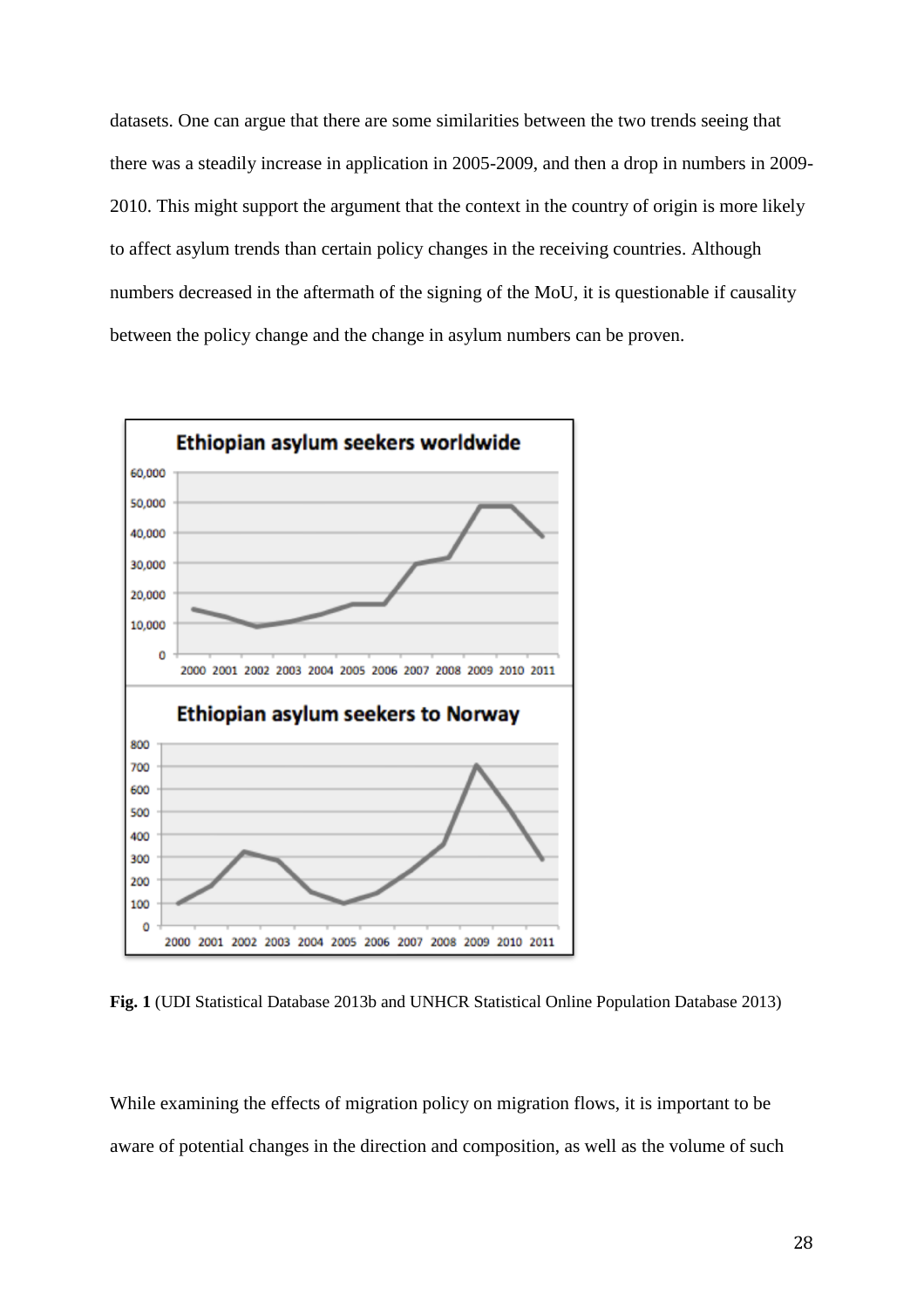datasets. One can argue that there are some similarities between the two trends seeing that there was a steadily increase in application in 2005-2009, and then a drop in numbers in 2009-2010. This might support the argument that the context in the country of origin is more likely to affect asylum trends than certain policy changes in the receiving countries. Although numbers decreased in the aftermath of the signing of the MoU, it is questionable if causality between the policy change and the change in asylum numbers can be proven.

**Fig. 1** (UDI Statistical Database 2013b and UNHCR Statistical Online Population Database 2013)

While examining the effects of migration policy on migration flows, it is important to be aware of potential changes in the direction and composition, as well as the volume of such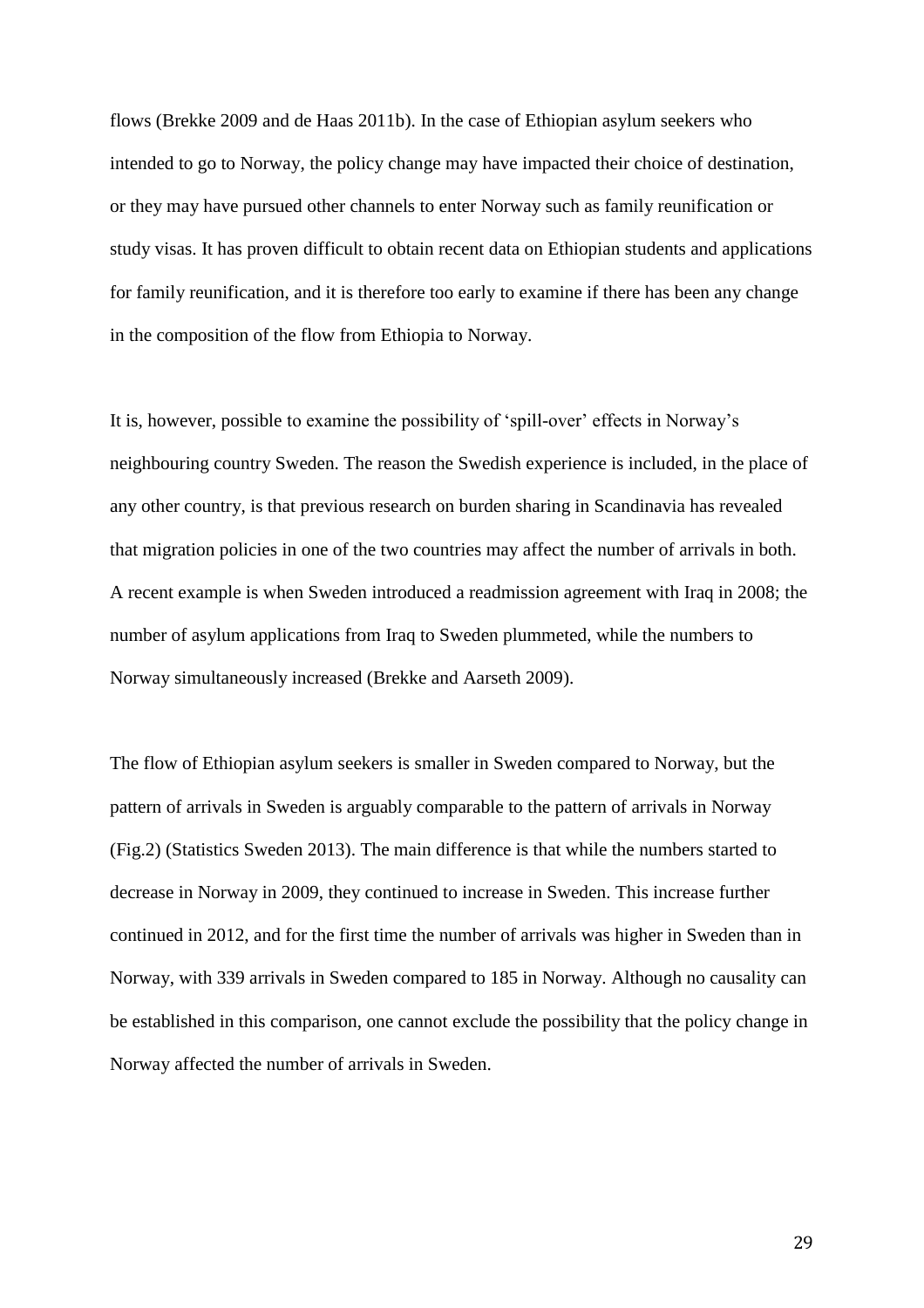flows (Brekke 2009 and de Haas 2011b). In the case of Ethiopian asylum seekers who intended to go to Norway, the policy change may have impacted their choice of destination, or they may have pursued other channels to enter Norway such as family reunification or study visas. It has proven difficult to obtain recent data on Ethiopian students and applications for family reunification, and it is therefore too early to examine if there has been any change in the composition of the flow from Ethiopia to Norway.

It is, however, possible to examine the possibility of 'spill-over' effects in Norway's neighbouring country Sweden. The reason the Swedish experience is included, in the place of any other country, is that previous research on burden sharing in Scandinavia has revealed that migration policies in one of the two countries may affect the number of arrivals in both. A recent example is when Sweden introduced a readmission agreement with Iraq in 2008; the number of asylum applications from Iraq to Sweden plummeted, while the numbers to Norway simultaneously increased (Brekke and Aarseth 2009).

The flow of Ethiopian asylum seekers is smaller in Sweden compared to Norway, but the pattern of arrivals in Sweden is arguably comparable to the pattern of arrivals in Norway (Fig.2) (Statistics Sweden 2013). The main difference is that while the numbers started to decrease in Norway in 2009, they continued to increase in Sweden. This increase further continued in 2012, and for the first time the number of arrivals was higher in Sweden than in Norway, with 339 arrivals in Sweden compared to 185 in Norway. Although no causality can be established in this comparison, one cannot exclude the possibility that the policy change in Norway affected the number of arrivals in Sweden.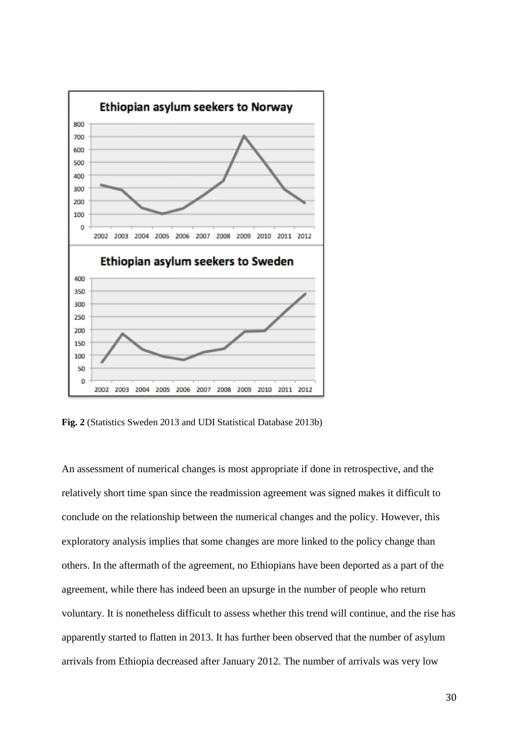**Fig. 2** (Statistics Sweden 2013 and UDI Statistical Database 2013b)

An assessment of numerical changes is most appropriate if done in retrospective, and the relatively short time span since the readmission agreement was signed makes it difficult to conclude on the relationship between the numerical changes and the policy. However, this exploratory analysis implies that some changes are more linked to the policy change than others. In the aftermath of the agreement, no Ethiopians have been deported as a part of the agreement, while there has indeed been an upsurge in the number of people who return voluntary. It is nonetheless difficult to assess whether this trend will continue, and the rise has apparently started to flatten in 2013. It has further been observed that the number of asylum arrivals from Ethiopia decreased after January 2012. The number of arrivals was very low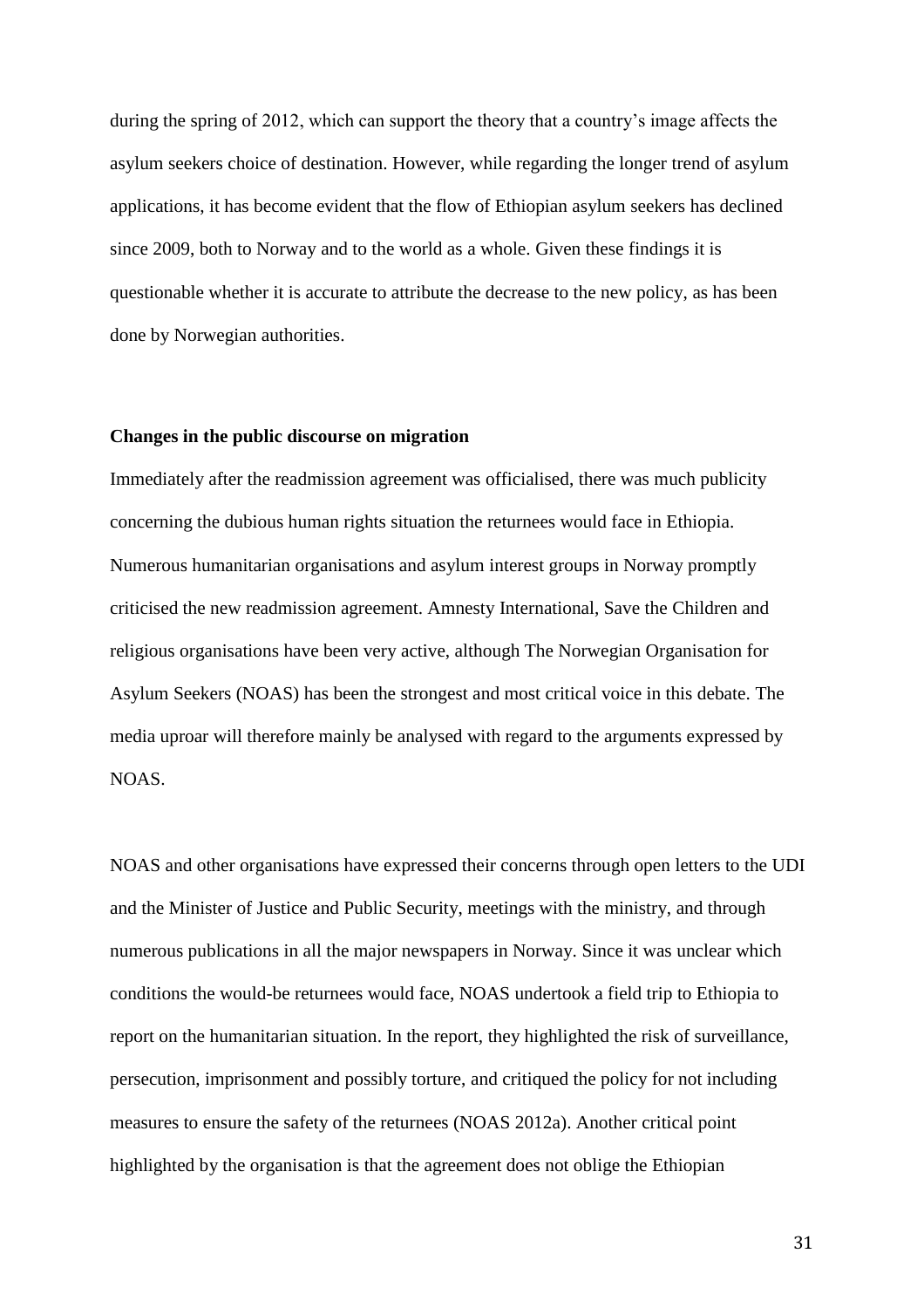during the spring of 2012, which can support the theory that a country's image affects the asylum seekers choice of destination. However, while regarding the longer trend of asylum applications, it has become evident that the flow of Ethiopian asylum seekers has declined since 2009, both to Norway and to the world as a whole. Given these findings it is questionable whether it is accurate to attribute the decrease to the new policy, as has been done by Norwegian authorities.

**Changes in the public discourse on migration**

Immediately after the readmission agreement was officialised, there was much publicity concerning the dubious human rights situation the returnees would face in Ethiopia. Numerous humanitarian organisations and asylum interest groups in Norway promptly criticised the new readmission agreement. Amnesty International, Save the Children and religious organisations have been very active, although The Norwegian Organisation for Asylum Seekers (NOAS) has been the strongest and most critical voice in this debate. The media uproar will therefore mainly be analysed with regard to the arguments expressed by NOAS.

NOAS and other organisations have expressed their concerns through open letters to the UDI and the Minister of Justice and Public Security, meetings with the ministry, and through numerous publications in all the major newspapers in Norway. Since it was unclear which conditions the would-be returnees would face, NOAS undertook a field trip to Ethiopia to report on the humanitarian situation. In the report, they highlighted the risk of surveillance, persecution, imprisonment and possibly torture, and critiqued the policy for not including measures to ensure the safety of the returnees (NOAS 2012a). Another critical point highlighted by the organisation is that the agreement does not oblige the Ethiopian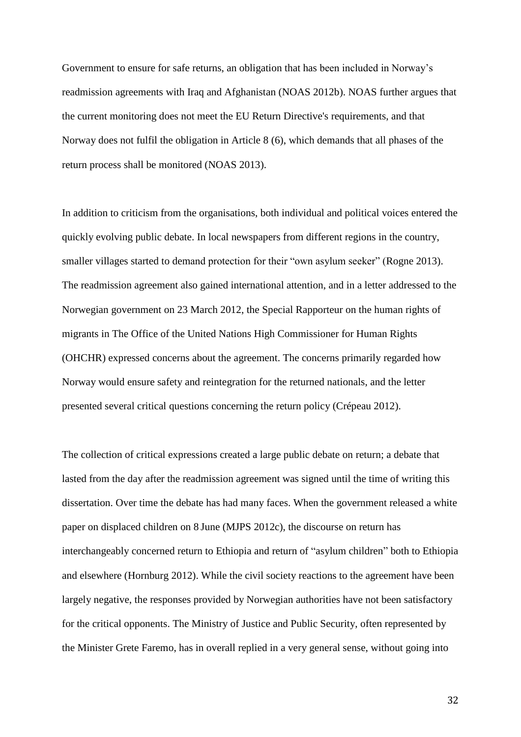Government to ensure for safe returns, an obligation that has been included in Norway's readmission agreements with Iraq and Afghanistan (NOAS 2012b). NOAS further argues that the current monitoring does not meet the EU Return Directive's requirements, and that Norway does not fulfil the obligation in Article 8 (6), which demands that all phases of the return process shall be monitored (NOAS 2013).

In addition to criticism from the organisations, both individual and political voices entered the quickly evolving public debate. In local newspapers from different regions in the country, smaller villages started to demand protection for their "own asylum seeker" (Rogne 2013). The readmission agreement also gained international attention, and in a letter addressed to the Norwegian government on 23 March 2012, the Special Rapporteur on the human rights of migrants in The Office of the United Nations High Commissioner for Human Rights (OHCHR) expressed concerns about the agreement. The concerns primarily regarded how Norway would ensure safety and reintegration for the returned nationals, and the letter presented several critical questions concerning the return policy (Crépeau 2012).

The collection of critical expressions created a large public debate on return; a debate that lasted from the day after the readmission agreement was signed until the time of writing this dissertation. Over time the debate has had many faces. When the government released a white paper on displaced children on 8 June (MJPS 2012c), the discourse on return has interchangeably concerned return to Ethiopia and return of "asylum children" both to Ethiopia and elsewhere (Hornburg 2012). While the civil society reactions to the agreement have been largely negative, the responses provided by Norwegian authorities have not been satisfactory for the critical opponents. The Ministry of Justice and Public Security, often represented by the Minister Grete Faremo, has in overall replied in a very general sense, without going into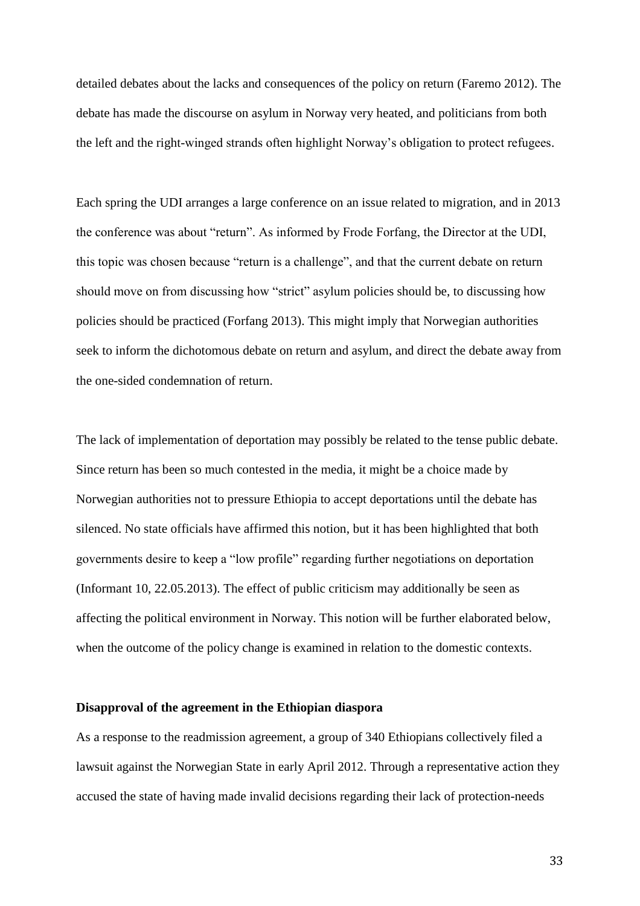detailed debates about the lacks and consequences of the policy on return (Faremo 2012). The debate has made the discourse on asylum in Norway very heated, and politicians from both the left and the right-winged strands often highlight Norway's obligation to protect refugees.

Each spring the UDI arranges a large conference on an issue related to migration, and in 2013 the conference was about "return". As informed by Frode Forfang, the Director at the UDI, this topic was chosen because "return is a challenge", and that the current debate on return should move on from discussing how "strict" asylum policies should be, to discussing how policies should be practiced (Forfang 2013). This might imply that Norwegian authorities seek to inform the dichotomous debate on return and asylum, and direct the debate away from the one-sided condemnation of return.

The lack of implementation of deportation may possibly be related to the tense public debate. Since return has been so much contested in the media, it might be a choice made by Norwegian authorities not to pressure Ethiopia to accept deportations until the debate has silenced. No state officials have affirmed this notion, but it has been highlighted that both governments desire to keep a "low profile" regarding further negotiations on deportation (Informant 10, 22.05.2013). The effect of public criticism may additionally be seen as affecting the political environment in Norway. This notion will be further elaborated below, when the outcome of the policy change is examined in relation to the domestic contexts.

**Disapproval of the agreement in the Ethiopian diaspora**

As a response to the readmission agreement, a group of 340 Ethiopians collectively filed a lawsuit against the Norwegian State in early April 2012. Through a representative action they accused the state of having made invalid decisions regarding their lack of protection-needs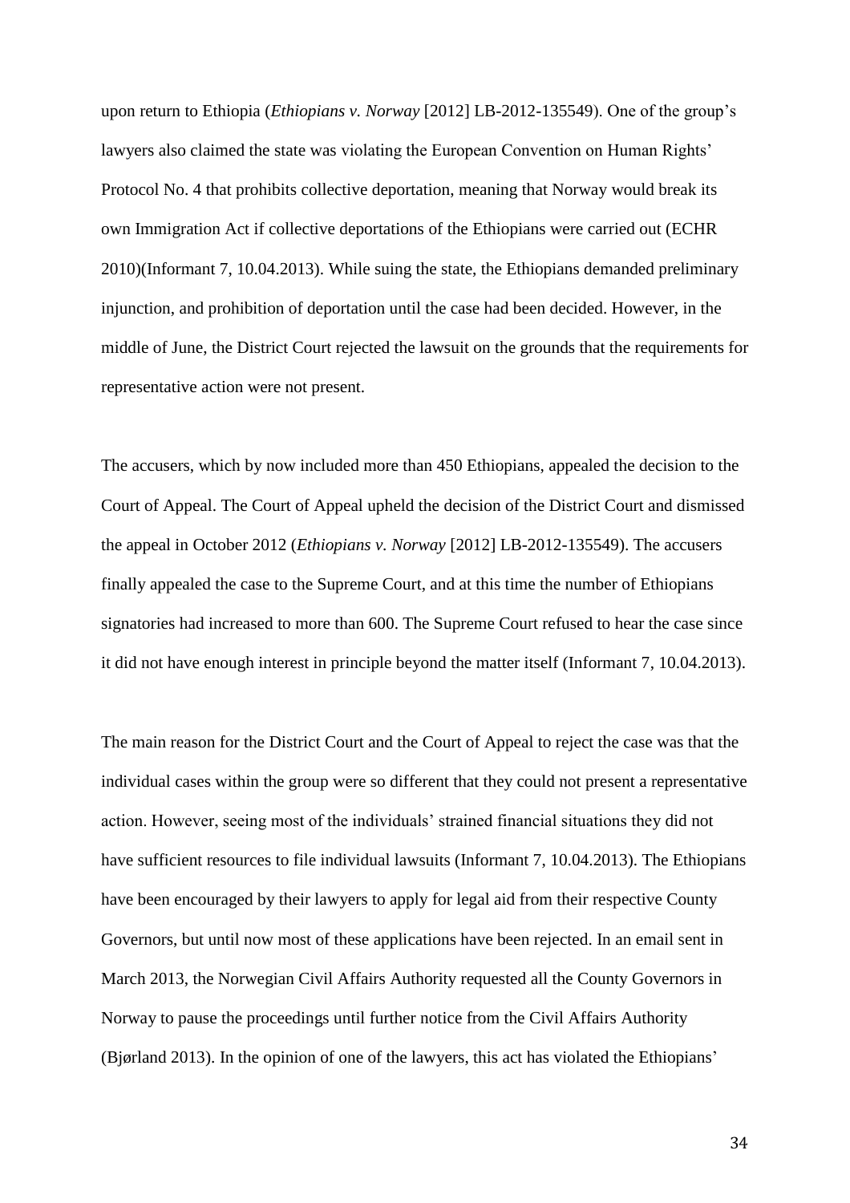upon return to Ethiopia (*Ethiopians v. Norway* [2012] LB-2012-135549). One of the group's lawyers also claimed the state was violating the European Convention on Human Rights' Protocol No. 4 that prohibits collective deportation, meaning that Norway would break its own Immigration Act if collective deportations of the Ethiopians were carried out (ECHR 2010)(Informant 7, 10.04.2013). While suing the state, the Ethiopians demanded preliminary injunction, and prohibition of deportation until the case had been decided. However, in the middle of June, the District Court rejected the lawsuit on the grounds that the requirements for representative action were not present.

The accusers, which by now included more than 450 Ethiopians, appealed the decision to the Court of Appeal. The Court of Appeal upheld the decision of the District Court and dismissed the appeal in October 2012 (*Ethiopians v. Norway* [2012] LB-2012-135549). The accusers finally appealed the case to the Supreme Court, and at this time the number of Ethiopians signatories had increased to more than 600. The Supreme Court refused to hear the case since it did not have enough interest in principle beyond the matter itself (Informant 7, 10.04.2013).

The main reason for the District Court and the Court of Appeal to reject the case was that the individual cases within the group were so different that they could not present a representative action. However, seeing most of the individuals' strained financial situations they did not have sufficient resources to file individual lawsuits (Informant 7, 10.04.2013). The Ethiopians have been encouraged by their lawyers to apply for legal aid from their respective County Governors, but until now most of these applications have been rejected. In an email sent in March 2013, the Norwegian Civil Affairs Authority requested all the County Governors in Norway to pause the proceedings until further notice from the Civil Affairs Authority (Bjørland 2013). In the opinion of one of the lawyers, this act has violated the Ethiopians'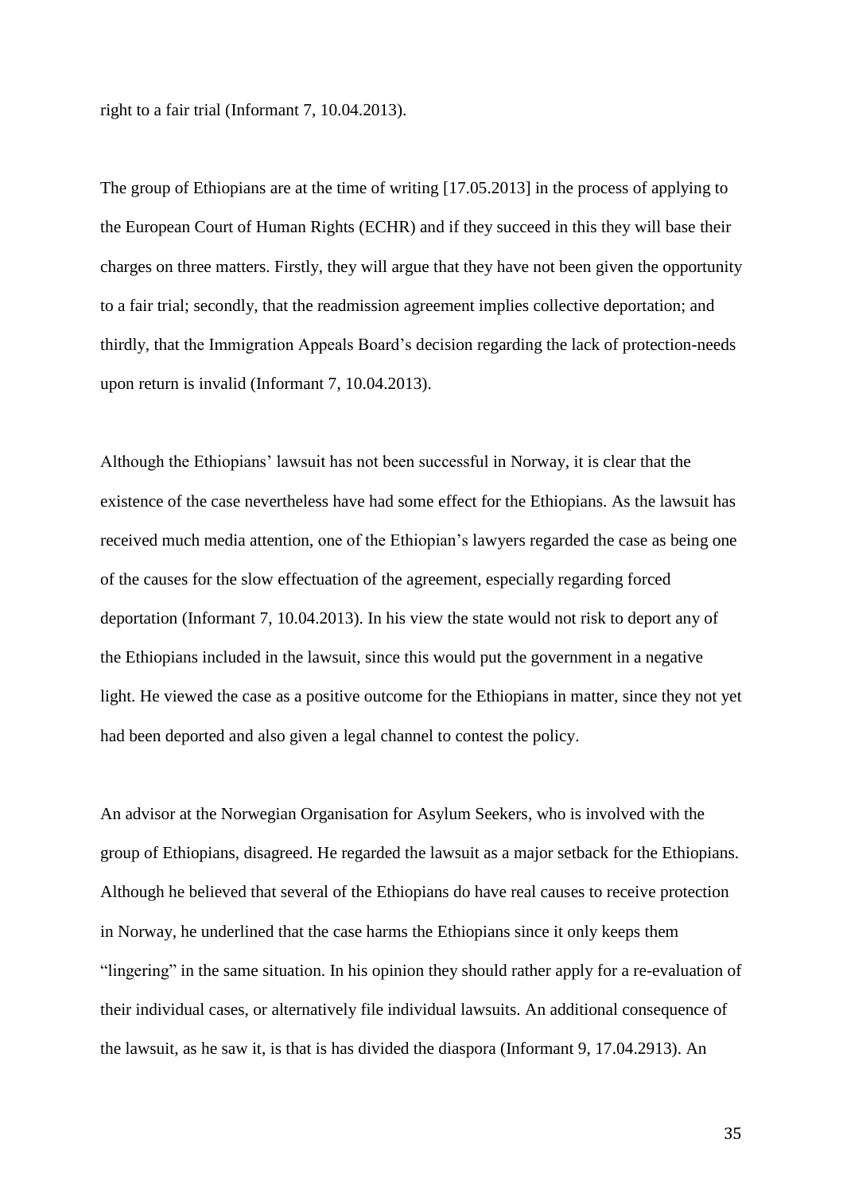right to a fair trial (Informant 7, 10.04.2013).

The group of Ethiopians are at the time of writing [17.05.2013] in the process of applying to the European Court of Human Rights (ECHR) and if they succeed in this they will base their charges on three matters. Firstly, they will argue that they have not been given the opportunity to a fair trial; secondly, that the readmission agreement implies collective deportation; and thirdly, that the Immigration Appeals Board's decision regarding the lack of protection-needs upon return is invalid (Informant 7, 10.04.2013).

Although the Ethiopians' lawsuit has not been successful in Norway, it is clear that the existence of the case nevertheless have had some effect for the Ethiopians. As the lawsuit has received much media attention, one of the Ethiopian's lawyers regarded the case as being one of the causes for the slow effectuation of the agreement, especially regarding forced deportation (Informant 7, 10.04.2013). In his view the state would not risk to deport any of the Ethiopians included in the lawsuit, since this would put the government in a negative light. He viewed the case as a positive outcome for the Ethiopians in matter, since they not yet had been deported and also given a legal channel to contest the policy.

An advisor at the Norwegian Organisation for Asylum Seekers, who is involved with the group of Ethiopians, disagreed. He regarded the lawsuit as a major setback for the Ethiopians. Although he believed that several of the Ethiopians do have real causes to receive protection in Norway, he underlined that the case harms the Ethiopians since it only keeps them "lingering" in the same situation. In his opinion they should rather apply for a re-evaluation of their individual cases, or alternatively file individual lawsuits. An additional consequence of the lawsuit, as he saw it, is that is has divided the diaspora (Informant 9, 17.04.2913). An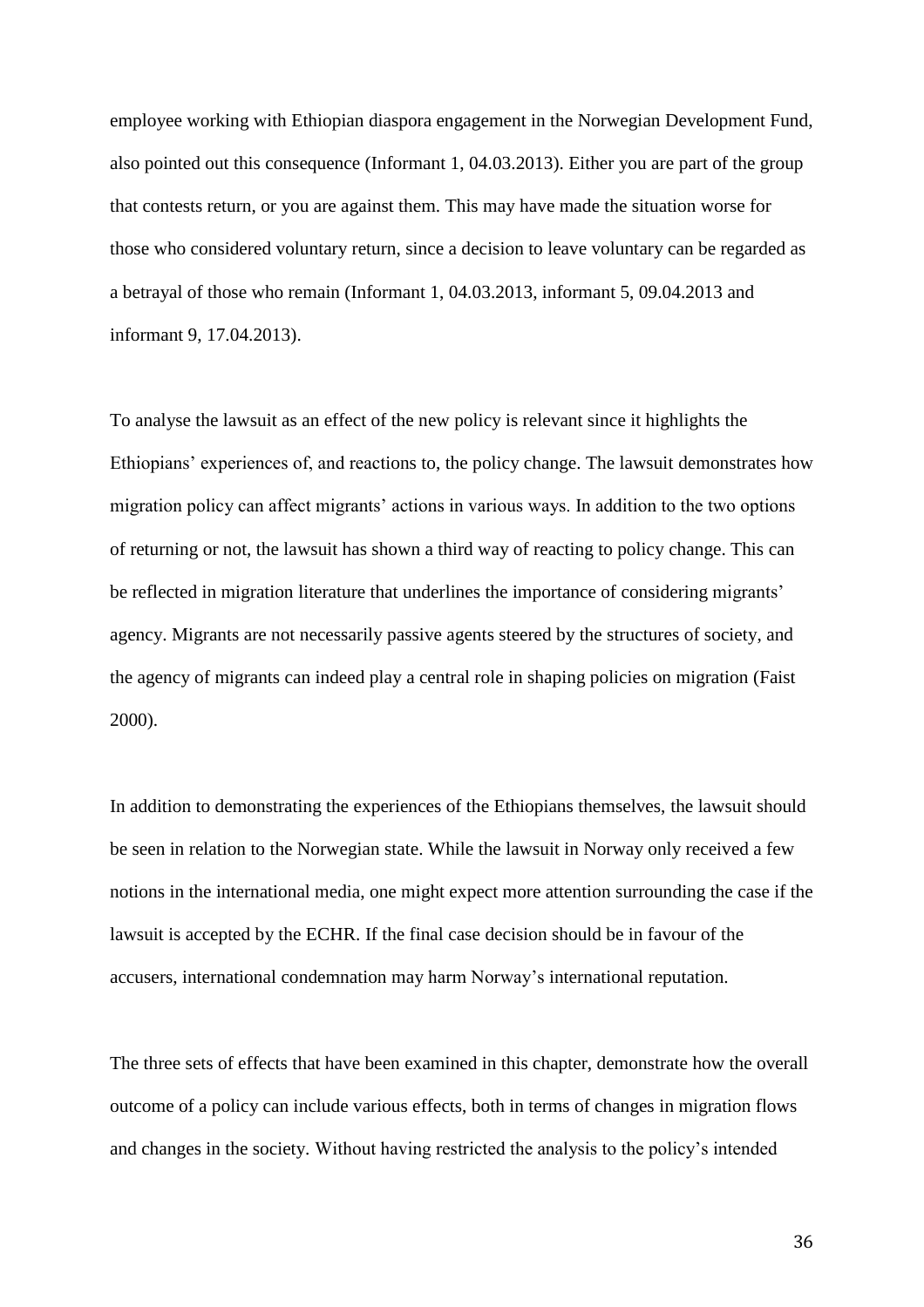employee working with Ethiopian diaspora engagement in the Norwegian Development Fund, also pointed out this consequence (Informant 1, 04.03.2013). Either you are part of the group that contests return, or you are against them. This may have made the situation worse for those who considered voluntary return, since a decision to leave voluntary can be regarded as a betrayal of those who remain (Informant 1, 04.03.2013, informant 5, 09.04.2013 and informant 9, 17.04.2013).

To analyse the lawsuit as an effect of the new policy is relevant since it highlights the Ethiopians' experiences of, and reactions to, the policy change. The lawsuit demonstrates how migration policy can affect migrants' actions in various ways. In addition to the two options of returning or not, the lawsuit has shown a third way of reacting to policy change. This can be reflected in migration literature that underlines the importance of considering migrants' agency. Migrants are not necessarily passive agents steered by the structures of society, and the agency of migrants can indeed play a central role in shaping policies on migration (Faist 2000).

In addition to demonstrating the experiences of the Ethiopians themselves, the lawsuit should be seen in relation to the Norwegian state. While the lawsuit in Norway only received a few notions in the international media, one might expect more attention surrounding the case if the lawsuit is accepted by the ECHR. If the final case decision should be in favour of the accusers, international condemnation may harm Norway's international reputation.

The three sets of effects that have been examined in this chapter, demonstrate how the overall outcome of a policy can include various effects, both in terms of changes in migration flows and changes in the society. Without having restricted the analysis to the policy's intended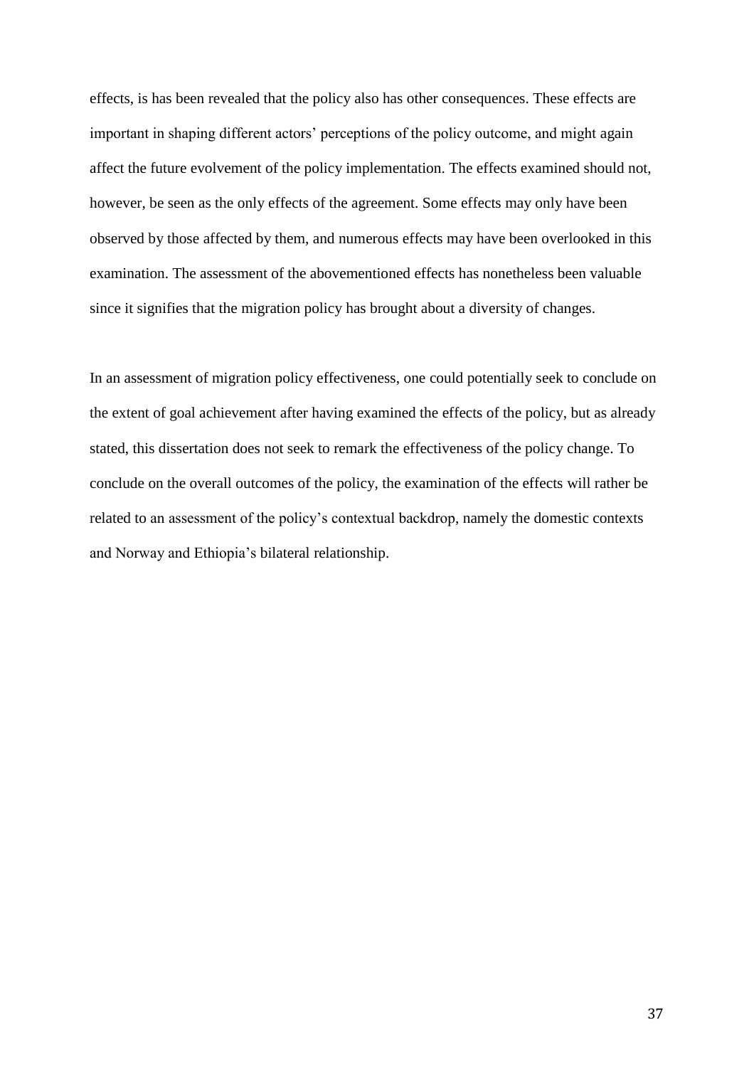effects, is has been revealed that the policy also has other consequences. These effects are important in shaping different actors' perceptions of the policy outcome, and might again affect the future evolvement of the policy implementation. The effects examined should not, however, be seen as the only effects of the agreement. Some effects may only have been observed by those affected by them, and numerous effects may have been overlooked in this examination. The assessment of the abovementioned effects has nonetheless been valuable since it signifies that the migration policy has brought about a diversity of changes.

In an assessment of migration policy effectiveness, one could potentially seek to conclude on the extent of goal achievement after having examined the effects of the policy, but as already stated, this dissertation does not seek to remark the effectiveness of the policy change. To conclude on the overall outcomes of the policy, the examination of the effects will rather be related to an assessment of the policy's contextual backdrop, namely the domestic contexts and Norway and Ethiopia's bilateral relationship.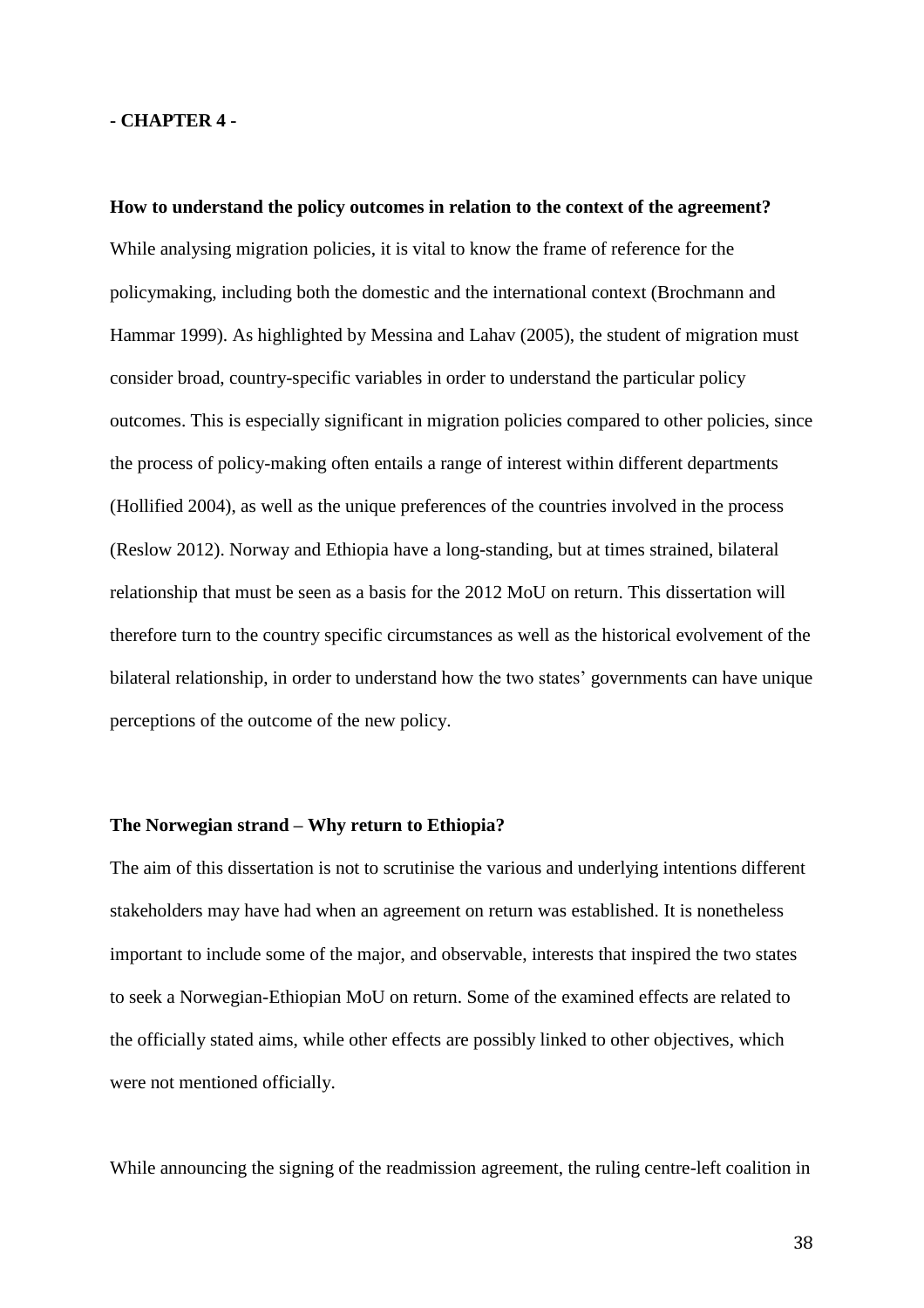**- CHAPTER 4 -**

**How to understand the policy outcomes in relation to the context of the agreement?**

While analysing migration policies, it is vital to know the frame of reference for the policymaking, including both the domestic and the international context (Brochmann and Hammar 1999). As highlighted by Messina and Lahav (2005), the student of migration must consider broad, country-specific variables in order to understand the particular policy outcomes. This is especially significant in migration policies compared to other policies, since the process of policy-making often entails a range of interest within different departments (Hollified 2004), as well as the unique preferences of the countries involved in the process (Reslow 2012). Norway and Ethiopia have a long-standing, but at times strained, bilateral relationship that must be seen as a basis for the 2012 MoU on return. This dissertation will therefore turn to the country specific circumstances as well as the historical evolvement of the bilateral relationship, in order to understand how the two states' governments can have unique perceptions of the outcome of the new policy.

**The Norwegian strand – Why return to Ethiopia?**

The aim of this dissertation is not to scrutinise the various and underlying intentions different stakeholders may have had when an agreement on return was established. It is nonetheless important to include some of the major, and observable, interests that inspired the two states to seek a Norwegian-Ethiopian MoU on return. Some of the examined effects are related to the officially stated aims, while other effects are possibly linked to other objectives, which were not mentioned officially.

While announcing the signing of the readmission agreement, the ruling centre-left coalition in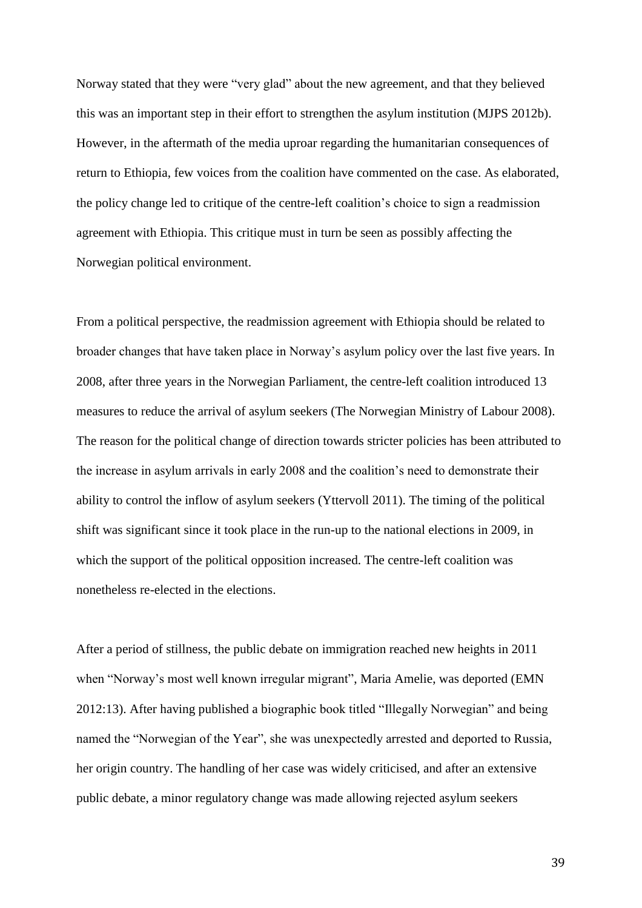Norway stated that they were "very glad" about the new agreement, and that they believed this was an important step in their effort to strengthen the asylum institution (MJPS 2012b). However, in the aftermath of the media uproar regarding the humanitarian consequences of return to Ethiopia, few voices from the coalition have commented on the case. As elaborated, the policy change led to critique of the centre-left coalition's choice to sign a readmission agreement with Ethiopia. This critique must in turn be seen as possibly affecting the Norwegian political environment.

From a political perspective, the readmission agreement with Ethiopia should be related to broader changes that have taken place in Norway's asylum policy over the last five years. In 2008, after three years in the Norwegian Parliament, the centre-left coalition introduced 13 measures to reduce the arrival of asylum seekers (The Norwegian Ministry of Labour 2008). The reason for the political change of direction towards stricter policies has been attributed to the increase in asylum arrivals in early 2008 and the coalition's need to demonstrate their ability to control the inflow of asylum seekers (Yttervoll 2011). The timing of the political shift was significant since it took place in the run-up to the national elections in 2009, in which the support of the political opposition increased. The centre-left coalition was nonetheless re-elected in the elections.

After a period of stillness, the public debate on immigration reached new heights in 2011 when "Norway's most well known irregular migrant", Maria Amelie, was deported (EMN 2012:13). After having published a biographic book titled "Illegally Norwegian" and being named the "Norwegian of the Year", she was unexpectedly arrested and deported to Russia, her origin country. The handling of her case was widely criticised, and after an extensive public debate, a minor regulatory change was made allowing rejected asylum seekers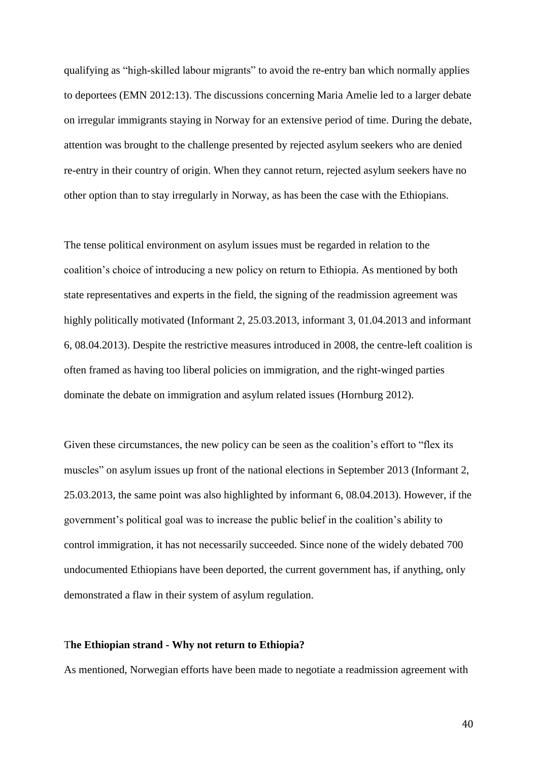qualifying as "high-skilled labour migrants" to avoid the re-entry ban which normally applies to deportees (EMN 2012:13). The discussions concerning Maria Amelie led to a larger debate on irregular immigrants staying in Norway for an extensive period of time. During the debate, attention was brought to the challenge presented by rejected asylum seekers who are denied re-entry in their country of origin. When they cannot return, rejected asylum seekers have no other option than to stay irregularly in Norway, as has been the case with the Ethiopians.

The tense political environment on asylum issues must be regarded in relation to the coalition's choice of introducing a new policy on return to Ethiopia. As mentioned by both state representatives and experts in the field, the signing of the readmission agreement was highly politically motivated (Informant 2, 25.03.2013, informant 3, 01.04.2013 and informant 6, 08.04.2013). Despite the restrictive measures introduced in 2008, the centre-left coalition is often framed as having too liberal policies on immigration, and the right-winged parties dominate the debate on immigration and asylum related issues (Hornburg 2012).

Given these circumstances, the new policy can be seen as the coalition's effort to "flex its muscles" on asylum issues up front of the national elections in September 2013 (Informant 2, 25.03.2013, the same point was also highlighted by informant 6, 08.04.2013). However, if the government's political goal was to increase the public belief in the coalition's ability to control immigration, it has not necessarily succeeded. Since none of the widely debated 700 undocumented Ethiopians have been deported, the current government has, if anything, only demonstrated a flaw in their system of asylum regulation.

**The Ethiopian strand - Why not return to Ethiopia?**

As mentioned, Norwegian efforts have been made to negotiate a readmission agreement with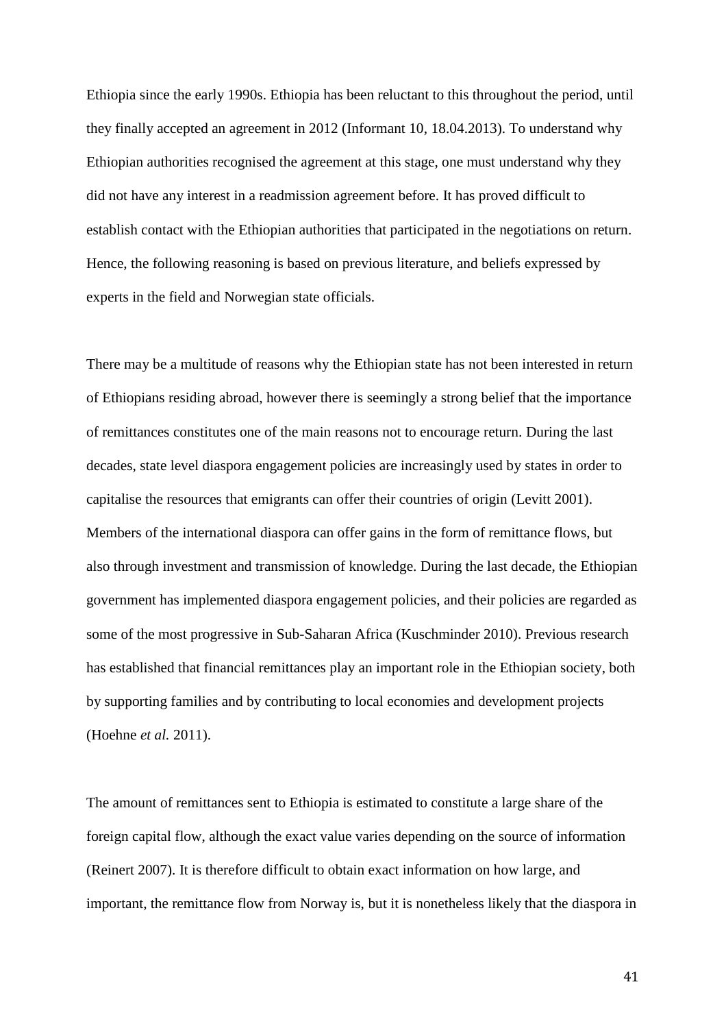Ethiopia since the early 1990s. Ethiopia has been reluctant to this throughout the period, until they finally accepted an agreement in 2012 (Informant 10, 18.04.2013). To understand why Ethiopian authorities recognised the agreement at this stage, one must understand why they did not have any interest in a readmission agreement before. It has proved difficult to establish contact with the Ethiopian authorities that participated in the negotiations on return. Hence, the following reasoning is based on previous literature, and beliefs expressed by experts in the field and Norwegian state officials.

There may be a multitude of reasons why the Ethiopian state has not been interested in return of Ethiopians residing abroad, however there is seemingly a strong belief that the importance of remittances constitutes one of the main reasons not to encourage return. During the last decades, state level diaspora engagement policies are increasingly used by states in order to capitalise the resources that emigrants can offer their countries of origin (Levitt 2001). Members of the international diaspora can offer gains in the form of remittance flows, but also through investment and transmission of knowledge. During the last decade, the Ethiopian government has implemented diaspora engagement policies, and their policies are regarded as some of the most progressive in Sub-Saharan Africa (Kuschminder 2010). Previous research has established that financial remittances play an important role in the Ethiopian society, both by supporting families and by contributing to local economies and development projects (Hoehne *et al.* 2011).

The amount of remittances sent to Ethiopia is estimated to constitute a large share of the foreign capital flow, although the exact value varies depending on the source of information (Reinert 2007). It is therefore difficult to obtain exact information on how large, and important, the remittance flow from Norway is, but it is nonetheless likely that the diaspora in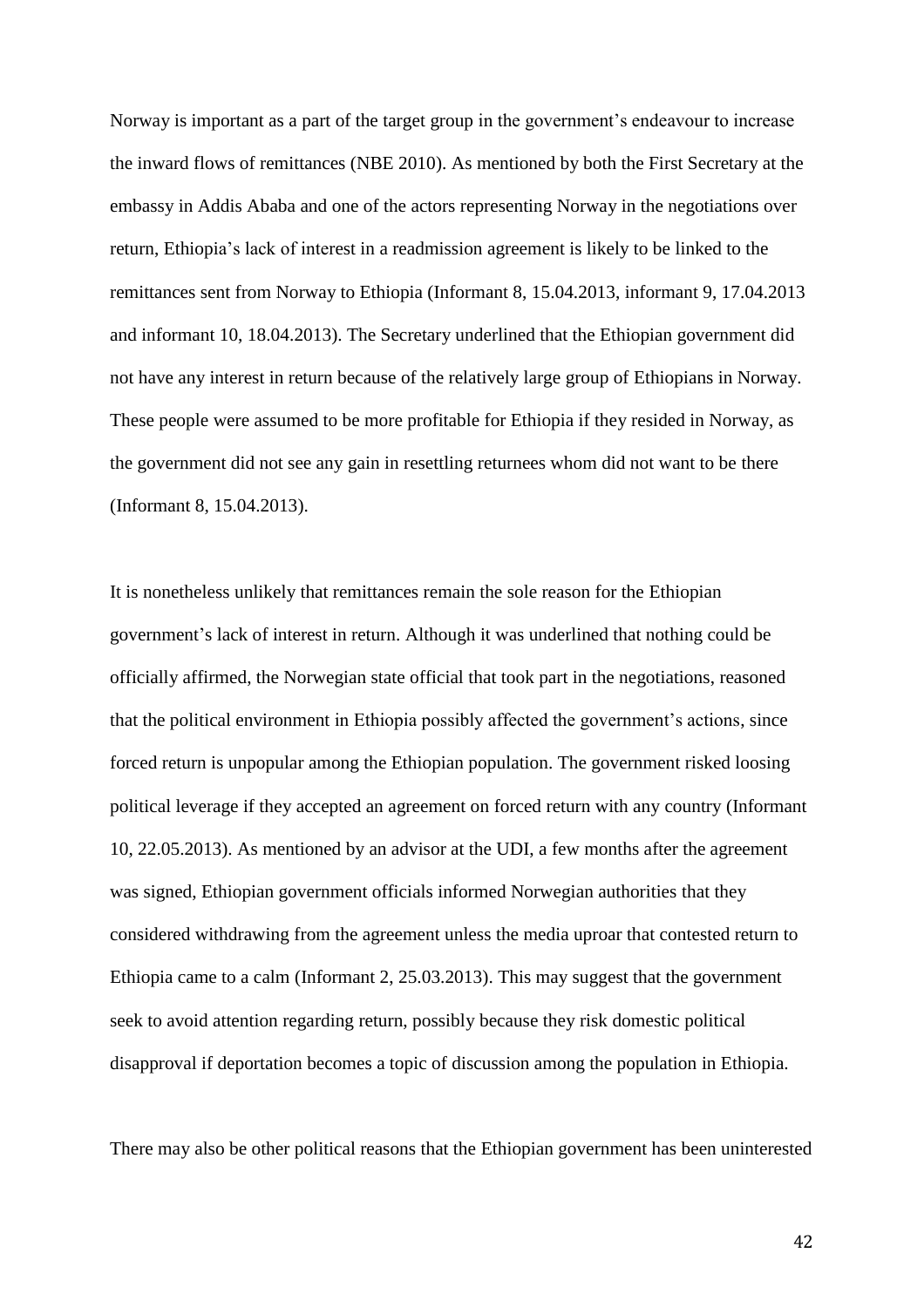Norway is important as a part of the target group in the government's endeavour to increase the inward flows of remittances (NBE 2010). As mentioned by both the First Secretary at the embassy in Addis Ababa and one of the actors representing Norway in the negotiations over return, Ethiopia's lack of interest in a readmission agreement is likely to be linked to the remittances sent from Norway to Ethiopia (Informant 8, 15.04.2013, informant 9, 17.04.2013 and informant 10, 18.04.2013). The Secretary underlined that the Ethiopian government did not have any interest in return because of the relatively large group of Ethiopians in Norway. These people were assumed to be more profitable for Ethiopia if they resided in Norway, as the government did not see any gain in resettling returnees whom did not want to be there (Informant 8, 15.04.2013).

It is nonetheless unlikely that remittances remain the sole reason for the Ethiopian government's lack of interest in return. Although it was underlined that nothing could be officially affirmed, the Norwegian state official that took part in the negotiations, reasoned that the political environment in Ethiopia possibly affected the government's actions, since forced return is unpopular among the Ethiopian population. The government risked loosing political leverage if they accepted an agreement on forced return with any country (Informant 10, 22.05.2013). As mentioned by an advisor at the UDI, a few months after the agreement was signed, Ethiopian government officials informed Norwegian authorities that they considered withdrawing from the agreement unless the media uproar that contested return to Ethiopia came to a calm (Informant 2, 25.03.2013). This may suggest that the government seek to avoid attention regarding return, possibly because they risk domestic political disapproval if deportation becomes a topic of discussion among the population in Ethiopia.

There may also be other political reasons that the Ethiopian government has been uninterested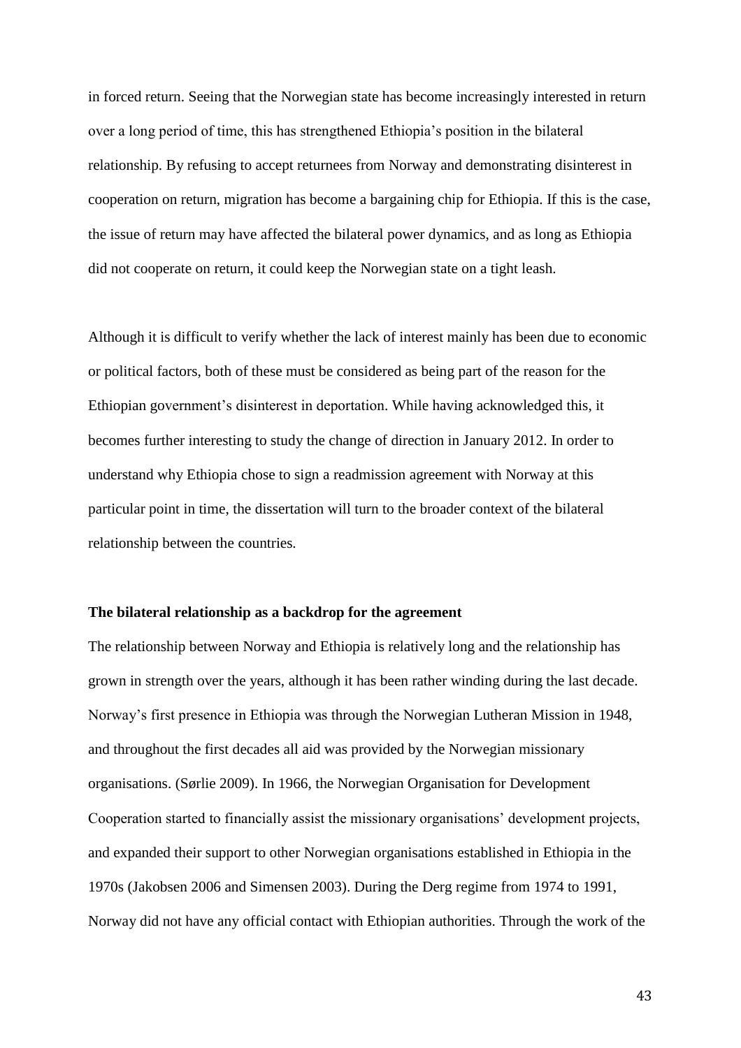in forced return. Seeing that the Norwegian state has become increasingly interested in return over a long period of time, this has strengthened Ethiopia's position in the bilateral relationship. By refusing to accept returnees from Norway and demonstrating disinterest in cooperation on return, migration has become a bargaining chip for Ethiopia. If this is the case, the issue of return may have affected the bilateral power dynamics, and as long as Ethiopia did not cooperate on return, it could keep the Norwegian state on a tight leash.

Although it is difficult to verify whether the lack of interest mainly has been due to economic or political factors, both of these must be considered as being part of the reason for the Ethiopian government's disinterest in deportation. While having acknowledged this, it becomes further interesting to study the change of direction in January 2012. In order to understand why Ethiopia chose to sign a readmission agreement with Norway at this particular point in time, the dissertation will turn to the broader context of the bilateral relationship between the countries.

**The bilateral relationship as a backdrop for the agreement**

The relationship between Norway and Ethiopia is relatively long and the relationship has grown in strength over the years, although it has been rather winding during the last decade. Norway's first presence in Ethiopia was through the Norwegian Lutheran Mission in 1948, and throughout the first decades all aid was provided by the Norwegian missionary organisations. (Sørlie 2009). In 1966, the Norwegian Organisation for Development Cooperation started to financially assist the missionary organisations' development projects, and expanded their support to other Norwegian organisations established in Ethiopia in the 1970s (Jakobsen 2006 and Simensen 2003). During the Derg regime from 1974 to 1991, Norway did not have any official contact with Ethiopian authorities. Through the work of the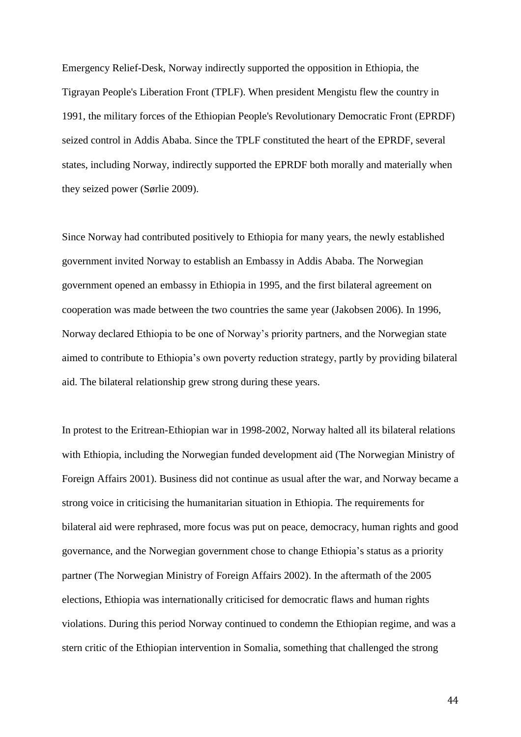Emergency Relief-Desk, Norway indirectly supported the opposition in Ethiopia, the Tigrayan People's Liberation Front (TPLF). When president Mengistu flew the country in 1991, the military forces of the Ethiopian People's Revolutionary Democratic Front (EPRDF) seized control in Addis Ababa. Since the TPLF constituted the heart of the EPRDF, several states, including Norway, indirectly supported the EPRDF both morally and materially when they seized power (Sørlie 2009).

Since Norway had contributed positively to Ethiopia for many years, the newly established government invited Norway to establish an Embassy in Addis Ababa. The Norwegian government opened an embassy in Ethiopia in 1995, and the first bilateral agreement on cooperation was made between the two countries the same year (Jakobsen 2006). In 1996, Norway declared Ethiopia to be one of Norway's priority partners, and the Norwegian state aimed to contribute to Ethiopia's own poverty reduction strategy, partly by providing bilateral aid. The bilateral relationship grew strong during these years.

In protest to the Eritrean-Ethiopian war in 1998-2002, Norway halted all its bilateral relations with Ethiopia, including the Norwegian funded development aid (The Norwegian Ministry of Foreign Affairs 2001). Business did not continue as usual after the war, and Norway became a strong voice in criticising the humanitarian situation in Ethiopia. The requirements for bilateral aid were rephrased, more focus was put on peace, democracy, human rights and good governance, and the Norwegian government chose to change Ethiopia's status as a priority partner (The Norwegian Ministry of Foreign Affairs 2002). In the aftermath of the 2005 elections, Ethiopia was internationally criticised for democratic flaws and human rights violations. During this period Norway continued to condemn the Ethiopian regime, and was a stern critic of the Ethiopian intervention in Somalia, something that challenged the strong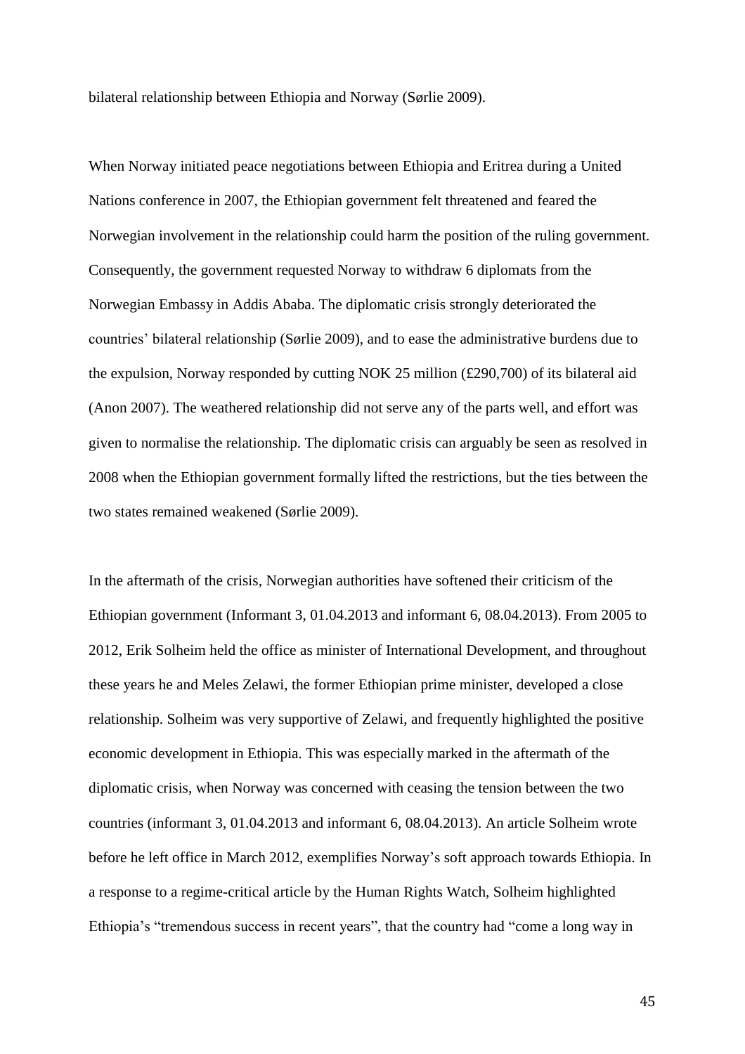bilateral relationship between Ethiopia and Norway (Sørlie 2009).

When Norway initiated peace negotiations between Ethiopia and Eritrea during a United Nations conference in 2007, the Ethiopian government felt threatened and feared the Norwegian involvement in the relationship could harm the position of the ruling government. Consequently, the government requested Norway to withdraw 6 diplomats from the Norwegian Embassy in Addis Ababa. The diplomatic crisis strongly deteriorated the countries' bilateral relationship (Sørlie 2009), and to ease the administrative burdens due to the expulsion, Norway responded by cutting NOK 25 million (£290,700) of its bilateral aid (Anon 2007). The weathered relationship did not serve any of the parts well, and effort was given to normalise the relationship. The diplomatic crisis can arguably be seen as resolved in 2008 when the Ethiopian government formally lifted the restrictions, but the ties between the two states remained weakened (Sørlie 2009).

In the aftermath of the crisis, Norwegian authorities have softened their criticism of the Ethiopian government (Informant 3, 01.04.2013 and informant 6, 08.04.2013). From 2005 to 2012, Erik Solheim held the office as minister of International Development, and throughout these years he and Meles Zelawi, the former Ethiopian prime minister, developed a close relationship. Solheim was very supportive of Zelawi, and frequently highlighted the positive economic development in Ethiopia. This was especially marked in the aftermath of the diplomatic crisis, when Norway was concerned with ceasing the tension between the two countries (informant 3, 01.04.2013 and informant 6, 08.04.2013). An article Solheim wrote before he left office in March 2012, exemplifies Norway's soft approach towards Ethiopia. In a response to a regime-critical article by the Human Rights Watch, Solheim highlighted Ethiopia's "tremendous success in recent years", that the country had "come a long way in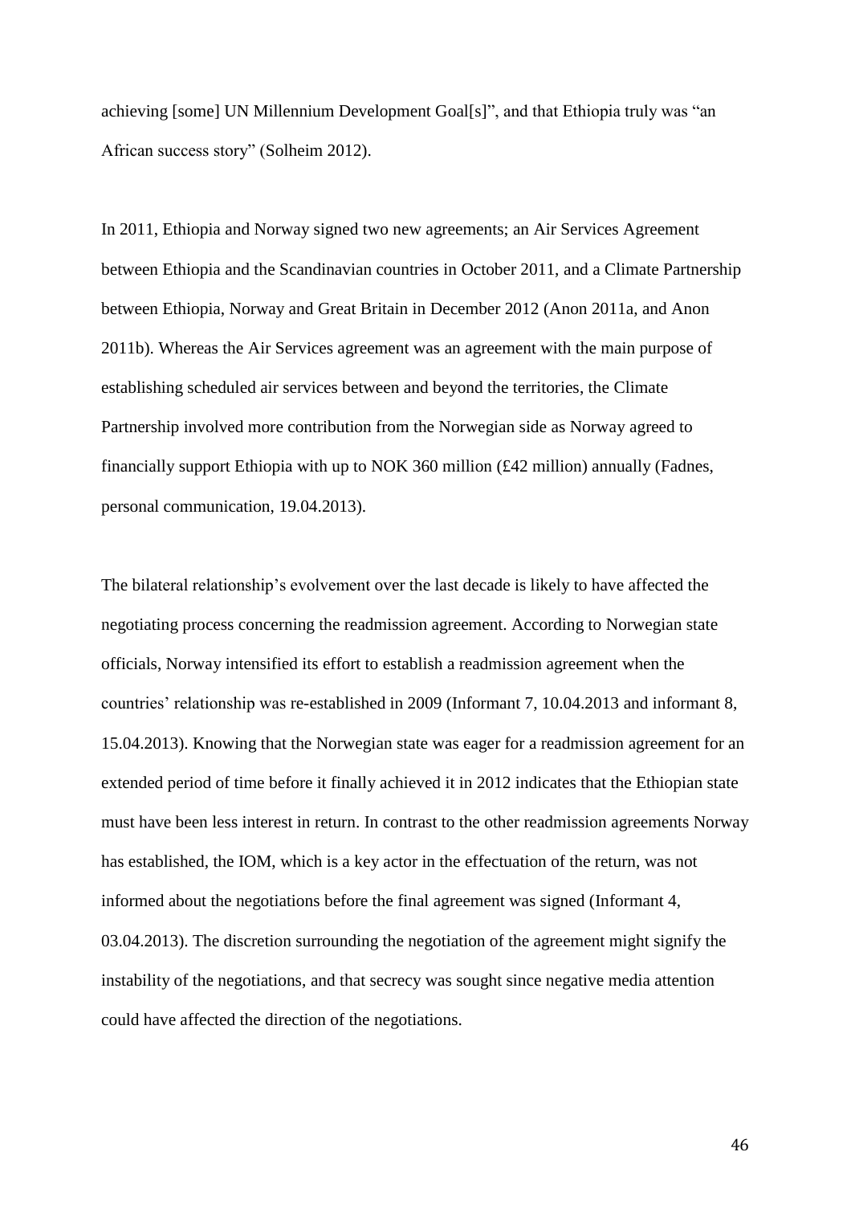achieving [some] UN Millennium Development Goal[s]", and that Ethiopia truly was "an African success story" (Solheim 2012).

In 2011, Ethiopia and Norway signed two new agreements; an Air Services Agreement between Ethiopia and the Scandinavian countries in October 2011, and a Climate Partnership between Ethiopia, Norway and Great Britain in December 2012 (Anon 2011a, and Anon 2011b). Whereas the Air Services agreement was an agreement with the main purpose of establishing scheduled air services between and beyond the territories, the Climate Partnership involved more contribution from the Norwegian side as Norway agreed to financially support Ethiopia with up to NOK 360 million (£42 million) annually (Fadnes, personal communication, 19.04.2013).

The bilateral relationship's evolvement over the last decade is likely to have affected the negotiating process concerning the readmission agreement. According to Norwegian state officials, Norway intensified its effort to establish a readmission agreement when the countries' relationship was re-established in 2009 (Informant 7, 10.04.2013 and informant 8, 15.04.2013). Knowing that the Norwegian state was eager for a readmission agreement for an extended period of time before it finally achieved it in 2012 indicates that the Ethiopian state must have been less interest in return. In contrast to the other readmission agreements Norway has established, the IOM, which is a key actor in the effectuation of the return, was not informed about the negotiations before the final agreement was signed (Informant 4, 03.04.2013). The discretion surrounding the negotiation of the agreement might signify the instability of the negotiations, and that secrecy was sought since negative media attention could have affected the direction of the negotiations.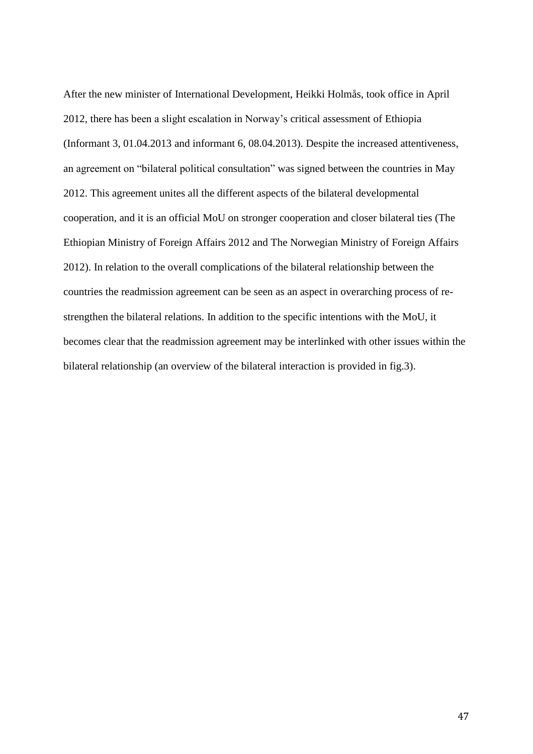After the new minister of International Development, Heikki Holmås, took office in April 2012, there has been a slight escalation in Norway's critical assessment of Ethiopia (Informant 3, 01.04.2013 and informant 6, 08.04.2013). Despite the increased attentiveness, an agreement on "bilateral political consultation" was signed between the countries in May 2012. This agreement unites all the different aspects of the bilateral developmental cooperation, and it is an official MoU on stronger cooperation and closer bilateral ties (The Ethiopian Ministry of Foreign Affairs 2012 and The Norwegian Ministry of Foreign Affairs 2012). In relation to the overall complications of the bilateral relationship between the countries the readmission agreement can be seen as an aspect in overarching process of re-strengthen the bilateral relations. In addition to the specific intentions with the MoU, it becomes clear that the readmission agreement may be interlinked with other issues within the bilateral relationship (an overview of the bilateral interaction is provided in fig.3).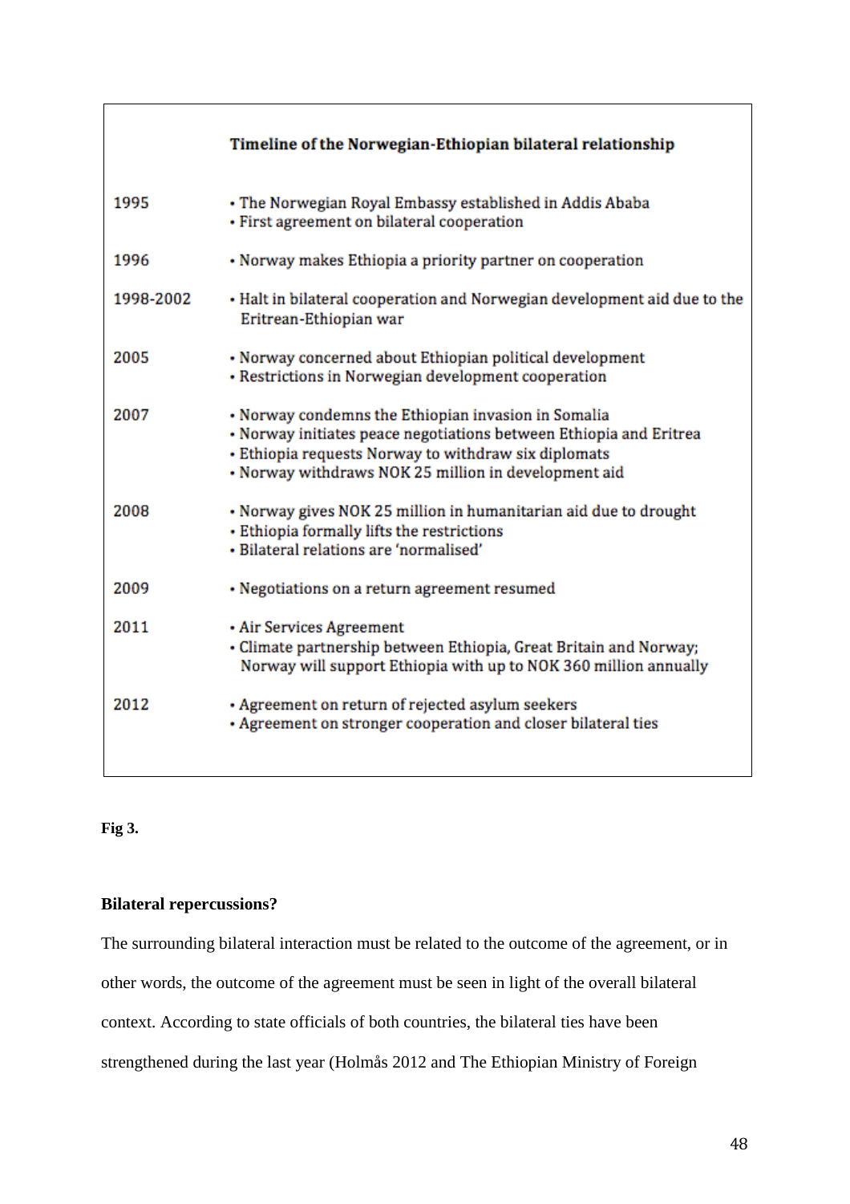| | Timeline of the Norwegian-Ethiopian bilateral relationship |
|---|---|
| 1995 | • The Norwegian Royal Embassy established in Addis Ababa<br>• First agreement on bilateral cooperation |
| 1996 | • Norway makes Ethiopia a priority partner on cooperation |
| 1998-2002 | • Halt in bilateral cooperation and Norwegian development aid due to the Eritrean-Ethiopian war |
| 2005 | • Norway concerned about Ethiopian political development<br>• Restrictions in Norwegian development cooperation |
| 2007 | • Norway condemns the Ethiopian invasion in Somalia<br>• Norway initiates peace negotiations between Ethiopia and Eritrea<br>• Ethiopia requests Norway to withdraw six diplomats<br>• Norway withdraws NOK 25 million in development aid |
| 2008 | • Norway gives NOK 25 million in humanitarian aid due to drought<br>• Ethiopia formally lifts the restrictions<br>• Bilateral relations are 'normalised' |
| 2009 | • Negotiations on a return agreement resumed |
| 2011 | • Air Services Agreement<br>• Climate partnership between Ethiopia, Great Britain and Norway; Norway will support Ethiopia with up to NOK 360 million annually |
| 2012 | • Agreement on return of rejected asylum seekers<br>• Agreement on stronger cooperation and closer bilateral ties |

**Fig 3.**

**Bilateral repercussions?**

The surrounding bilateral interaction must be related to the outcome of the agreement, or in other words, the outcome of the agreement must be seen in light of the overall bilateral context. According to state officials of both countries, the bilateral ties have been strengthened during the last year (Holmås 2012 and The Ethiopian Ministry of Foreign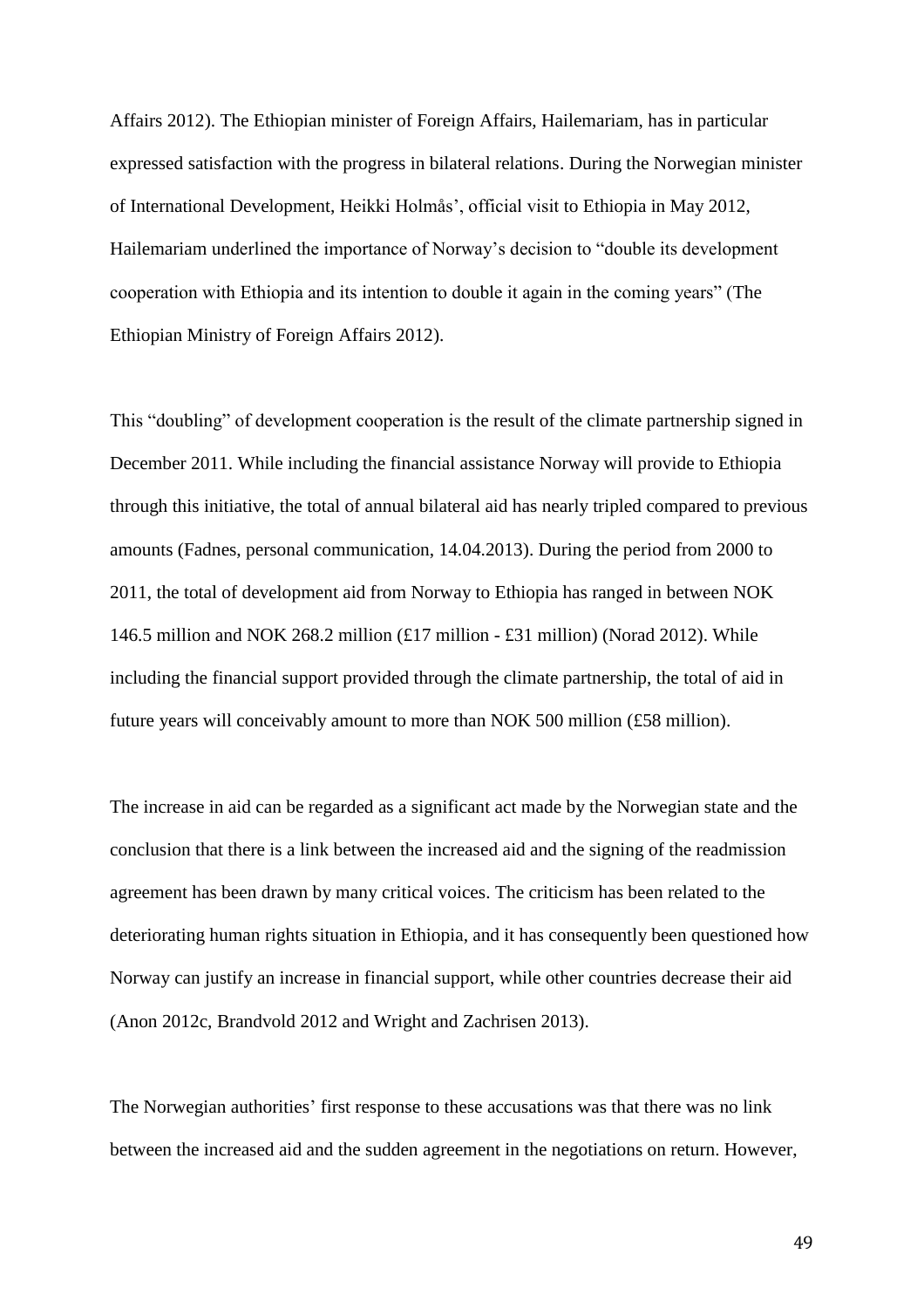Affairs 2012). The Ethiopian minister of Foreign Affairs, Hailemariam, has in particular expressed satisfaction with the progress in bilateral relations. During the Norwegian minister of International Development, Heikki Holmås', official visit to Ethiopia in May 2012, Hailemariam underlined the importance of Norway's decision to "double its development cooperation with Ethiopia and its intention to double it again in the coming years" (The Ethiopian Ministry of Foreign Affairs 2012).

This "doubling" of development cooperation is the result of the climate partnership signed in December 2011. While including the financial assistance Norway will provide to Ethiopia through this initiative, the total of annual bilateral aid has nearly tripled compared to previous amounts (Fadnes, personal communication, 14.04.2013). During the period from 2000 to 2011, the total of development aid from Norway to Ethiopia has ranged in between NOK 146.5 million and NOK 268.2 million (£17 million - £31 million) (Norad 2012). While including the financial support provided through the climate partnership, the total of aid in future years will conceivably amount to more than NOK 500 million (£58 million).

The increase in aid can be regarded as a significant act made by the Norwegian state and the conclusion that there is a link between the increased aid and the signing of the readmission agreement has been drawn by many critical voices. The criticism has been related to the deteriorating human rights situation in Ethiopia, and it has consequently been questioned how Norway can justify an increase in financial support, while other countries decrease their aid (Anon 2012c, Brandvold 2012 and Wright and Zachrisen 2013).

The Norwegian authorities' first response to these accusations was that there was no link between the increased aid and the sudden agreement in the negotiations on return. However,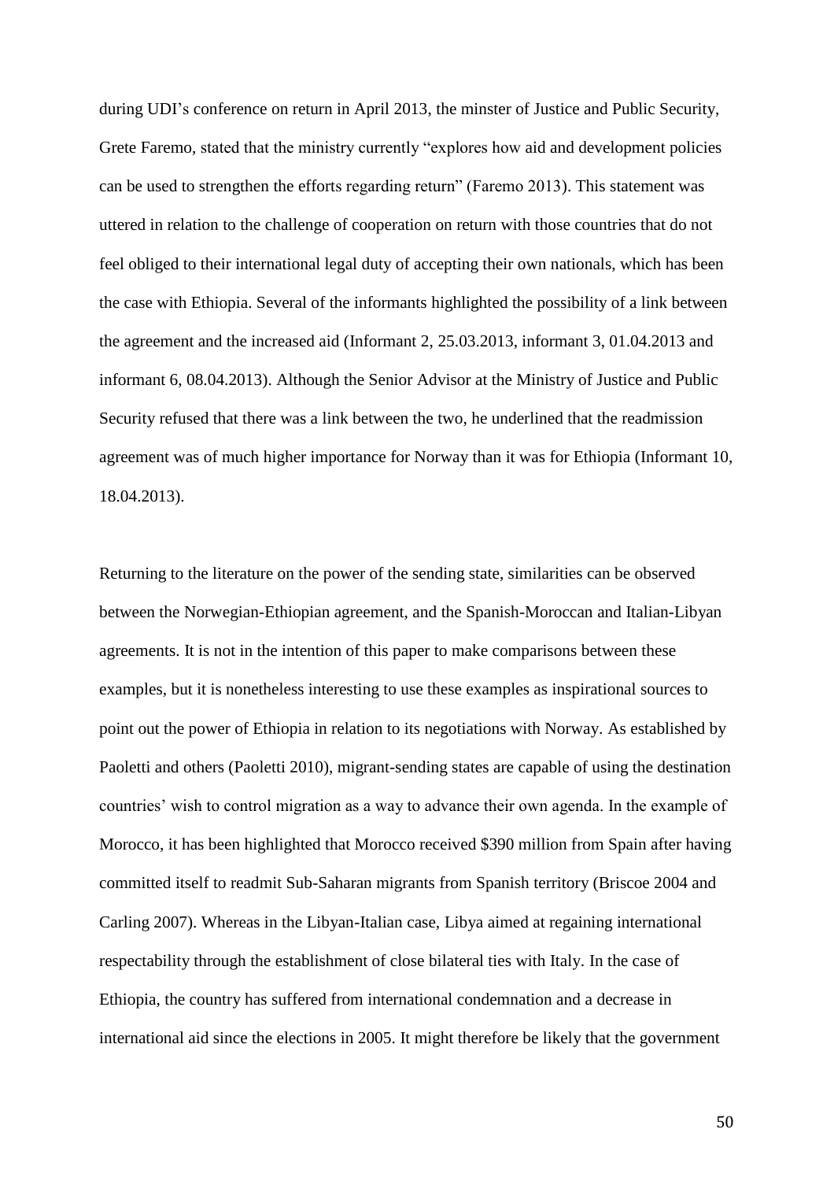during UDI's conference on return in April 2013, the minster of Justice and Public Security, Grete Faremo, stated that the ministry currently "explores how aid and development policies can be used to strengthen the efforts regarding return" (Faremo 2013). This statement was uttered in relation to the challenge of cooperation on return with those countries that do not feel obliged to their international legal duty of accepting their own nationals, which has been the case with Ethiopia. Several of the informants highlighted the possibility of a link between the agreement and the increased aid (Informant 2, 25.03.2013, informant 3, 01.04.2013 and informant 6, 08.04.2013). Although the Senior Advisor at the Ministry of Justice and Public Security refused that there was a link between the two, he underlined that the readmission agreement was of much higher importance for Norway than it was for Ethiopia (Informant 10, 18.04.2013).

Returning to the literature on the power of the sending state, similarities can be observed between the Norwegian-Ethiopian agreement, and the Spanish-Moroccan and Italian-Libyan agreements. It is not in the intention of this paper to make comparisons between these examples, but it is nonetheless interesting to use these examples as inspirational sources to point out the power of Ethiopia in relation to its negotiations with Norway. As established by Paoletti and others (Paoletti 2010), migrant-sending states are capable of using the destination countries' wish to control migration as a way to advance their own agenda. In the example of Morocco, it has been highlighted that Morocco received $390 million from Spain after having committed itself to readmit Sub-Saharan migrants from Spanish territory (Briscoe 2004 and Carling 2007). Whereas in the Libyan-Italian case, Libya aimed at regaining international respectability through the establishment of close bilateral ties with Italy. In the case of Ethiopia, the country has suffered from international condemnation and a decrease in international aid since the elections in 2005. It might therefore be likely that the government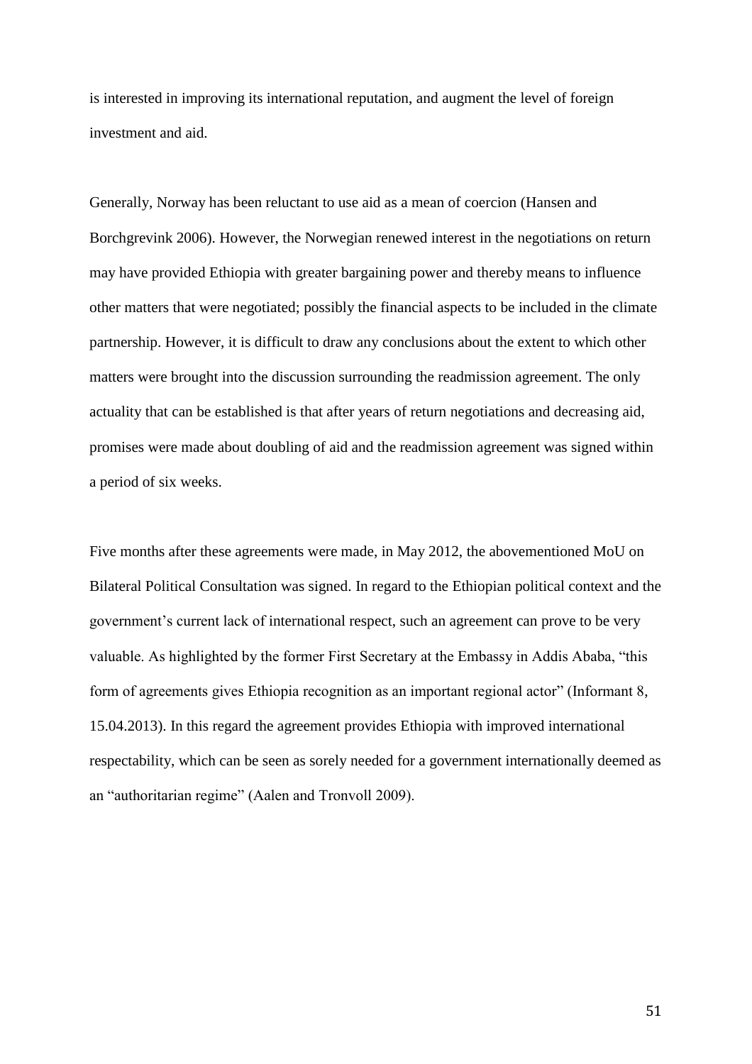is interested in improving its international reputation, and augment the level of foreign investment and aid.

Generally, Norway has been reluctant to use aid as a mean of coercion (Hansen and Borchgrevink 2006). However, the Norwegian renewed interest in the negotiations on return may have provided Ethiopia with greater bargaining power and thereby means to influence other matters that were negotiated; possibly the financial aspects to be included in the climate partnership. However, it is difficult to draw any conclusions about the extent to which other matters were brought into the discussion surrounding the readmission agreement. The only actuality that can be established is that after years of return negotiations and decreasing aid, promises were made about doubling of aid and the readmission agreement was signed within a period of six weeks.

Five months after these agreements were made, in May 2012, the abovementioned MoU on Bilateral Political Consultation was signed. In regard to the Ethiopian political context and the government's current lack of international respect, such an agreement can prove to be very valuable. As highlighted by the former First Secretary at the Embassy in Addis Ababa, "this form of agreements gives Ethiopia recognition as an important regional actor" (Informant 8, 15.04.2013). In this regard the agreement provides Ethiopia with improved international respectability, which can be seen as sorely needed for a government internationally deemed as an "authoritarian regime" (Aalen and Tronvoll 2009).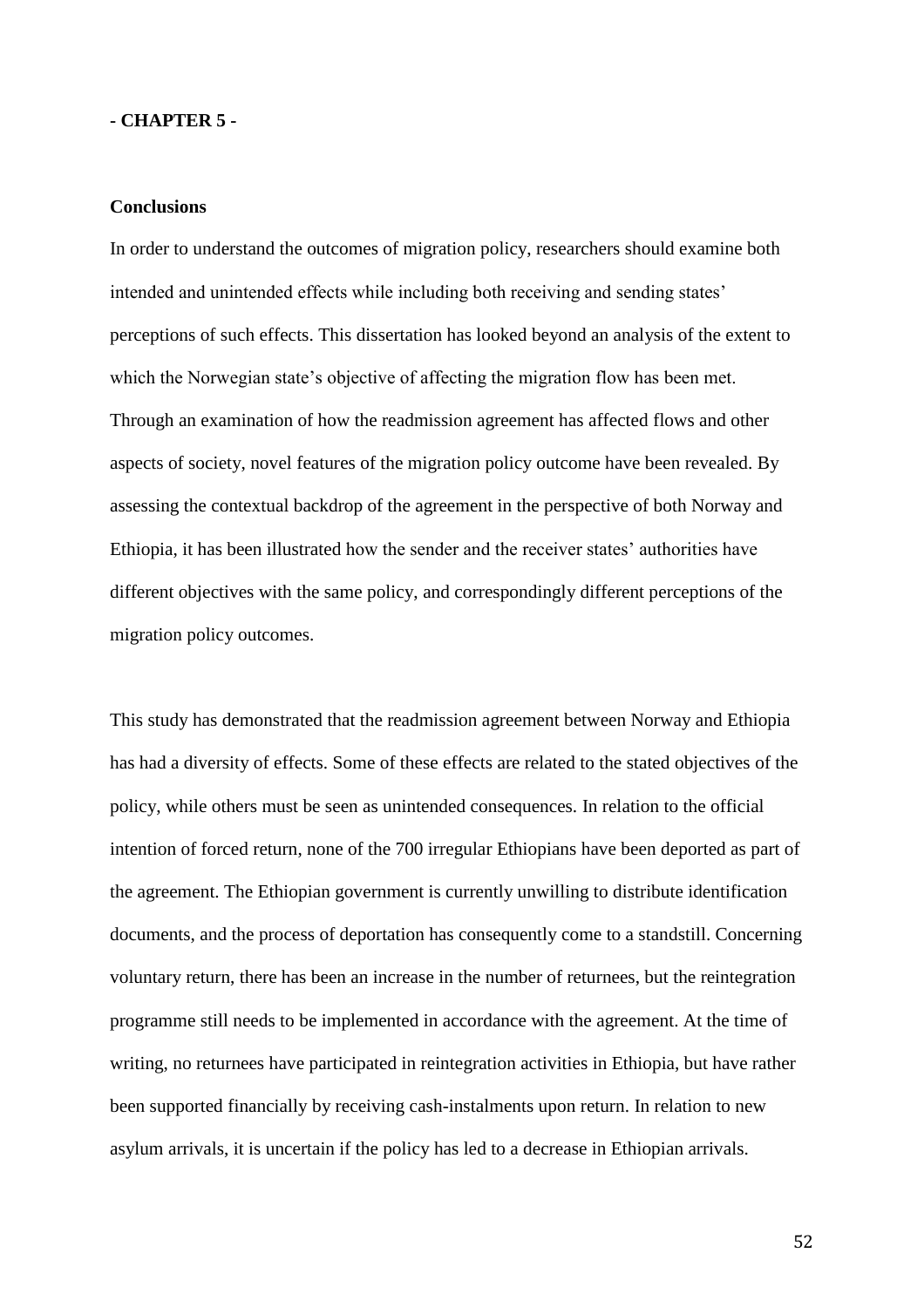**- CHAPTER 5 -**

**Conclusions**

In order to understand the outcomes of migration policy, researchers should examine both intended and unintended effects while including both receiving and sending states' perceptions of such effects. This dissertation has looked beyond an analysis of the extent to which the Norwegian state's objective of affecting the migration flow has been met. Through an examination of how the readmission agreement has affected flows and other aspects of society, novel features of the migration policy outcome have been revealed. By assessing the contextual backdrop of the agreement in the perspective of both Norway and Ethiopia, it has been illustrated how the sender and the receiver states' authorities have different objectives with the same policy, and correspondingly different perceptions of the migration policy outcomes.

This study has demonstrated that the readmission agreement between Norway and Ethiopia has had a diversity of effects. Some of these effects are related to the stated objectives of the policy, while others must be seen as unintended consequences. In relation to the official intention of forced return, none of the 700 irregular Ethiopians have been deported as part of the agreement. The Ethiopian government is currently unwilling to distribute identification documents, and the process of deportation has consequently come to a standstill. Concerning voluntary return, there has been an increase in the number of returnees, but the reintegration programme still needs to be implemented in accordance with the agreement. At the time of writing, no returnees have participated in reintegration activities in Ethiopia, but have rather been supported financially by receiving cash-instalments upon return. In relation to new asylum arrivals, it is uncertain if the policy has led to a decrease in Ethiopian arrivals.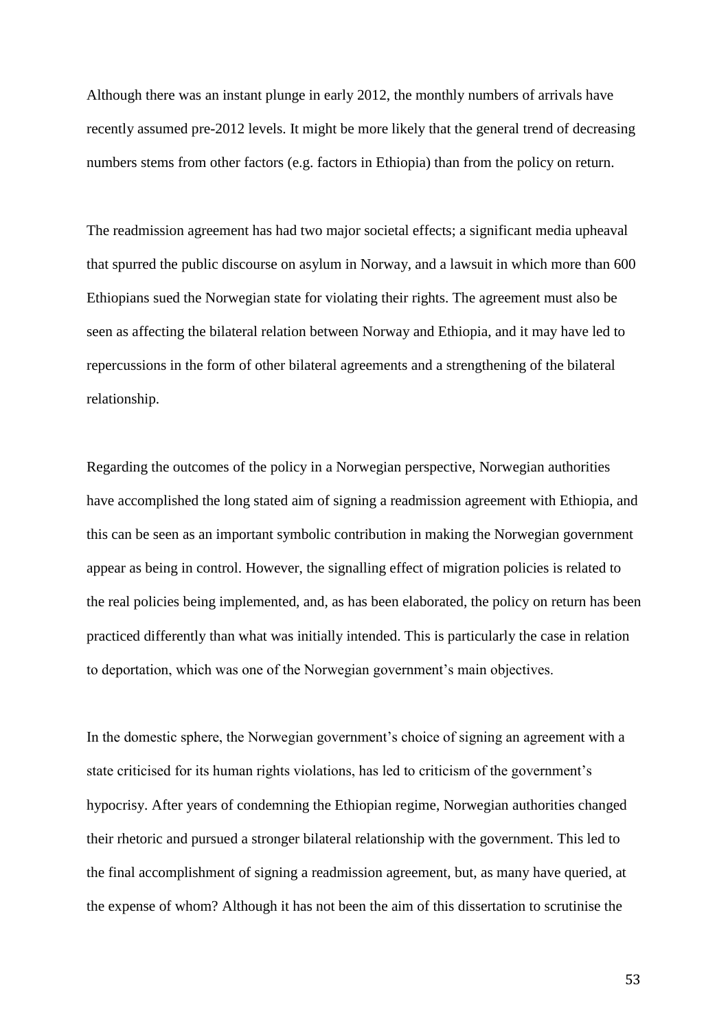Although there was an instant plunge in early 2012, the monthly numbers of arrivals have recently assumed pre-2012 levels. It might be more likely that the general trend of decreasing numbers stems from other factors (e.g. factors in Ethiopia) than from the policy on return.

The readmission agreement has had two major societal effects; a significant media upheaval that spurred the public discourse on asylum in Norway, and a lawsuit in which more than 600 Ethiopians sued the Norwegian state for violating their rights. The agreement must also be seen as affecting the bilateral relation between Norway and Ethiopia, and it may have led to repercussions in the form of other bilateral agreements and a strengthening of the bilateral relationship.

Regarding the outcomes of the policy in a Norwegian perspective, Norwegian authorities have accomplished the long stated aim of signing a readmission agreement with Ethiopia, and this can be seen as an important symbolic contribution in making the Norwegian government appear as being in control. However, the signalling effect of migration policies is related to the real policies being implemented, and, as has been elaborated, the policy on return has been practiced differently than what was initially intended. This is particularly the case in relation to deportation, which was one of the Norwegian government's main objectives.

In the domestic sphere, the Norwegian government's choice of signing an agreement with a state criticised for its human rights violations, has led to criticism of the government's hypocrisy. After years of condemning the Ethiopian regime, Norwegian authorities changed their rhetoric and pursued a stronger bilateral relationship with the government. This led to the final accomplishment of signing a readmission agreement, but, as many have queried, at the expense of whom? Although it has not been the aim of this dissertation to scrutinise the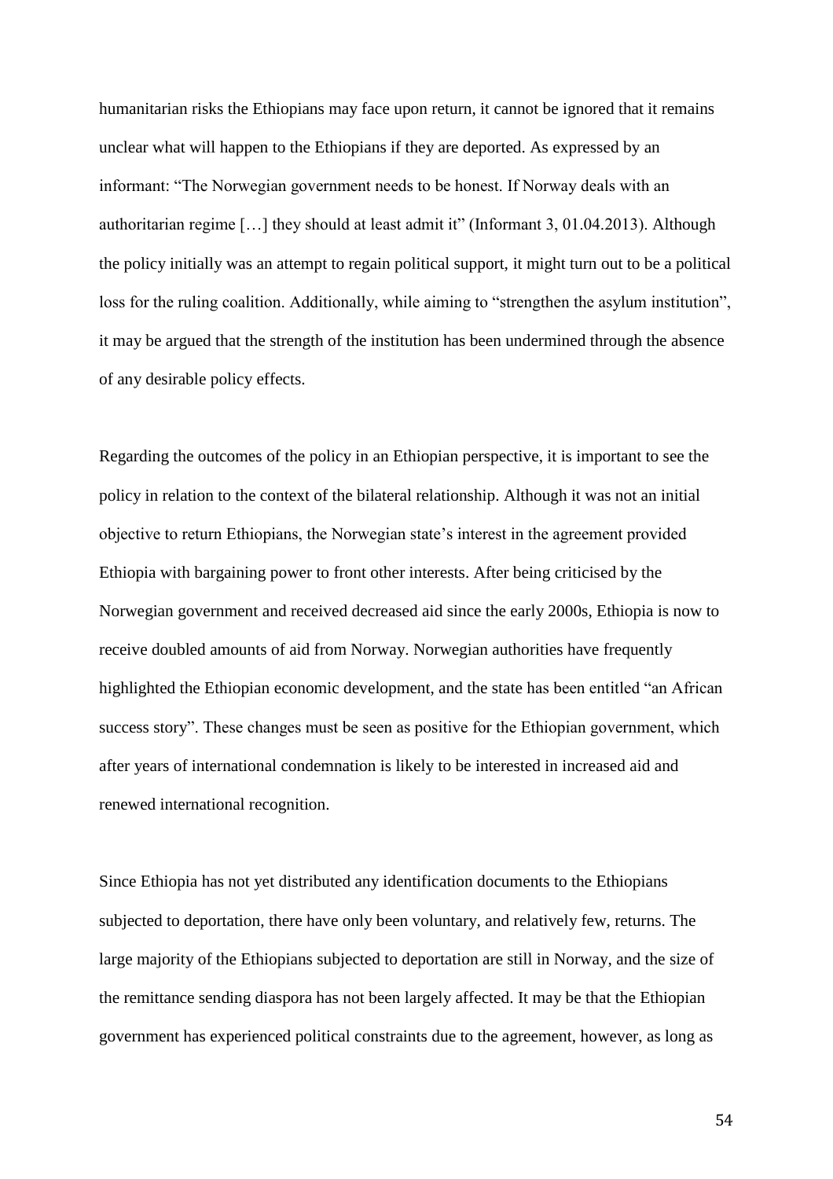humanitarian risks the Ethiopians may face upon return, it cannot be ignored that it remains unclear what will happen to the Ethiopians if they are deported. As expressed by an informant: "The Norwegian government needs to be honest. If Norway deals with an authoritarian regime […] they should at least admit it" (Informant 3, 01.04.2013). Although the policy initially was an attempt to regain political support, it might turn out to be a political loss for the ruling coalition. Additionally, while aiming to "strengthen the asylum institution", it may be argued that the strength of the institution has been undermined through the absence of any desirable policy effects.

Regarding the outcomes of the policy in an Ethiopian perspective, it is important to see the policy in relation to the context of the bilateral relationship. Although it was not an initial objective to return Ethiopians, the Norwegian state's interest in the agreement provided Ethiopia with bargaining power to front other interests. After being criticised by the Norwegian government and received decreased aid since the early 2000s, Ethiopia is now to receive doubled amounts of aid from Norway. Norwegian authorities have frequently highlighted the Ethiopian economic development, and the state has been entitled "an African success story". These changes must be seen as positive for the Ethiopian government, which after years of international condemnation is likely to be interested in increased aid and renewed international recognition.

Since Ethiopia has not yet distributed any identification documents to the Ethiopians subjected to deportation, there have only been voluntary, and relatively few, returns. The large majority of the Ethiopians subjected to deportation are still in Norway, and the size of the remittance sending diaspora has not been largely affected. It may be that the Ethiopian government has experienced political constraints due to the agreement, however, as long as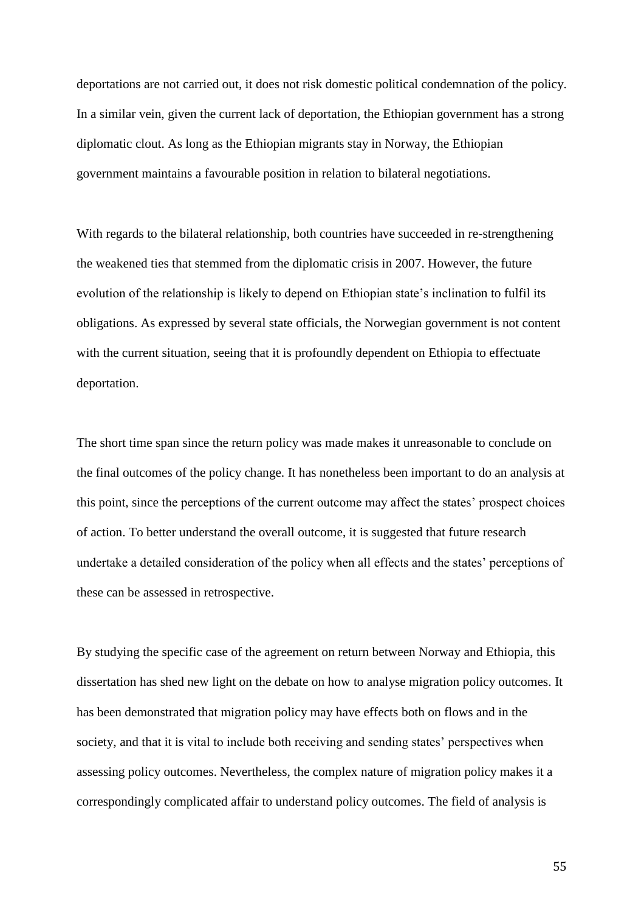deportations are not carried out, it does not risk domestic political condemnation of the policy. In a similar vein, given the current lack of deportation, the Ethiopian government has a strong diplomatic clout. As long as the Ethiopian migrants stay in Norway, the Ethiopian government maintains a favourable position in relation to bilateral negotiations.

With regards to the bilateral relationship, both countries have succeeded in re-strengthening the weakened ties that stemmed from the diplomatic crisis in 2007. However, the future evolution of the relationship is likely to depend on Ethiopian state's inclination to fulfil its obligations. As expressed by several state officials, the Norwegian government is not content with the current situation, seeing that it is profoundly dependent on Ethiopia to effectuate deportation.

The short time span since the return policy was made makes it unreasonable to conclude on the final outcomes of the policy change. It has nonetheless been important to do an analysis at this point, since the perceptions of the current outcome may affect the states' prospect choices of action. To better understand the overall outcome, it is suggested that future research undertake a detailed consideration of the policy when all effects and the states' perceptions of these can be assessed in retrospective.

By studying the specific case of the agreement on return between Norway and Ethiopia, this dissertation has shed new light on the debate on how to analyse migration policy outcomes. It has been demonstrated that migration policy may have effects both on flows and in the society, and that it is vital to include both receiving and sending states' perspectives when assessing policy outcomes. Nevertheless, the complex nature of migration policy makes it a correspondingly complicated affair to understand policy outcomes. The field of analysis is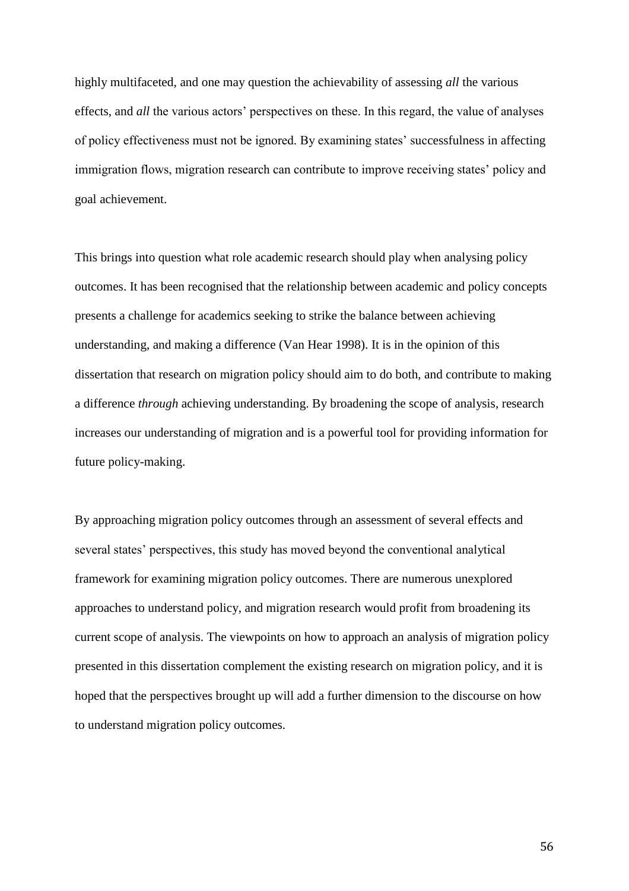highly multifaceted, and one may question the achievability of assessing *all* the various effects, and *all* the various actors' perspectives on these. In this regard, the value of analyses of policy effectiveness must not be ignored. By examining states' successfulness in affecting immigration flows, migration research can contribute to improve receiving states' policy and goal achievement.

This brings into question what role academic research should play when analysing policy outcomes. It has been recognised that the relationship between academic and policy concepts presents a challenge for academics seeking to strike the balance between achieving understanding, and making a difference (Van Hear 1998). It is in the opinion of this dissertation that research on migration policy should aim to do both, and contribute to making a difference *through* achieving understanding. By broadening the scope of analysis, research increases our understanding of migration and is a powerful tool for providing information for future policy-making.

By approaching migration policy outcomes through an assessment of several effects and several states' perspectives, this study has moved beyond the conventional analytical framework for examining migration policy outcomes. There are numerous unexplored approaches to understand policy, and migration research would profit from broadening its current scope of analysis. The viewpoints on how to approach an analysis of migration policy presented in this dissertation complement the existing research on migration policy, and it is hoped that the perspectives brought up will add a further dimension to the discourse on how to understand migration policy outcomes.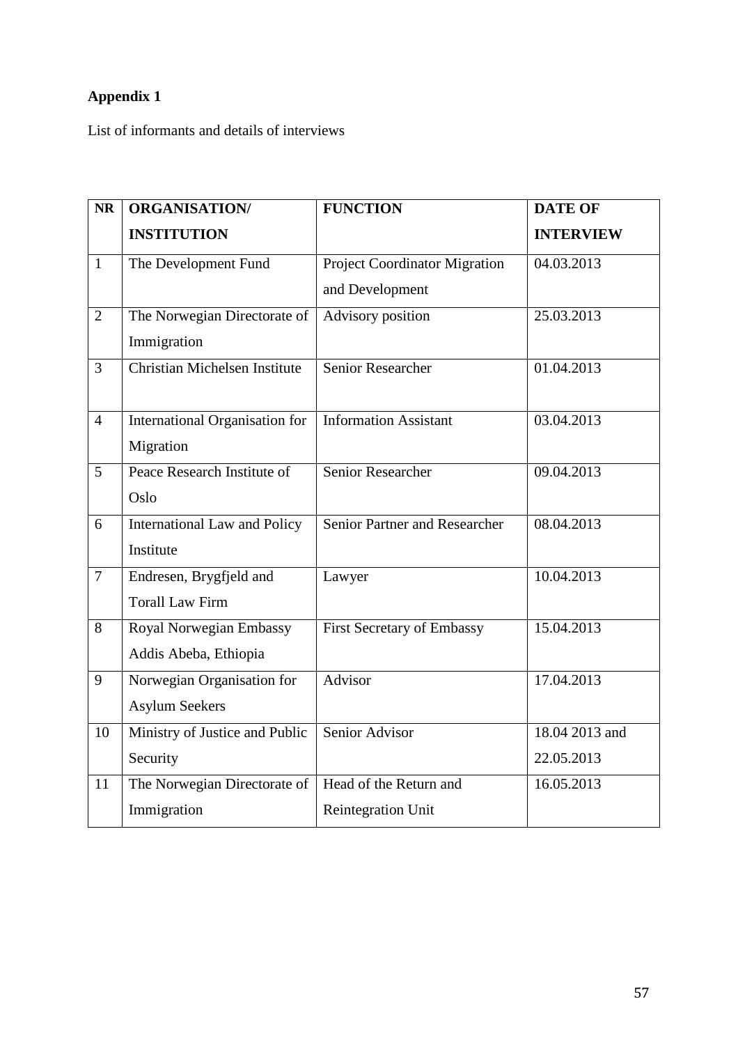**Appendix 1**

List of informants and details of interviews

| NR | ORGANISATION/ INSTITUTION | FUNCTION | DATE OF INTERVIEW |
|---|---|---|---|
| 1 | The Development Fund | Project Coordinator Migration and Development | 04.03.2013 |
| 2 | The Norwegian Directorate of Immigration | Advisory position | 25.03.2013 |
| 3 | Christian Michelsen Institute | Senior Researcher | 01.04.2013 |
| 4 | International Organisation for Migration | Information Assistant | 03.04.2013 |
| 5 | Peace Research Institute of Oslo | Senior Researcher | 09.04.2013 |
| 6 | International Law and Policy Institute | Senior Partner and Researcher | 08.04.2013 |
| 7 | Endresen, Brygfjeld and Torall Law Firm | Lawyer | 10.04.2013 |
| 8 | Royal Norwegian Embassy Addis Abeba, Ethiopia | First Secretary of Embassy | 15.04.2013 |
| 9 | Norwegian Organisation for Asylum Seekers | Advisor | 17.04.2013 |
| 10 | Ministry of Justice and Public Security | Senior Advisor | 18.04 2013 and 22.05.2013 |
| 11 | The Norwegian Directorate of Immigration | Head of the Return and Reintegration Unit | 16.05.2013 |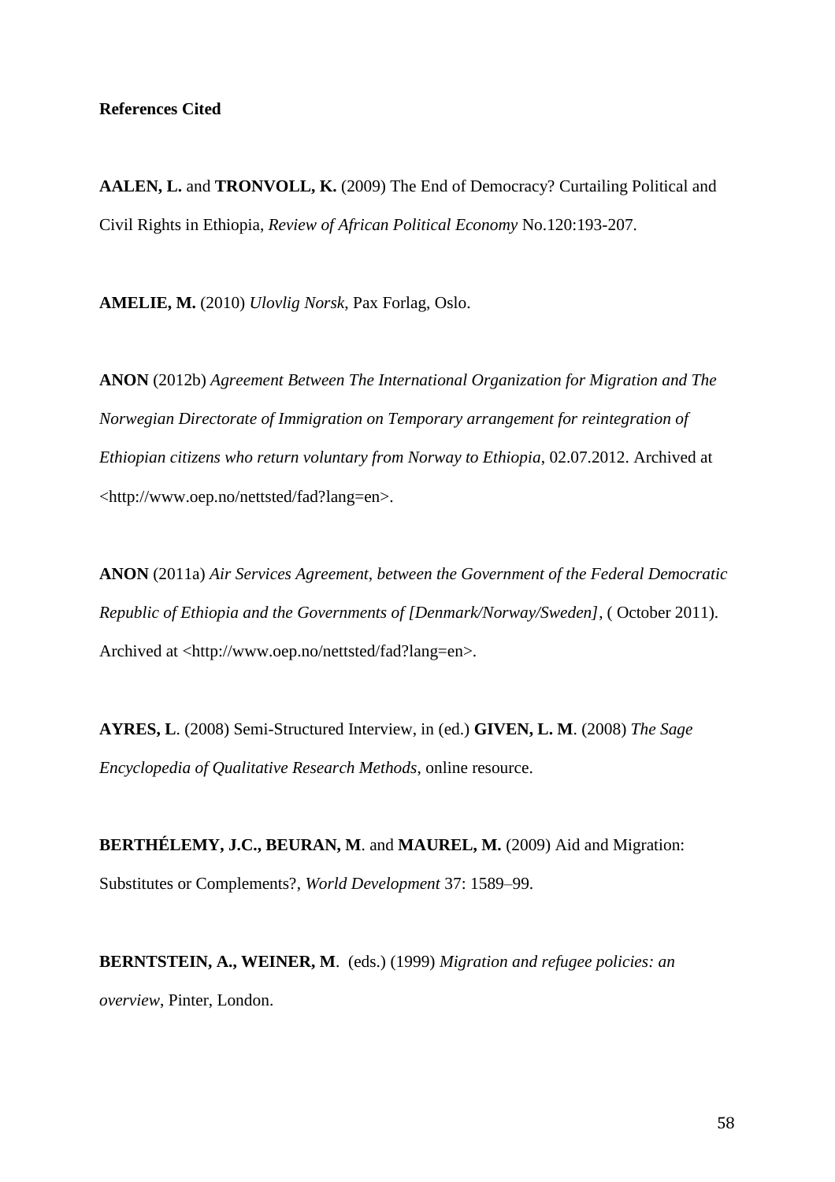**References Cited**

**AALEN, L.** and **TRONVOLL, K.** (2009) The End of Democracy? Curtailing Political and Civil Rights in Ethiopia, *Review of African Political Economy* No.120:193-207.

**AMELIE, M.** (2010) *Ulovlig Norsk*, Pax Forlag, Oslo.

**ANON** (2012b) *Agreement Between The International Organization for Migration and The Norwegian Directorate of Immigration on Temporary arrangement for reintegration of Ethiopian citizens who return voluntary from Norway to Ethiopia*, 02.07.2012. Archived at <http://www.oep.no/nettsted/fad?lang=en>.

**ANON** (2011a) *Air Services Agreement, between the Government of the Federal Democratic Republic of Ethiopia and the Governments of [Denmark/Norway/Sweden]*, ( October 2011). Archived at <http://www.oep.no/nettsted/fad?lang=en>.

**AYRES, L**. (2008) Semi-Structured Interview, in (ed.) **GIVEN, L. M**. (2008) *The Sage Encyclopedia of Qualitative Research Methods*, online resource.

**BERTHÉLEMY, J.C., BEURAN, M**. and **MAUREL, M.** (2009) Aid and Migration: Substitutes or Complements?, *World Development* 37: 1589–99.

**BERNTSTEIN, A., WEINER, M**. (eds.) (1999) *Migration and refugee policies: an overview*, Pinter, London.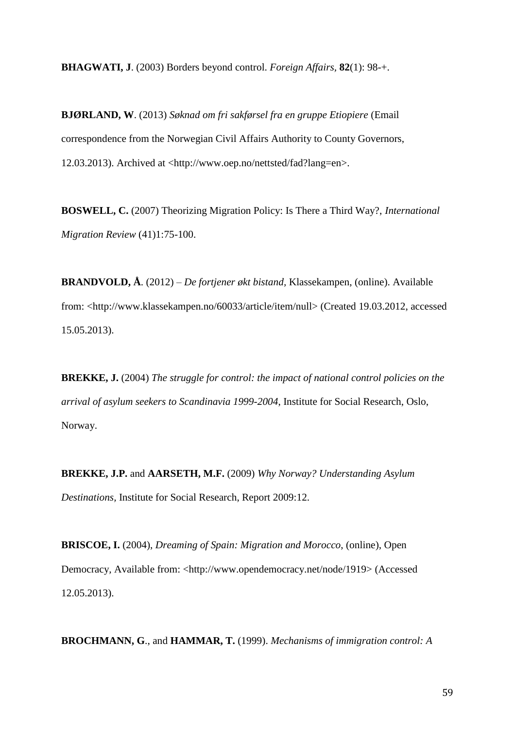**BHAGWATI, J**. (2003) Borders beyond control. *Foreign Affairs*, **82**(1): 98-+.

**BJØRLAND, W**. (2013) *Søknad om fri sakførsel fra en gruppe Etiopiere* (Email correspondence from the Norwegian Civil Affairs Authority to County Governors, 12.03.2013). Archived at <http://www.oep.no/nettsted/fad?lang=en>.

**BOSWELL, C.** (2007) Theorizing Migration Policy: Is There a Third Way?, *International Migration Review* (41)1:75-100.

**BRANDVOLD, Å**. (2012) – *De fortjener økt bistand*, Klassekampen, (online). Available from: <http://www.klassekampen.no/60033/article/item/null> (Created 19.03.2012, accessed 15.05.2013).

**BREKKE, J.** (2004) *The struggle for control: the impact of national control policies on the arrival of asylum seekers to Scandinavia 1999-2004*, Institute for Social Research, Oslo, Norway.

**BREKKE, J.P.** and **AARSETH, M.F.** (2009) *Why Norway? Understanding Asylum Destinations*, Institute for Social Research, Report 2009:12.

**BRISCOE, I.** (2004), *Dreaming of Spain: Migration and Morocco*, (online), Open Democracy, Available from: <http://www.opendemocracy.net/node/1919> (Accessed 12.05.2013).

**BROCHMANN, G**., and **HAMMAR, T.** (1999). *Mechanisms of immigration control: A*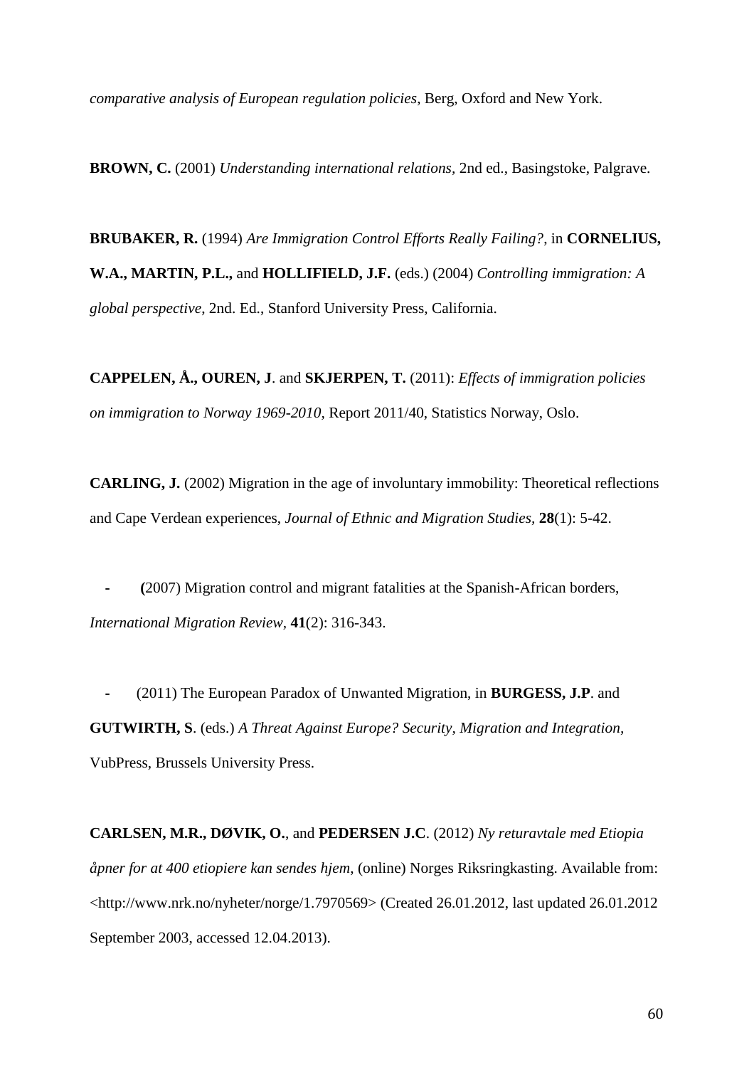*comparative analysis of European regulation policies*, Berg, Oxford and New York.

**BROWN, C.** (2001) *Understanding international relations,* 2nd ed., Basingstoke, Palgrave.

**BRUBAKER, R.** (1994) *Are Immigration Control Efforts Really Failing?*, in **CORNELIUS, W.A., MARTIN, P.L.,** and **HOLLIFIELD, J.F.** (eds.) (2004) *Controlling immigration: A global perspective*, 2nd. Ed., Stanford University Press, California.

**CAPPELEN, Å., OUREN, J**. and **SKJERPEN, T.** (2011): *Effects of immigration policies on immigration to Norway 1969-2010,* Report 2011/40, Statistics Norway, Oslo.

**CARLING, J.** (2002) Migration in the age of involuntary immobility: Theoretical reflections and Cape Verdean experiences, *Journal of Ethnic and Migration Studies*, **28**(1): 5-42.

- **(**2007) Migration control and migrant fatalities at the Spanish-African borders, *International Migration Review,* **41**(2): 316-343.

- (2011) The European Paradox of Unwanted Migration, in **BURGESS, J.P**. and **GUTWIRTH, S**. (eds.) *A Threat Against Europe? Security, Migration and Integration,* VubPress, Brussels University Press.

**CARLSEN, M.R., DØVIK, O.**, and **PEDERSEN J.C**. (2012) *Ny returavtale med Etiopia åpner for at 400 etiopiere kan sendes hjem*, (online) Norges Riksringkasting. Available from: <http://www.nrk.no/nyheter/norge/1.7970569> (Created 26.01.2012, last updated 26.01.2012 September 2003, accessed 12.04.2013).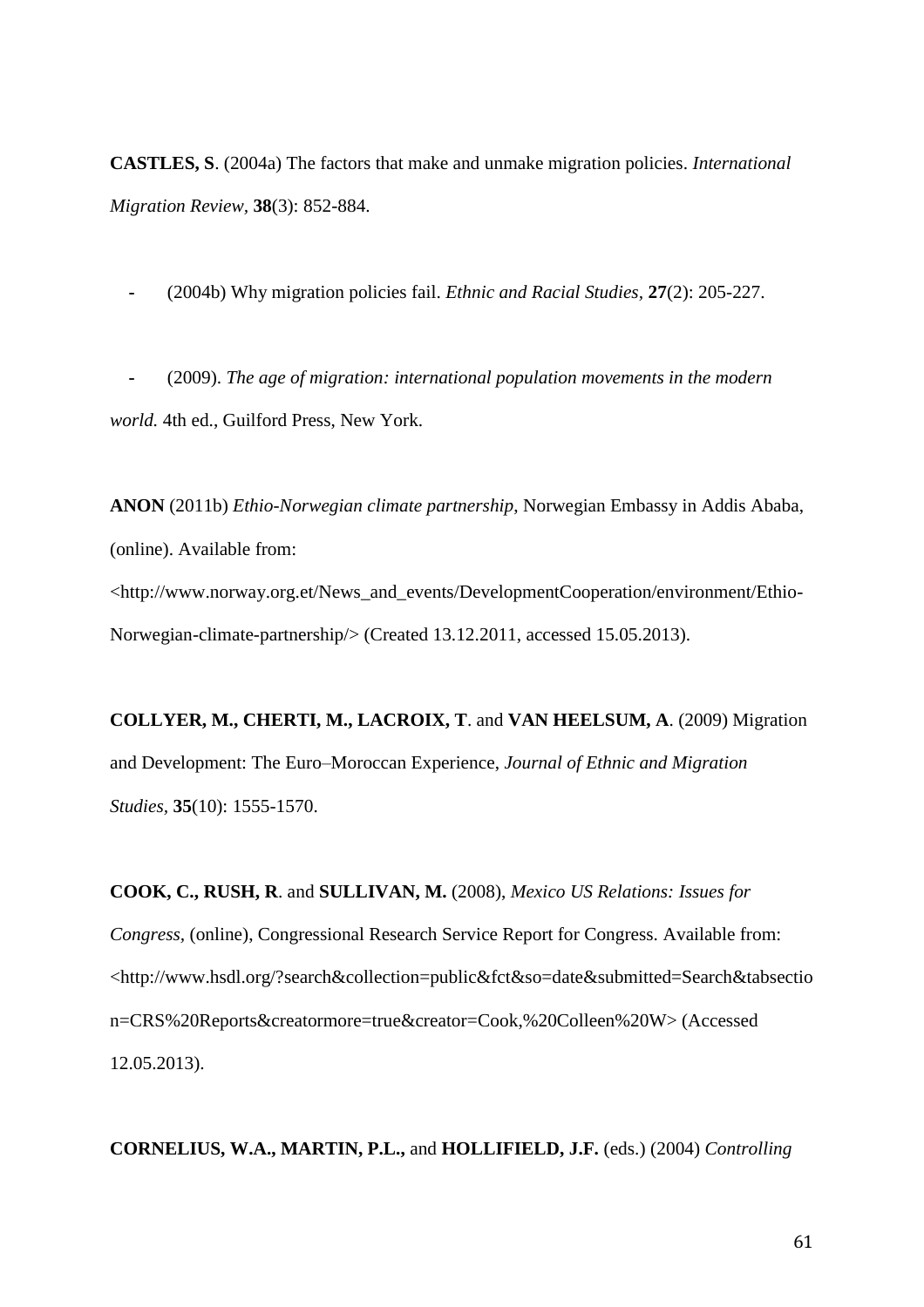**CASTLES, S**. (2004a) The factors that make and unmake migration policies. *International Migration Review*, **38**(3): 852-884.

- (2004b) Why migration policies fail. *Ethnic and Racial Studies*, **27**(2): 205-227.

- (2009). *The age of migration: international population movements in the modern world.* 4th ed., Guilford Press, New York.

**ANON** (2011b) *Ethio-Norwegian climate partnership*, Norwegian Embassy in Addis Ababa, (online). Available from: <http://www.norway.org.et/News_and_events/DevelopmentCooperation/environment/Ethio-Norwegian-climate-partnership/> (Created 13.12.2011, accessed 15.05.2013).

**COLLYER, M., CHERTI, M., LACROIX, T**. and **VAN HEELSUM, A**. (2009) Migration and Development: The Euro–Moroccan Experience, *Journal of Ethnic and Migration Studies*, **35**(10): 1555-1570.

**COOK, C., RUSH, R**. and **SULLIVAN, M.** (2008), *Mexico US Relations: Issues for Congress*, (online), Congressional Research Service Report for Congress. Available from: <http://www.hsdl.org/?search&collection=public&fct&so=date&submitted=Search&tabsection=CRS%20Reports&creatormore=true&creator=Cook,%20Colleen%20W> (Accessed 12.05.2013).

**CORNELIUS, W.A., MARTIN, P.L.,** and **HOLLIFIELD, J.F.** (eds.) (2004) *Controlling*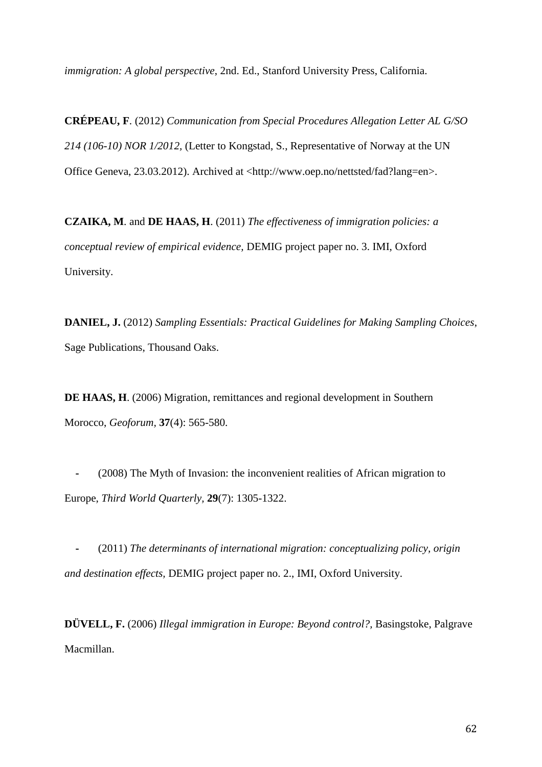*immigration: A global perspective*, 2nd. Ed., Stanford University Press, California.

**CRÉPEAU, F**. (2012) *Communication from Special Procedures Allegation Letter AL G/SO 214 (106-10) NOR 1/2012*, (Letter to Kongstad, S., Representative of Norway at the UN Office Geneva, 23.03.2012). Archived at <http://www.oep.no/nettsted/fad?lang=en>.

**CZAIKA, M**. and **DE HAAS, H**. (2011) *The effectiveness of immigration policies: a conceptual review of empirical evidence*, DEMIG project paper no. 3. IMI, Oxford University.

**DANIEL, J.** (2012) *Sampling Essentials: Practical Guidelines for Making Sampling Choices*, Sage Publications, Thousand Oaks.

**DE HAAS, H**. (2006) Migration, remittances and regional development in Southern Morocco, *Geoforum*, **37**(4): 565-580.

- (2008) The Myth of Invasion: the inconvenient realities of African migration to Europe, *Third World Quarterly*, **29**(7): 1305-1322.

- (2011) *The determinants of international migration: conceptualizing policy, origin and destination effects,* DEMIG project paper no. 2., IMI, Oxford University.

**DÜVELL, F.** (2006) *Illegal immigration in Europe: Beyond control?*, Basingstoke, Palgrave Macmillan.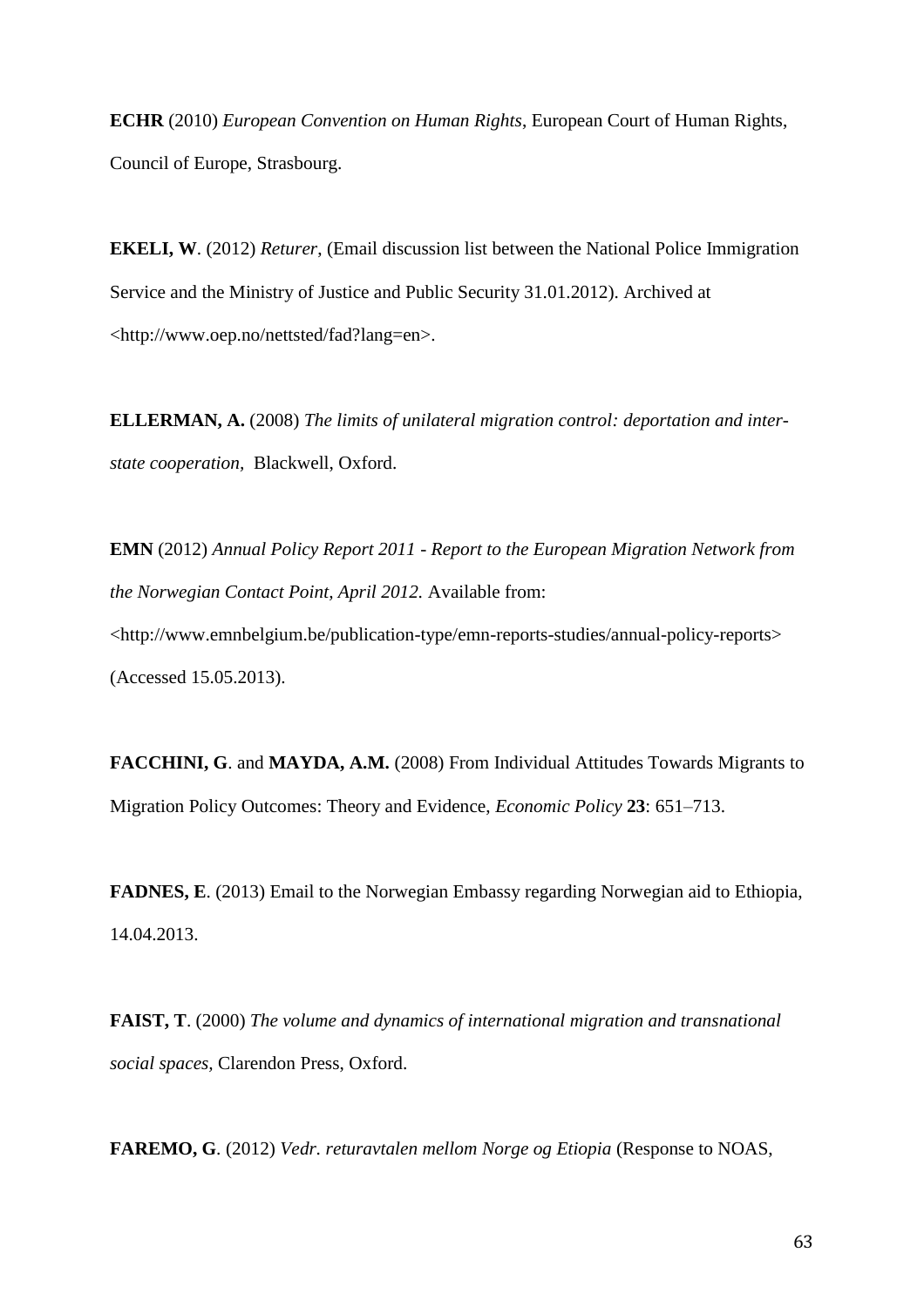**ECHR** (2010) *European Convention on Human Rights*, European Court of Human Rights, Council of Europe, Strasbourg.

**EKELI, W**. (2012) *Returer*, (Email discussion list between the National Police Immigration Service and the Ministry of Justice and Public Security 31.01.2012). Archived at <http://www.oep.no/nettsted/fad?lang=en>.

**ELLERMAN, A.** (2008) *The limits of unilateral migration control: deportation and inter-state cooperation,* Blackwell, Oxford.

**EMN** (2012) *Annual Policy Report 2011 - Report to the European Migration Network from the Norwegian Contact Point, April 2012.* Available from: <http://www.emnbelgium.be/publication-type/emn-reports-studies/annual-policy-reports> (Accessed 15.05.2013).

**FACCHINI, G**. and **MAYDA, A.M.** (2008) From Individual Attitudes Towards Migrants to Migration Policy Outcomes: Theory and Evidence, *Economic Policy* **23**: 651–713.

**FADNES, E**. (2013) Email to the Norwegian Embassy regarding Norwegian aid to Ethiopia, 14.04.2013.

**FAIST, T**. (2000) *The volume and dynamics of international migration and transnational social spaces,* Clarendon Press, Oxford.

**FAREMO, G**. (2012) *Vedr. returavtalen mellom Norge og Etiopia* (Response to NOAS,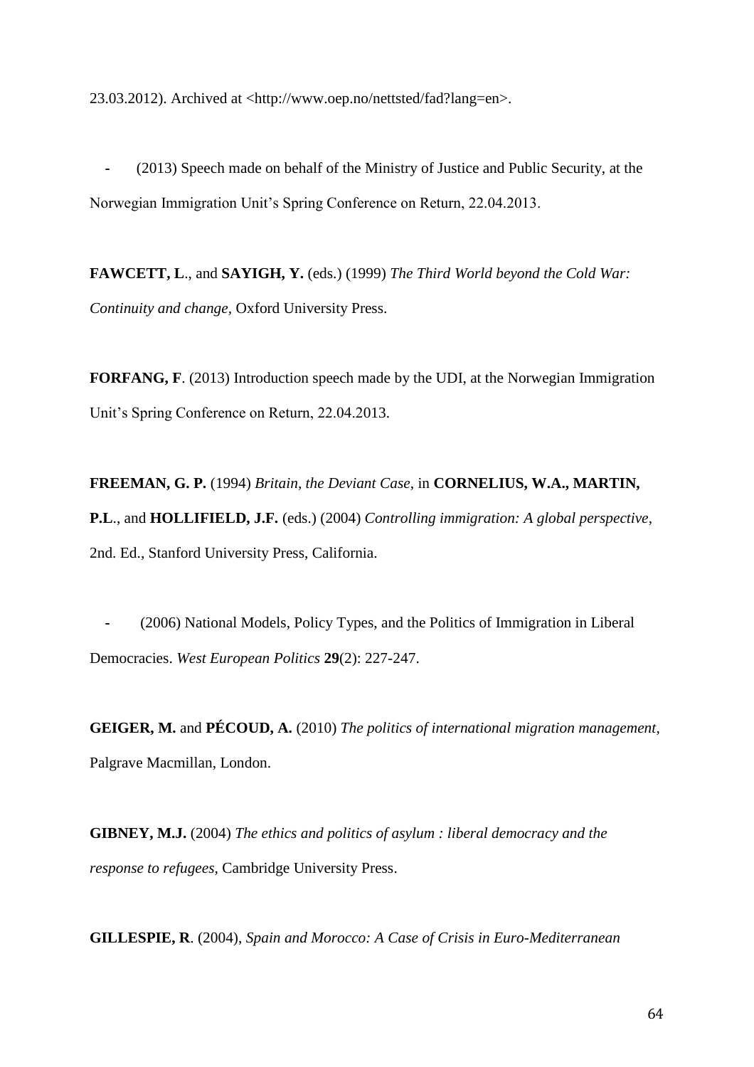23.03.2012). Archived at <http://www.oep.no/nettsted/fad?lang=en>.

- (2013) Speech made on behalf of the Ministry of Justice and Public Security, at the Norwegian Immigration Unit's Spring Conference on Return, 22.04.2013.

**FAWCETT, L**., and **SAYIGH, Y.** (eds.) (1999) *The Third World beyond the Cold War: Continuity and change*, Oxford University Press.

**FORFANG, F**. (2013) Introduction speech made by the UDI, at the Norwegian Immigration Unit's Spring Conference on Return, 22.04.2013.

**FREEMAN, G. P.** (1994) *Britain, the Deviant Case*, in **CORNELIUS, W.A., MARTIN, P.L**., and **HOLLIFIELD, J.F.** (eds.) (2004) *Controlling immigration: A global perspective*, 2nd. Ed., Stanford University Press, California.

- (2006) National Models, Policy Types, and the Politics of Immigration in Liberal Democracies. *West European Politics* **29**(2): 227-247.

**GEIGER, M.** and **PÉCOUD, A.** (2010) *The politics of international migration management*, Palgrave Macmillan, London.

**GIBNEY, M.J.** (2004) *The ethics and politics of asylum : liberal democracy and the response to refugees*, Cambridge University Press.

**GILLESPIE, R**. (2004), *Spain and Morocco: A Case of Crisis in Euro-Mediterranean*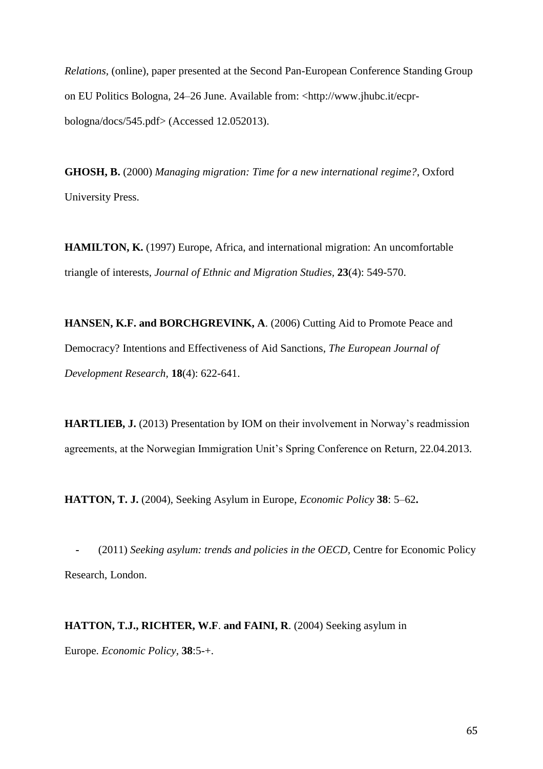*Relations*, (online), paper presented at the Second Pan-European Conference Standing Group on EU Politics Bologna, 24–26 June. Available from: <http://www.jhubc.it/ecpr-bologna/docs/545.pdf> (Accessed 12.052013).

**GHOSH, B.** (2000) *Managing migration: Time for a new international regime?*, Oxford University Press.

**HAMILTON, K.** (1997) Europe, Africa, and international migration: An uncomfortable triangle of interests, *Journal of Ethnic and Migration Studies,* **23**(4): 549-570.

**HANSEN, K.F. and BORCHGREVINK, A**. (2006) Cutting Aid to Promote Peace and Democracy? Intentions and Effectiveness of Aid Sanctions, *The European Journal of Development Research,* **18**(4): 622-641.

**HARTLIEB, J.** (2013) Presentation by IOM on their involvement in Norway's readmission agreements, at the Norwegian Immigration Unit's Spring Conference on Return, 22.04.2013.

**HATTON, T. J.** (2004), Seeking Asylum in Europe, *Economic Policy* **38**: 5–62**.**

- (2011) *Seeking asylum: trends and policies in the OECD*, Centre for Economic Policy Research, London.

**HATTON, T.J., RICHTER, W.F**. **and FAINI, R**. (2004) Seeking asylum in Europe. *Economic Policy*, **38**:5-+.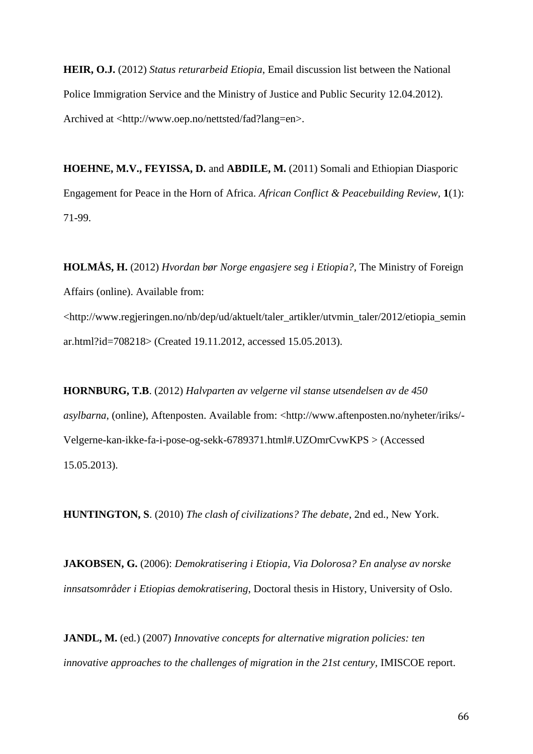**HEIR, O.J.** (2012) *Status returarbeid Etiopia*, Email discussion list between the National Police Immigration Service and the Ministry of Justice and Public Security 12.04.2012). Archived at <http://www.oep.no/nettsted/fad?lang=en>.

**HOEHNE, M.V., FEYISSA, D.** and **ABDILE, M.** (2011) Somali and Ethiopian Diasporic Engagement for Peace in the Horn of Africa. *African Conflict & Peacebuilding Review*, **1**(1): 71-99.

**HOLMÅS, H.** (2012) *Hvordan bør Norge engasjere seg i Etiopia?*, The Ministry of Foreign Affairs (online). Available from: <http://www.regjeringen.no/nb/dep/ud/aktuelt/taler_artikler/utvmin_taler/2012/etiopia_seminar.html?id=708218> (Created 19.11.2012, accessed 15.05.2013).

**HORNBURG, T.B**. (2012) *Halvparten av velgerne vil stanse utsendelsen av de 450 asylbarna*, (online), Aftenposten. Available from: <http://www.aftenposten.no/nyheter/iriks/-Velgerne-kan-ikke-fa-i-pose-og-sekk-6789371.html#.UZOmrCvwKPS > (Accessed 15.05.2013).

**HUNTINGTON, S**. (2010) *The clash of civilizations? The debate*, 2nd ed., New York.

**JAKOBSEN, G.** (2006): *Demokratisering i Etiopia, Via Dolorosa? En analyse av norske innsatsområder i Etiopias demokratisering*, Doctoral thesis in History, University of Oslo.

**JANDL, M.** (ed.) (2007) *Innovative concepts for alternative migration policies: ten innovative approaches to the challenges of migration in the 21st century*, IMISCOE report.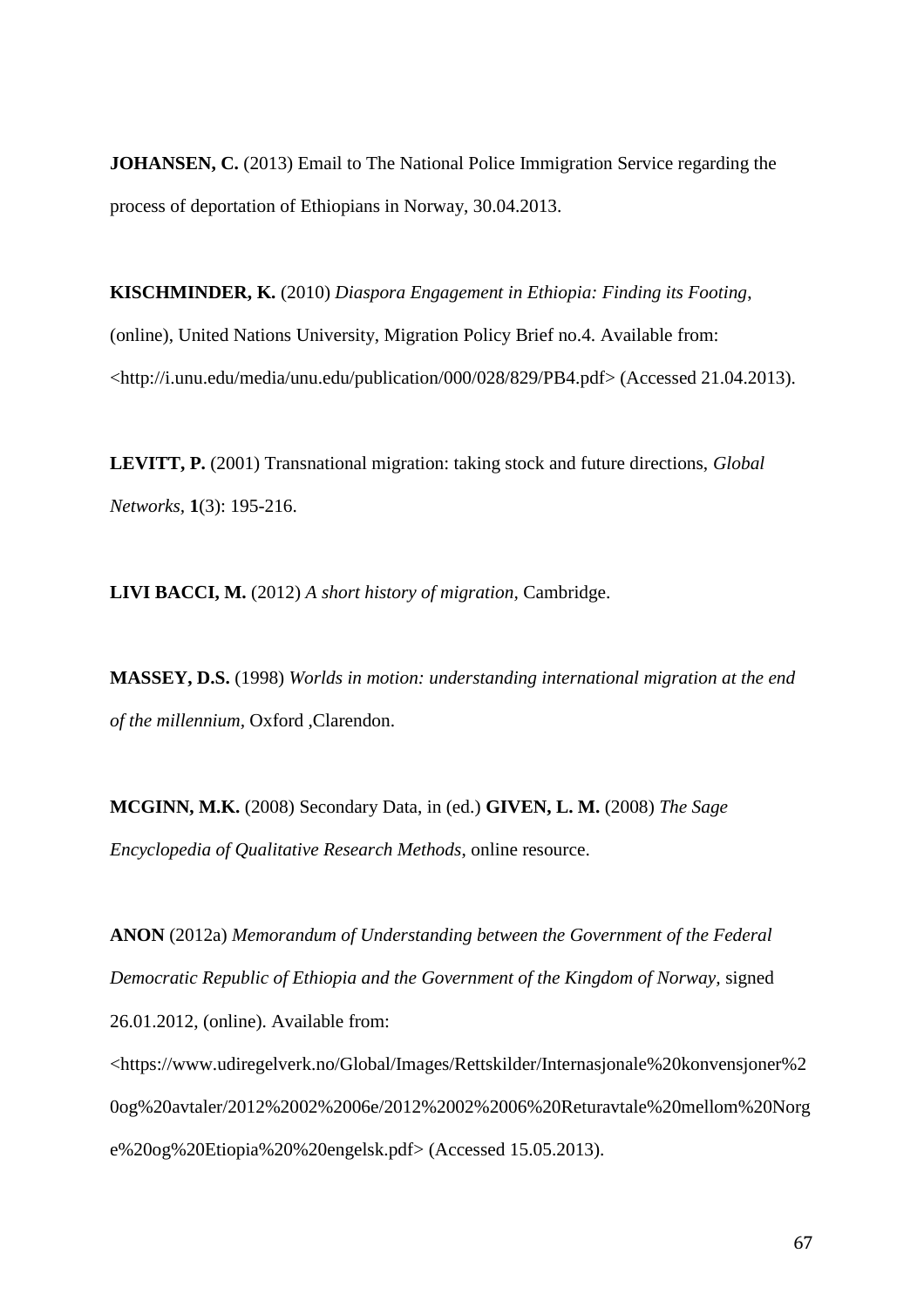**JOHANSEN, C.** (2013) Email to The National Police Immigration Service regarding the process of deportation of Ethiopians in Norway, 30.04.2013.

**KISCHMINDER, K.** (2010) *Diaspora Engagement in Ethiopia: Finding its Footing*, (online), United Nations University, Migration Policy Brief no.4. Available from: <http://i.unu.edu/media/unu.edu/publication/000/028/829/PB4.pdf> (Accessed 21.04.2013).

**LEVITT, P.** (2001) Transnational migration: taking stock and future directions, *Global Networks*, **1**(3): 195-216.

**LIVI BACCI, M.** (2012) *A short history of migration*, Cambridge.

**MASSEY, D.S.** (1998) *Worlds in motion: understanding international migration at the end of the millennium*, Oxford ,Clarendon.

**MCGINN, M.K.** (2008) Secondary Data, in (ed.) **GIVEN, L. M.** (2008) *The Sage Encyclopedia of Qualitative Research Methods*, online resource.

**ANON** (2012a) *Memorandum of Understanding between the Government of the Federal Democratic Republic of Ethiopia and the Government of the Kingdom of Norway*, signed 26.01.2012, (online). Available from: <https://www.udiregelverk.no/Global/Images/Rettskilder/Internasjonale%20konvensjoner%20og%20avtaler/2012%2002%2006e/2012%2002%2006%20Returavtale%20mellom%20Norge%20og%20Etiopia%20%20engelsk.pdf> (Accessed 15.05.2013).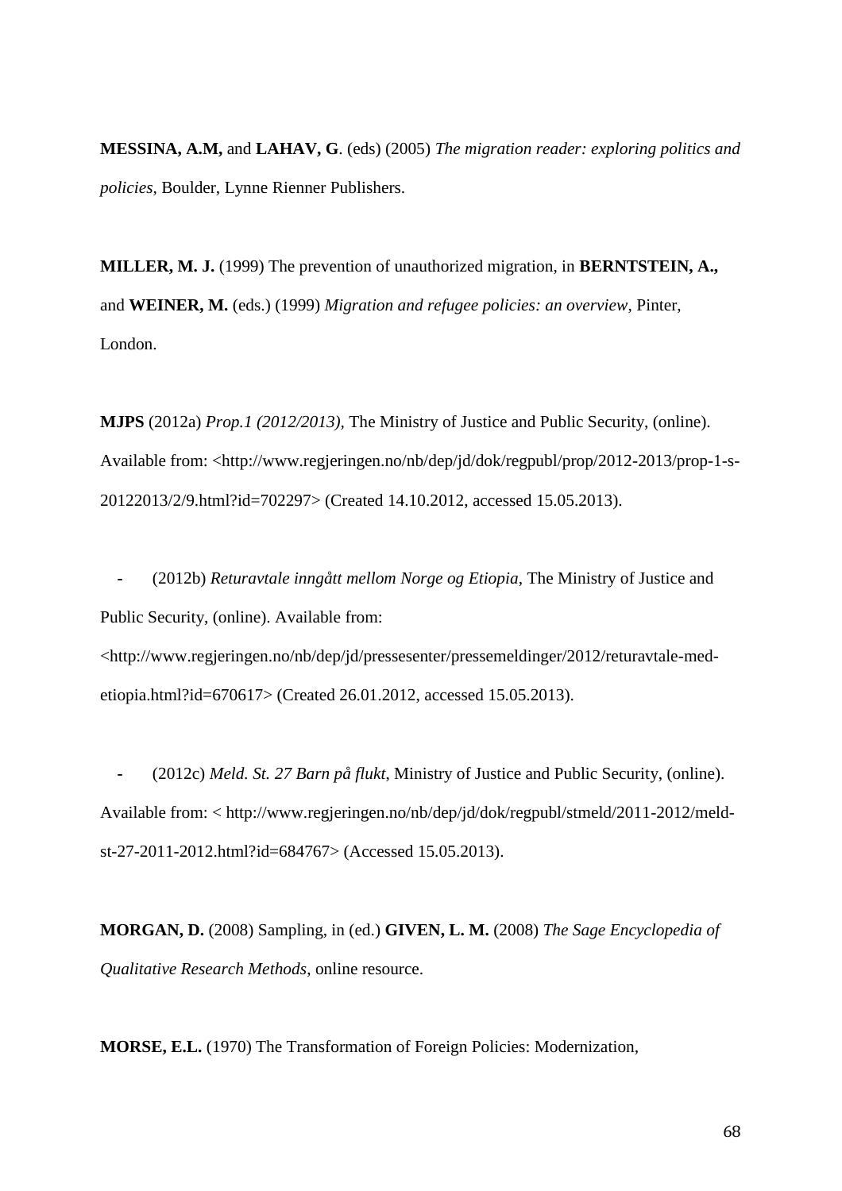**MESSINA, A.M,** and **LAHAV, G**. (eds) (2005) *The migration reader: exploring politics and policies*, Boulder, Lynne Rienner Publishers.

**MILLER, M. J.** (1999) The prevention of unauthorized migration, in **BERNTSTEIN, A.,** and **WEINER, M.** (eds.) (1999) *Migration and refugee policies: an overview*, Pinter, London.

**MJPS** (2012a) *Prop.1 (2012/2013),* The Ministry of Justice and Public Security, (online). Available from: <http://www.regjeringen.no/nb/dep/jd/dok/regpubl/prop/2012-2013/prop-1-s-20122013/2/9.html?id=702297> (Created 14.10.2012, accessed 15.05.2013).

- (2012b) *Returavtale inngått mellom Norge og Etiopia*, The Ministry of Justice and Public Security, (online). Available from: <http://www.regjeringen.no/nb/dep/jd/pressesenter/pressemeldinger/2012/returavtale-med-etiopia.html?id=670617> (Created 26.01.2012, accessed 15.05.2013).

- (2012c) *Meld. St. 27 Barn på flukt*, Ministry of Justice and Public Security, (online). Available from: < http://www.regjeringen.no/nb/dep/jd/dok/regpubl/stmeld/2011-2012/meld-st-27-2011-2012.html?id=684767> (Accessed 15.05.2013).

**MORGAN, D.** (2008) Sampling, in (ed.) **GIVEN, L. M.** (2008) *The Sage Encyclopedia of Qualitative Research Methods*, online resource.

**MORSE, E.L.** (1970) The Transformation of Foreign Policies: Modernization,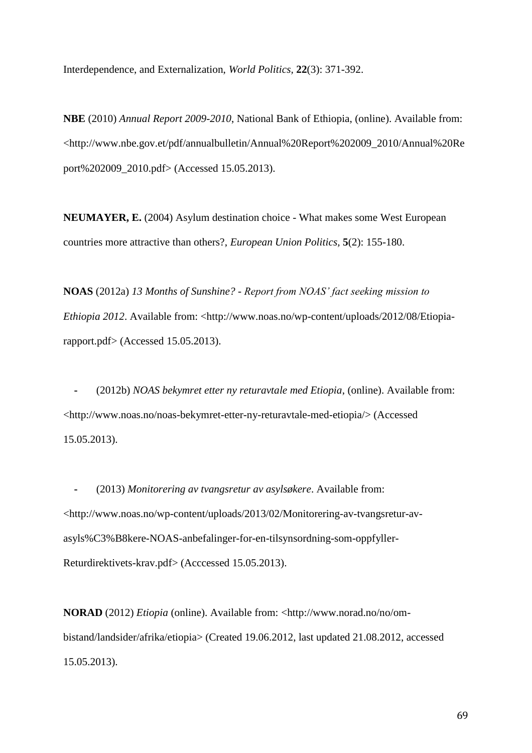Interdependence, and Externalization, *World Politics*, **22**(3): 371-392.

**NBE** (2010) *Annual Report 2009-2010*, National Bank of Ethiopia, (online). Available from: <http://www.nbe.gov.et/pdf/annualbulletin/Annual%20Report%202009_2010/Annual%20Report%202009_2010.pdf> (Accessed 15.05.2013).

**NEUMAYER, E.** (2004) Asylum destination choice - What makes some West European countries more attractive than others?, *European Union Politics*, **5**(2): 155-180.

**NOAS** (2012a) *13 Months of Sunshine? - Report from NOAS' fact seeking mission to Ethiopia 2012*. Available from: <http://www.noas.no/wp-content/uploads/2012/08/Etiopia-rapport.pdf> (Accessed 15.05.2013).

- (2012b) *NOAS bekymret etter ny returavtale med Etiopia*, (online). Available from: <http://www.noas.no/noas-bekymret-etter-ny-returavtale-med-etiopia/> (Accessed 15.05.2013).

- (2013) *Monitorering av tvangsretur av asylsøkere*. Available from: <http://www.noas.no/wp-content/uploads/2013/02/Monitorering-av-tvangsretur-av-asyls%C3%B8kere-NOAS-anbefalinger-for-en-tilsynsordning-som-oppfyller-Returdirektivets-krav.pdf> (Acccessed 15.05.2013).

**NORAD** (2012) *Etiopia* (online). Available from: <http://www.norad.no/no/om-bistand/landsider/afrika/etiopia> (Created 19.06.2012, last updated 21.08.2012, accessed 15.05.2013).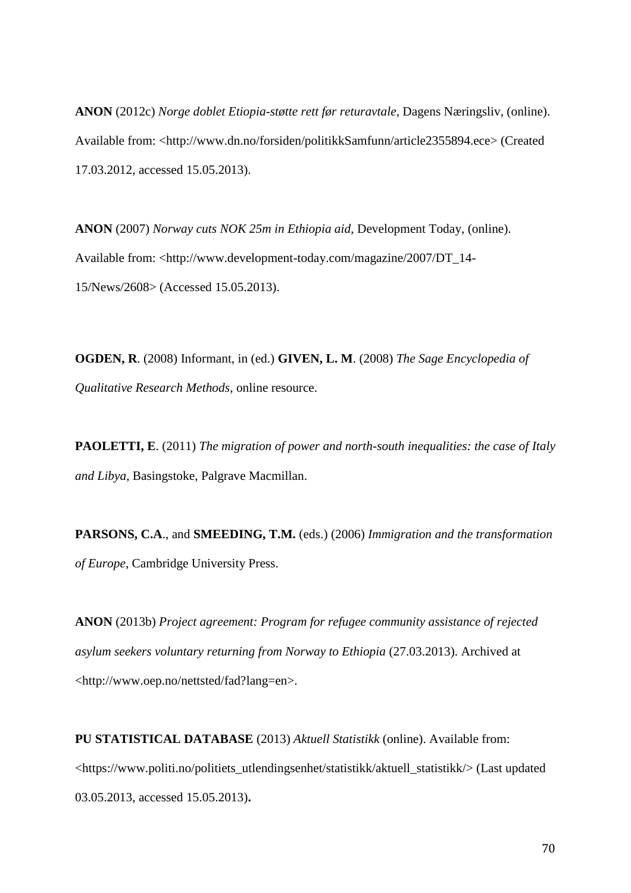**ANON** (2012c) *Norge doblet Etiopia-støtte rett før returavtale*, Dagens Næringsliv, (online). Available from: <http://www.dn.no/forsiden/politikkSamfunn/article2355894.ece> (Created 17.03.2012, accessed 15.05.2013).

**ANON** (2007) *Norway cuts NOK 25m in Ethiopia aid,* Development Today, (online). Available from: <http://www.development-today.com/magazine/2007/DT_14-15/News/2608> (Accessed 15.05.2013).

**OGDEN, R**. (2008) Informant, in (ed.) **GIVEN, L. M**. (2008) *The Sage Encyclopedia of Qualitative Research Methods*, online resource.

**PAOLETTI, E**. (2011) *The migration of power and north-south inequalities: the case of Italy and Libya,* Basingstoke, Palgrave Macmillan.

**PARSONS, C.A**., and **SMEEDING, T.M.** (eds.) (2006) *Immigration and the transformation of Europe*, Cambridge University Press.

**ANON** (2013b) *Project agreement: Program for refugee community assistance of rejected asylum seekers voluntary returning from Norway to Ethiopia* (27.03.2013). Archived at <http://www.oep.no/nettsted/fad?lang=en>.

**PU STATISTICAL DATABASE** (2013) *Aktuell Statistikk* (online). Available from: <https://www.politi.no/politiets_utlendingsenhet/statistikk/aktuell_statistikk/> (Last updated 03.05.2013, accessed 15.05.2013)**.**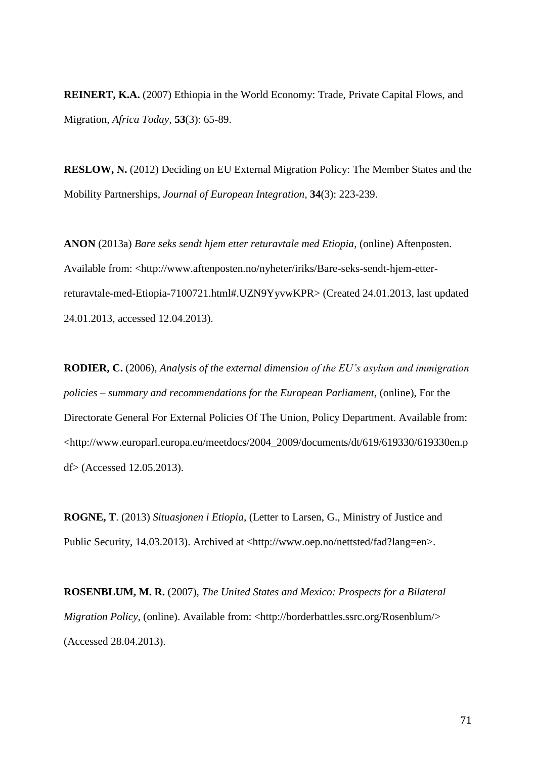**REINERT, K.A.** (2007) Ethiopia in the World Economy: Trade, Private Capital Flows, and Migration, *Africa Today*, **53**(3): 65-89.

**RESLOW, N.** (2012) Deciding on EU External Migration Policy: The Member States and the Mobility Partnerships, *Journal of European Integration*, **34**(3): 223-239.

**ANON** (2013a) *Bare seks sendt hjem etter returavtale med Etiopia*, (online) Aftenposten. Available from: <http://www.aftenposten.no/nyheter/iriks/Bare-seks-sendt-hjem-etter-returavtale-med-Etiopia-7100721.html#.UZN9YyvwKPR> (Created 24.01.2013, last updated 24.01.2013, accessed 12.04.2013).

**RODIER, C.** (2006), *Analysis of the external dimension of the EU's asylum and immigration policies – summary and recommendations for the European Parliament*, (online), For the Directorate General For External Policies Of The Union, Policy Department. Available from: <http://www.europarl.europa.eu/meetdocs/2004_2009/documents/dt/619/619330/619330en.pdf> (Accessed 12.05.2013).

**ROGNE, T**. (2013) *Situasjonen i Etiopia*, (Letter to Larsen, G., Ministry of Justice and Public Security, 14.03.2013). Archived at <http://www.oep.no/nettsted/fad?lang=en>.

**ROSENBLUM, M. R.** (2007), *The United States and Mexico: Prospects for a Bilateral Migration Policy*, (online). Available from: <http://borderbattles.ssrc.org/Rosenblum/> (Accessed 28.04.2013).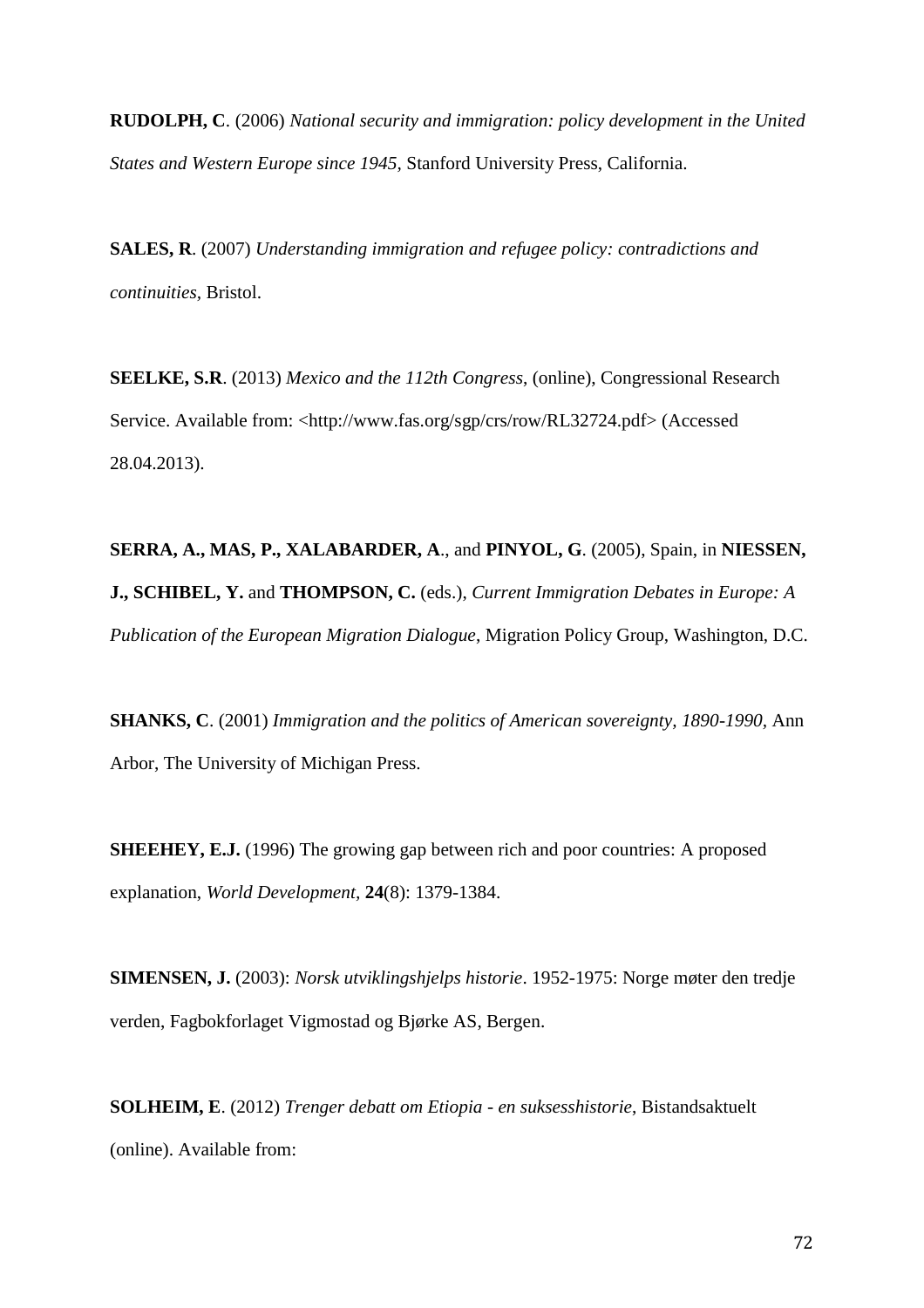**RUDOLPH, C**. (2006) *National security and immigration: policy development in the United States and Western Europe since 1945,* Stanford University Press, California.

**SALES, R**. (2007) *Understanding immigration and refugee policy: contradictions and continuities*, Bristol.

**SEELKE, S.R**. (2013) *Mexico and the 112th Congress*, (online), Congressional Research Service. Available from: <http://www.fas.org/sgp/crs/row/RL32724.pdf> (Accessed 28.04.2013).

**SERRA, A., MAS, P., XALABARDER, A**., and **PINYOL, G**. (2005), Spain, in **NIESSEN, J., SCHIBEL, Y.** and **THOMPSON, C.** (eds.), *Current Immigration Debates in Europe: A Publication of the European Migration Dialogue*, Migration Policy Group, Washington, D.C.

**SHANKS, C**. (2001) *Immigration and the politics of American sovereignty, 1890-1990,* Ann Arbor, The University of Michigan Press.

**SHEEHEY, E.J.** (1996) The growing gap between rich and poor countries: A proposed explanation, *World Development*, **24**(8): 1379-1384.

**SIMENSEN, J.** (2003): *Norsk utviklingshjelps historie*. 1952-1975: Norge møter den tredje verden, Fagbokforlaget Vigmostad og Bjørke AS, Bergen.

**SOLHEIM, E**. (2012) *Trenger debatt om Etiopia - en suksesshistorie*, Bistandsaktuelt (online). Available from: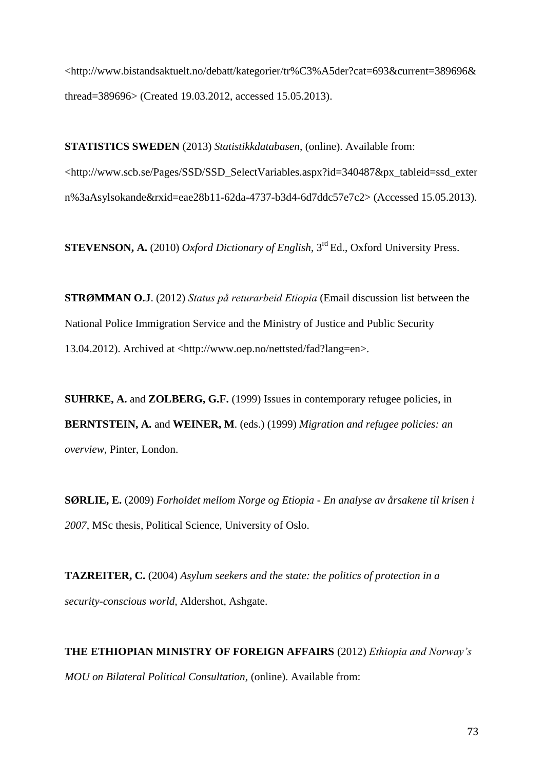<http://www.bistandsaktuelt.no/debatt/kategorier/tr%C3%A5der?cat=693&current=389696&thread=389696> (Created 19.03.2012, accessed 15.05.2013).

**STATISTICS SWEDEN** (2013) *Statistikkdatabasen*, (online). Available from: <http://www.scb.se/Pages/SSD/SSD_SelectVariables.aspx?id=340487&px_tableid=ssd_extern%3aAsylsokande&rxid=eae28b11-62da-4737-b3d4-6d7ddc57e7c2> (Accessed 15.05.2013).

**STEVENSON, A.** (2010) *Oxford Dictionary of English*, 3rd Ed., Oxford University Press.

**STRØMMAN O.J**. (2012) *Status på returarbeid Etiopia* (Email discussion list between the National Police Immigration Service and the Ministry of Justice and Public Security 13.04.2012). Archived at <http://www.oep.no/nettsted/fad?lang=en>.

**SUHRKE, A.** and **ZOLBERG, G.F.** (1999) Issues in contemporary refugee policies, in **BERNTSTEIN, A.** and **WEINER, M**. (eds.) (1999) *Migration and refugee policies: an overview*, Pinter, London.

**SØRLIE, E.** (2009) *Forholdet mellom Norge og Etiopia - En analyse av årsakene til krisen i 2007*, MSc thesis, Political Science, University of Oslo.

**TAZREITER, C.** (2004) *Asylum seekers and the state: the politics of protection in a security-conscious world,* Aldershot, Ashgate.

**THE ETHIOPIAN MINISTRY OF FOREIGN AFFAIRS** (2012) *Ethiopia and Norway's MOU on Bilateral Political Consultation*, (online). Available from: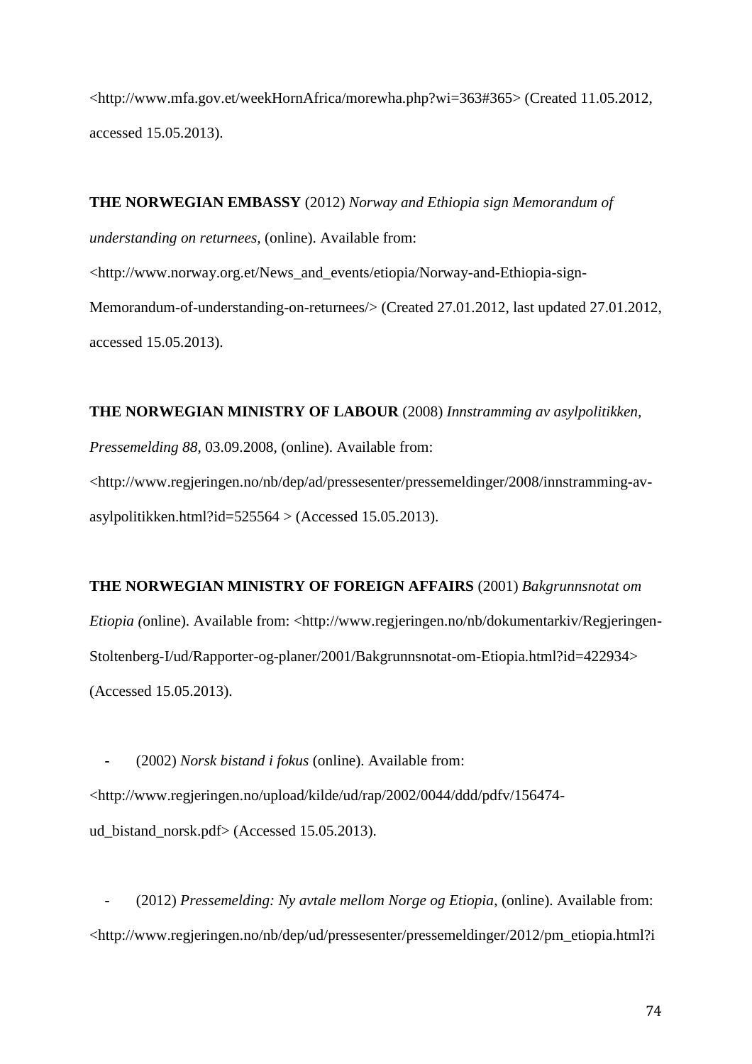<http://www.mfa.gov.et/weekHornAfrica/morewha.php?wi=363#365> (Created 11.05.2012, accessed 15.05.2013).

**THE NORWEGIAN EMBASSY** (2012) *Norway and Ethiopia sign Memorandum of understanding on returnees,* (online). Available from: <http://www.norway.org.et/News_and_events/etiopia/Norway-and-Ethiopia-sign-Memorandum-of-understanding-on-returnees/> (Created 27.01.2012, last updated 27.01.2012, accessed 15.05.2013).

**THE NORWEGIAN MINISTRY OF LABOUR** (2008) *Innstramming av asylpolitikken, Pressemelding 88*, 03.09.2008, (online). Available from: <http://www.regjeringen.no/nb/dep/ad/pressesenter/pressemeldinger/2008/innstramming-av-asylpolitikken.html?id=525564 > (Accessed 15.05.2013).

**THE NORWEGIAN MINISTRY OF FOREIGN AFFAIRS** (2001) *Bakgrunnsnotat om Etiopia (*online). Available from: <http://www.regjeringen.no/nb/dokumentarkiv/Regjeringen-Stoltenberg-I/ud/Rapporter-og-planer/2001/Bakgrunnsnotat-om-Etiopia.html?id=422934> (Accessed 15.05.2013).

- (2002) *Norsk bistand i fokus* (online). Available from: <http://www.regjeringen.no/upload/kilde/ud/rap/2002/0044/ddd/pdfv/156474-ud_bistand_norsk.pdf> (Accessed 15.05.2013).

- (2012) *Pressemelding: Ny avtale mellom Norge og Etiopia*, (online). Available from: <http://www.regjeringen.no/nb/dep/ud/pressesenter/pressemeldinger/2012/pm_etiopia.html?i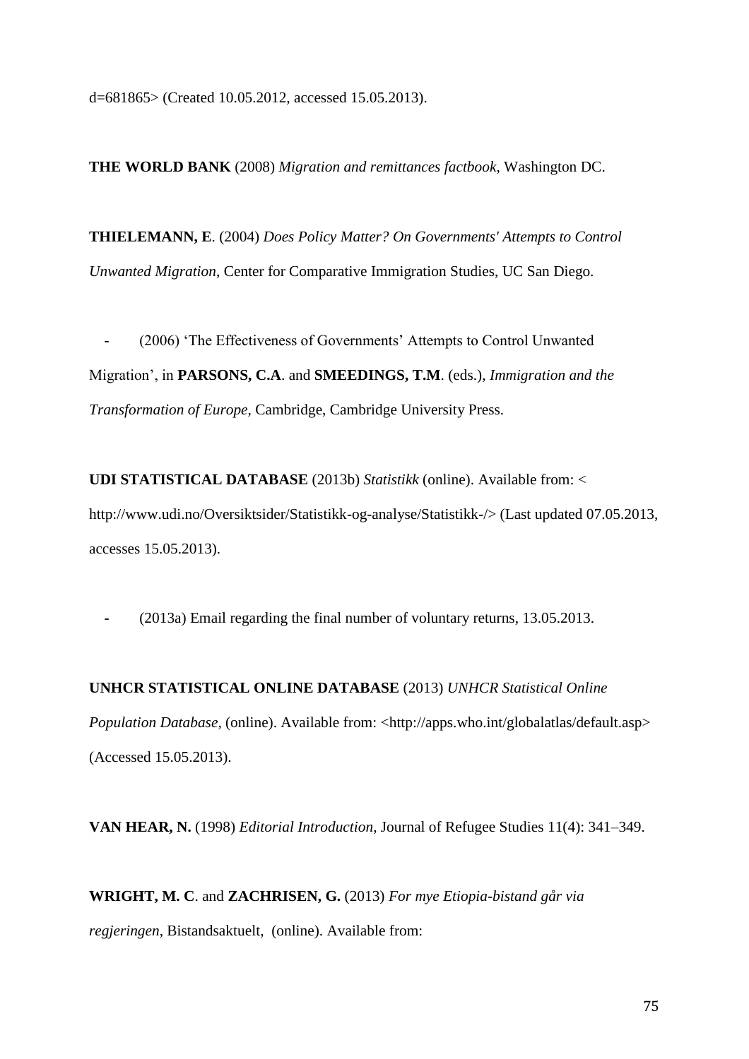d=681865> (Created 10.05.2012, accessed 15.05.2013).

**THE WORLD BANK** (2008) *Migration and remittances factbook*, Washington DC.

**THIELEMANN, E**. (2004) *Does Policy Matter? On Governments' Attempts to Control Unwanted Migration*, Center for Comparative Immigration Studies, UC San Diego.

- (2006) 'The Effectiveness of Governments' Attempts to Control Unwanted Migration', in **PARSONS, C.A**. and **SMEEDINGS, T.M**. (eds.), *Immigration and the Transformation of Europe*, Cambridge, Cambridge University Press.

**UDI STATISTICAL DATABASE** (2013b) *Statistikk* (online). Available from: < http://www.udi.no/Oversiktsider/Statistikk-og-analyse/Statistikk-/> (Last updated 07.05.2013, accesses 15.05.2013).

- (2013a) Email regarding the final number of voluntary returns, 13.05.2013.

**UNHCR STATISTICAL ONLINE DATABASE** (2013) *UNHCR Statistical Online Population Database*, (online). Available from: <http://apps.who.int/globalatlas/default.asp> (Accessed 15.05.2013).

**VAN HEAR, N.** (1998) *Editorial Introduction*, Journal of Refugee Studies 11(4): 341–349.

**WRIGHT, M. C**. and **ZACHRISEN, G.** (2013) *For mye Etiopia-bistand går via regjeringen*, Bistandsaktuelt, (online). Available from: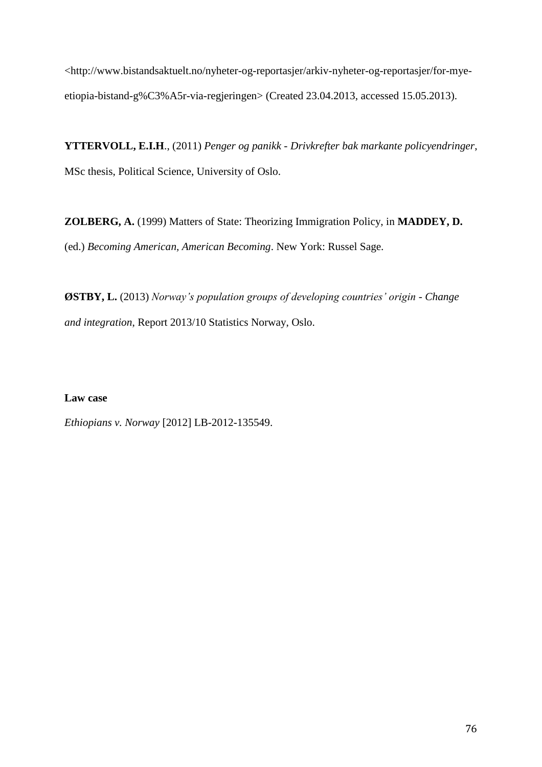<http://www.bistandsaktuelt.no/nyheter-og-reportasjer/arkiv-nyheter-og-reportasjer/for-mye-etiopia-bistand-g%C3%A5r-via-regjeringen> (Created 23.04.2013, accessed 15.05.2013).

**YTTERVOLL, E.I.H**., (2011) *Penger og panikk - Drivkrefter bak markante policyendringer*, MSc thesis, Political Science, University of Oslo.

**ZOLBERG, A.** (1999) Matters of State: Theorizing Immigration Policy, in **MADDEY, D.** (ed.) *Becoming American, American Becoming*. New York: Russel Sage.

**ØSTBY, L.** (2013) *Norway's population groups of developing countries' origin - Change and integration*, Report 2013/10 Statistics Norway, Oslo.

**Law case**

*Ethiopians v. Norway* [2012] LB-2012-135549.